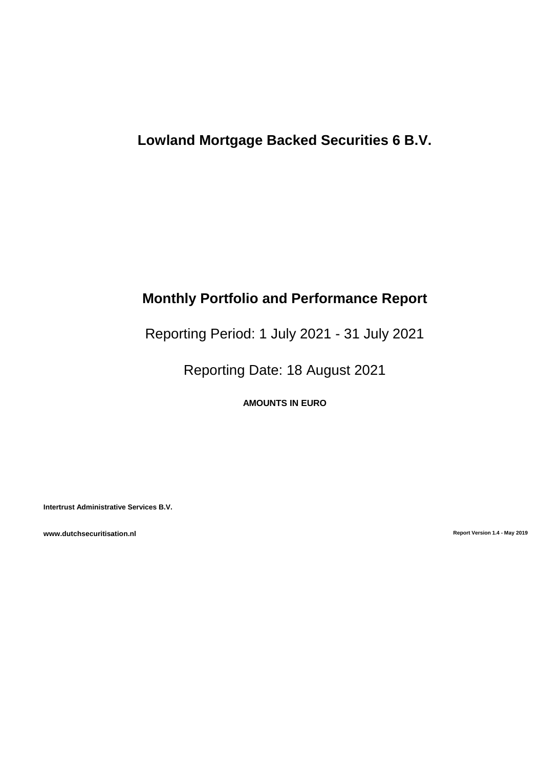# Lowland Mortgage Backed Securities 6 B.V.

## Monthly Portfolio and Performance Report

Reporting Period: 1 July 2021 - 31 July 2021

Reporting Date: 18 August 2021

**AMOUNTS IN EURO**

**Intertrust Administrative Services B.V.**

**www.dutchsecuritisation.nl**

**Report Version 1.4 - May 2019**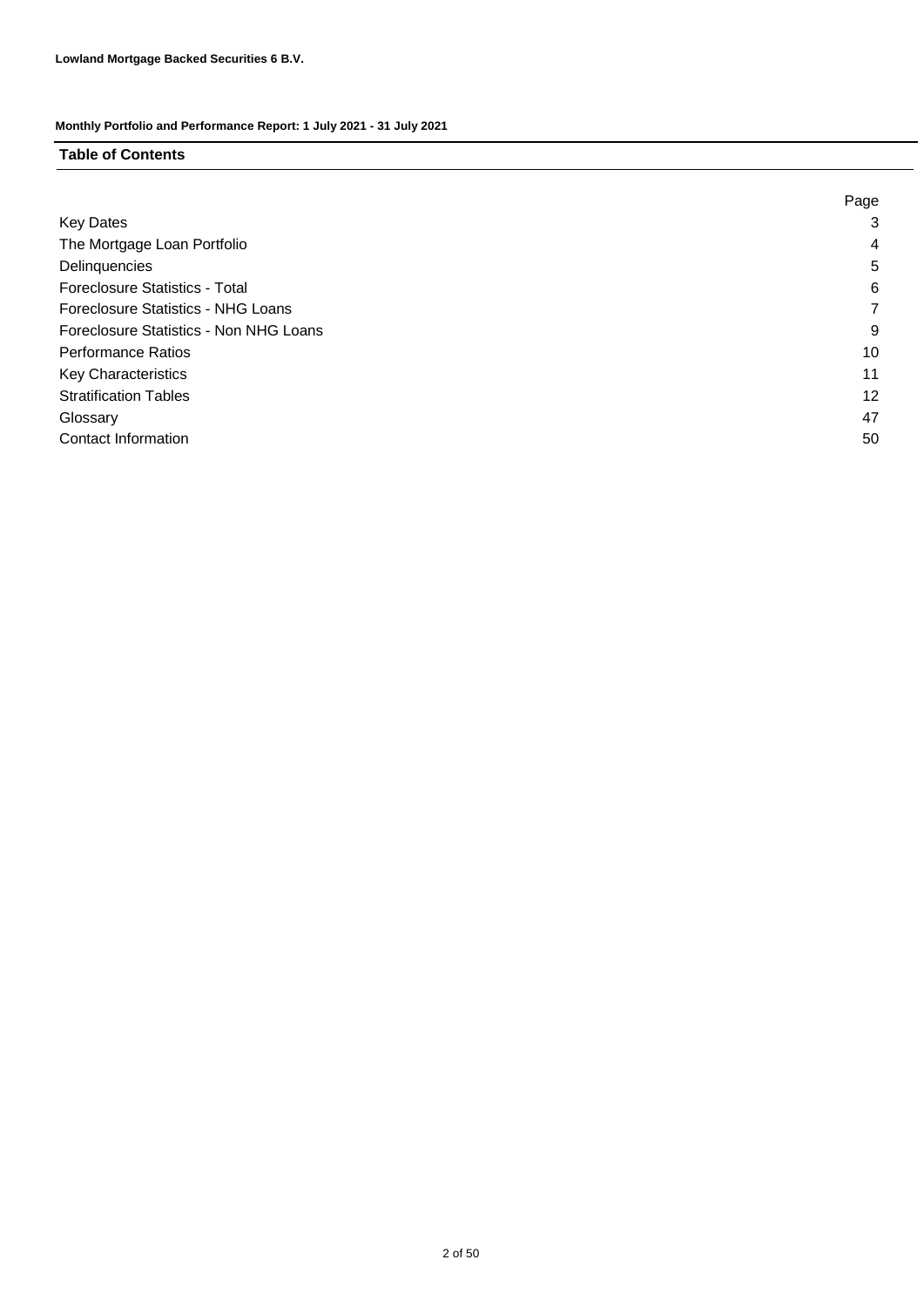**Lowland Mortgage Backed Securities 6 B.V.**

**Monthly Portfolio and Performance Report: 1 July 2021 - 31 July 2021**

## Table of Contents

| | Page |
|---|---|
| Key Dates | 3 |
| The Mortgage Loan Portfolio | 4 |
| Delinquencies | 5 |
| Foreclosure Statistics - Total | 6 |
| Foreclosure Statistics - NHG Loans | 7 |
| Foreclosure Statistics - Non NHG Loans | 9 |
| Performance Ratios | 10 |
| Key Characteristics | 11 |
| Stratification Tables | 12 |
| Glossary | 47 |
| Contact Information | 50 |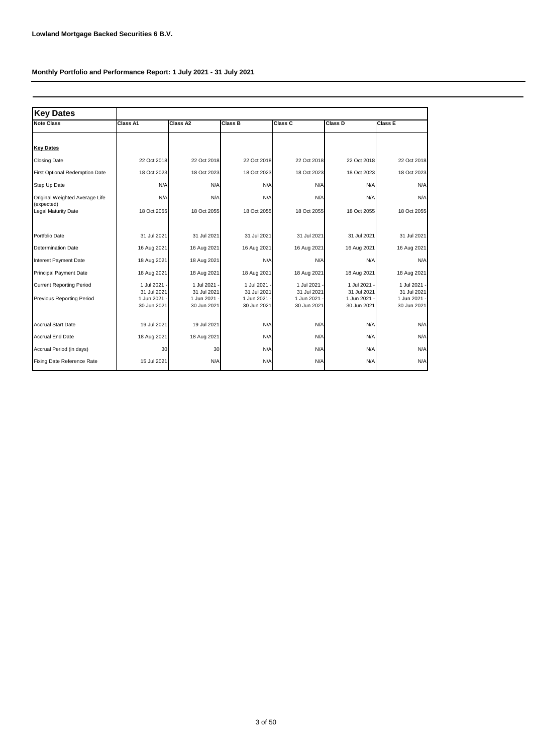**Lowland Mortgage Backed Securities 6 B.V.**

**Monthly Portfolio and Performance Report: 1 July 2021 - 31 July 2021**

## Key Dates

| Note Class | Class A1 | Class A2 | Class B | Class C | Class D | Class E |
|---|---|---|---|---|---|---|
| **Key Dates** | | | | | | |
| Closing Date | 22 Oct 2018 | 22 Oct 2018 | 22 Oct 2018 | 22 Oct 2018 | 22 Oct 2018 | 22 Oct 2018 |
| First Optional Redemption Date | 18 Oct 2023 | 18 Oct 2023 | 18 Oct 2023 | 18 Oct 2023 | 18 Oct 2023 | 18 Oct 2023 |
| Step Up Date | N/A | N/A | N/A | N/A | N/A | N/A |
| Original Weighted Average Life (expected) | N/A | N/A | N/A | N/A | N/A | N/A |
| Legal Maturity Date | 18 Oct 2055 | 18 Oct 2055 | 18 Oct 2055 | 18 Oct 2055 | 18 Oct 2055 | 18 Oct 2055 |
| Portfolio Date | 31 Jul 2021 | 31 Jul 2021 | 31 Jul 2021 | 31 Jul 2021 | 31 Jul 2021 | 31 Jul 2021 |
| Determination Date | 16 Aug 2021 | 16 Aug 2021 | 16 Aug 2021 | 16 Aug 2021 | 16 Aug 2021 | 16 Aug 2021 |
| Interest Payment Date | 18 Aug 2021 | 18 Aug 2021 | N/A | N/A | N/A | N/A |
| Principal Payment Date | 18 Aug 2021 | 18 Aug 2021 | 18 Aug 2021 | 18 Aug 2021 | 18 Aug 2021 | 18 Aug 2021 |
| Current Reporting Period | 1 Jul 2021 - 31 Jul 2021 | 1 Jul 2021 - 31 Jul 2021 | 1 Jul 2021 - 31 Jul 2021 | 1 Jul 2021 - 31 Jul 2021 | 1 Jul 2021 - 31 Jul 2021 | 1 Jul 2021 - 31 Jul 2021 |
| Previous Reporting Period | 1 Jun 2021 - 30 Jun 2021 | 1 Jun 2021 - 30 Jun 2021 | 1 Jun 2021 - 30 Jun 2021 | 1 Jun 2021 - 30 Jun 2021 | 1 Jun 2021 - 30 Jun 2021 | 1 Jun 2021 - 30 Jun 2021 |
| Accrual Start Date | 19 Jul 2021 | 19 Jul 2021 | N/A | N/A | N/A | N/A |
| Accrual End Date | 18 Aug 2021 | 18 Aug 2021 | N/A | N/A | N/A | N/A |
| Accrual Period (in days) | 30 | 30 | N/A | N/A | N/A | N/A |
| Fixing Date Reference Rate | 15 Jul 2021 | N/A | N/A | N/A | N/A | N/A |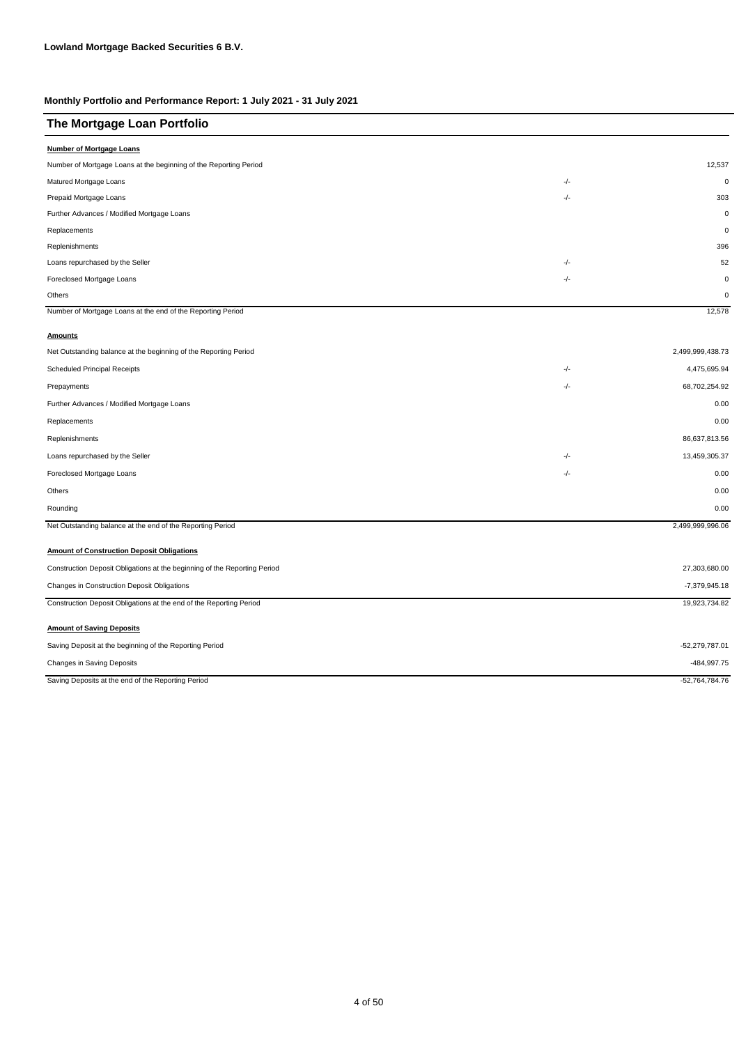**Lowland Mortgage Backed Securities 6 B.V.**

**Monthly Portfolio and Performance Report: 1 July 2021 - 31 July 2021**

## The Mortgage Loan Portfolio

**Number of Mortgage Loans**

| | | |
|---|---|---|
| Number of Mortgage Loans at the beginning of the Reporting Period | | 12,537 |
| Matured Mortgage Loans | -/- | 0 |
| Prepaid Mortgage Loans | -/- | 303 |
| Further Advances / Modified Mortgage Loans | | 0 |
| Replacements | | 0 |
| Replenishments | | 396 |
| Loans repurchased by the Seller | -/- | 52 |
| Foreclosed Mortgage Loans | -/- | 0 |
| Others | | 0 |
| Number of Mortgage Loans at the end of the Reporting Period | | 12,578 |

**Amounts**

| | | |
|---|---|---|
| Net Outstanding balance at the beginning of the Reporting Period | | 2,499,999,438.73 |
| Scheduled Principal Receipts | -/- | 4,475,695.94 |
| Prepayments | -/- | 68,702,254.92 |
| Further Advances / Modified Mortgage Loans | | 0.00 |
| Replacements | | 0.00 |
| Replenishments | | 86,637,813.56 |
| Loans repurchased by the Seller | -/- | 13,459,305.37 |
| Foreclosed Mortgage Loans | -/- | 0.00 |
| Others | | 0.00 |
| Rounding | | 0.00 |
| Net Outstanding balance at the end of the Reporting Period | | 2,499,999,996.06 |

**Amount of Construction Deposit Obligations**

| | |
|---|---|
| Construction Deposit Obligations at the beginning of the Reporting Period | 27,303,680.00 |
| Changes in Construction Deposit Obligations | -7,379,945.18 |
| Construction Deposit Obligations at the end of the Reporting Period | 19,923,734.82 |

**Amount of Saving Deposits**

| | |
|---|---|
| Saving Deposit at the beginning of the Reporting Period | -52,279,787.01 |
| Changes in Saving Deposits | -484,997.75 |
| Saving Deposits at the end of the Reporting Period | -52,764,784.76 |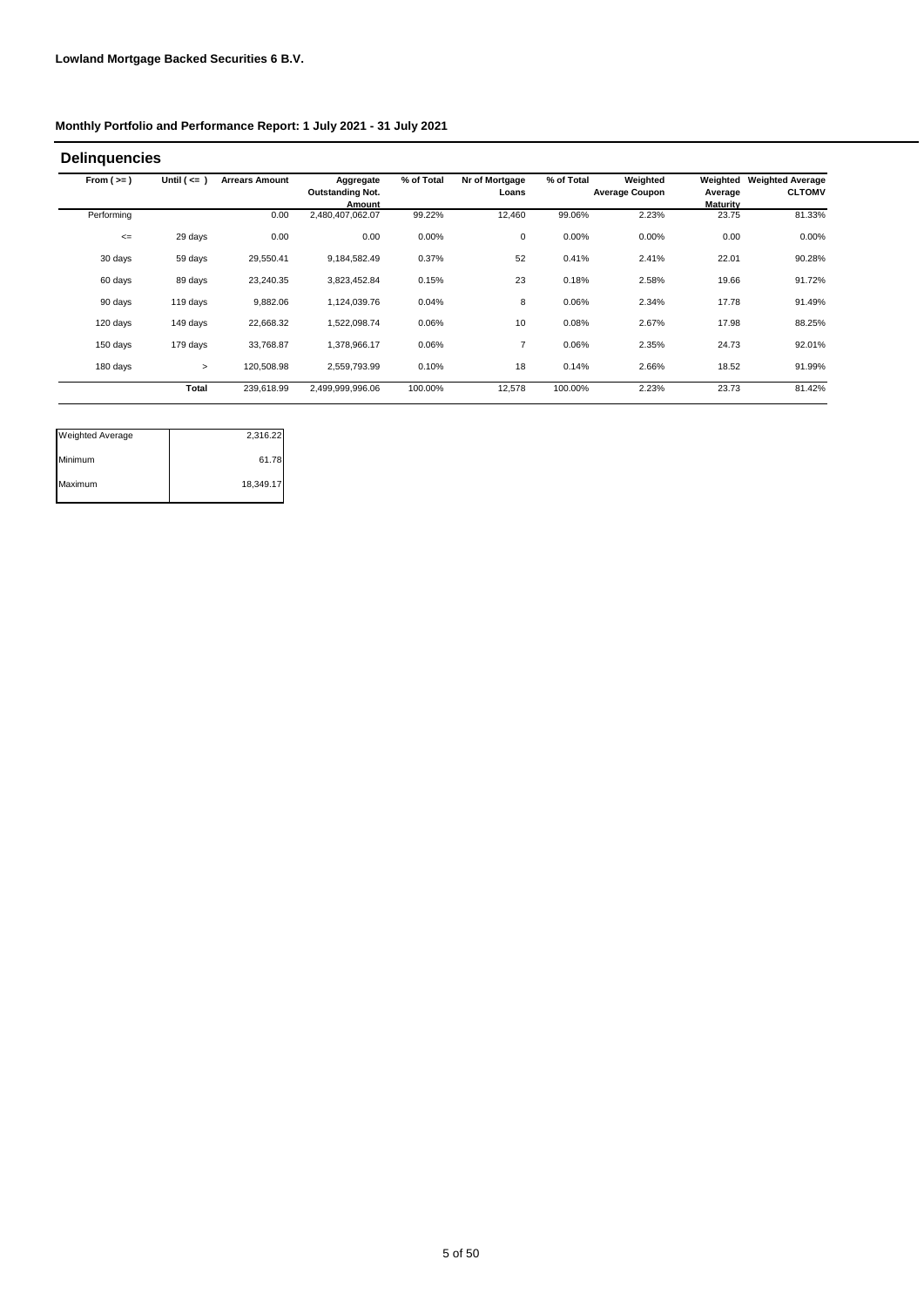**Lowland Mortgage Backed Securities 6 B.V.**

**Monthly Portfolio and Performance Report: 1 July 2021 - 31 July 2021**

## Delinquencies

| From ( >= ) | Until ( <= ) | Arrears Amount | Aggregate Outstanding Not. Amount | % of Total | Nr of Mortgage Loans | % of Total | Weighted Average Coupon | Weighted Average Maturity | Weighted Average CLTOMV |
|---|---|---|---|---|---|---|---|---|---|
| Performing | | 0.00 | 2,480,407,062.07 | 99.22% | 12,460 | 99.06% | 2.23% | 23.75 | 81.33% |
| <= | 29 days | 0.00 | 0.00 | 0.00% | 0 | 0.00% | 0.00% | 0.00 | 0.00% |
| 30 days | 59 days | 29,550.41 | 9,184,582.49 | 0.37% | 52 | 0.41% | 2.41% | 22.01 | 90.28% |
| 60 days | 89 days | 23,240.35 | 3,823,452.84 | 0.15% | 23 | 0.18% | 2.58% | 19.66 | 91.72% |
| 90 days | 119 days | 9,882.06 | 1,124,039.76 | 0.04% | 8 | 0.06% | 2.34% | 17.78 | 91.49% |
| 120 days | 149 days | 22,668.32 | 1,522,098.74 | 0.06% | 10 | 0.08% | 2.67% | 17.98 | 88.25% |
| 150 days | 179 days | 33,768.87 | 1,378,966.17 | 0.06% | 7 | 0.06% | 2.35% | 24.73 | 92.01% |
| 180 days | > | 120,508.98 | 2,559,793.99 | 0.10% | 18 | 0.14% | 2.66% | 18.52 | 91.99% |
| | **Total** | 239,618.99 | 2,499,999,996.06 | 100.00% | 12,578 | 100.00% | 2.23% | 23.73 | 81.42% |

| | |
|---|---|
| Weighted Average | 2,316.22 |
| Minimum | 61.78 |
| Maximum | 18,349.17 |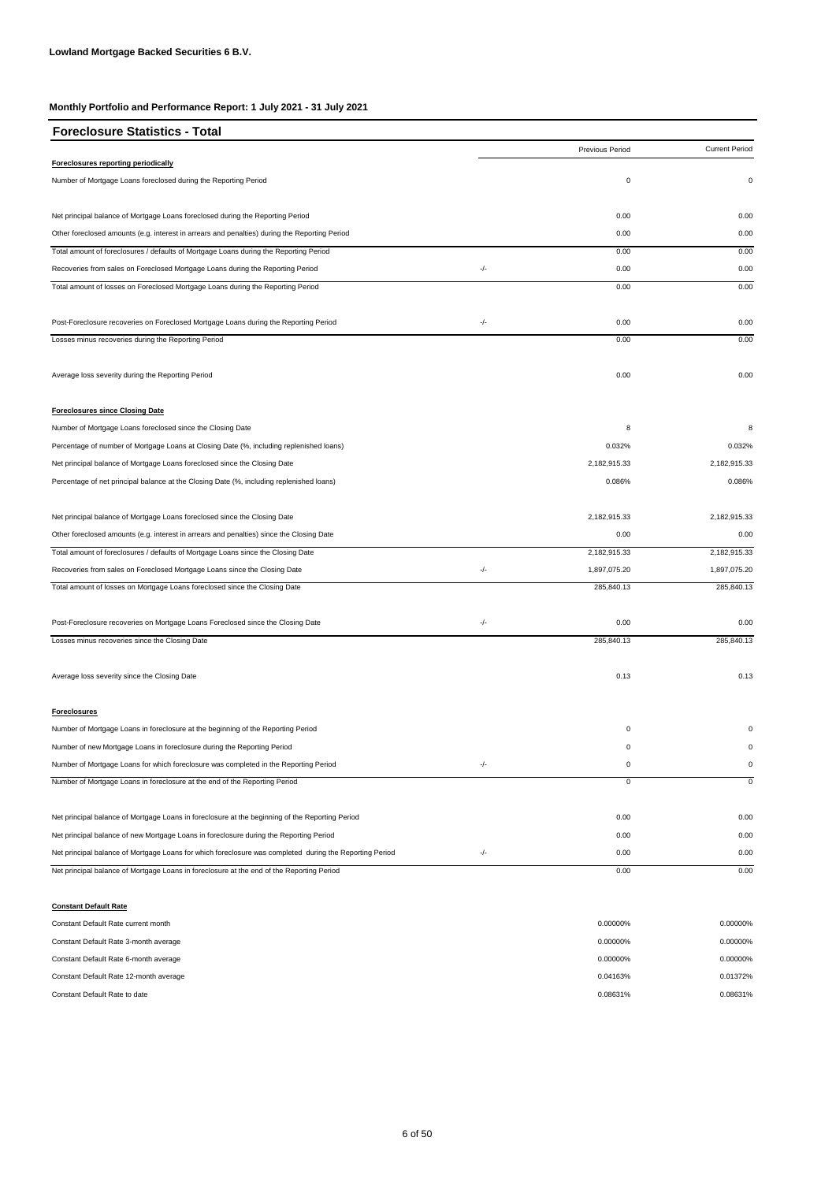**Lowland Mortgage Backed Securities 6 B.V.**

**Monthly Portfolio and Performance Report: 1 July 2021 - 31 July 2021**

## Foreclosure Statistics - Total

| | | Previous Period | Current Period |
|---|---|---|---|
| **Foreclosures reporting periodically** | | | |
| Number of Mortgage Loans foreclosed during the Reporting Period | | 0 | 0 |
| | | | |
| Net principal balance of Mortgage Loans foreclosed during the Reporting Period | | 0.00 | 0.00 |
| Other foreclosed amounts (e.g. interest in arrears and penalties) during the Reporting Period | | 0.00 | 0.00 |
| Total amount of foreclosures / defaults of Mortgage Loans during the Reporting Period | | 0.00 | 0.00 |
| Recoveries from sales on Foreclosed Mortgage Loans during the Reporting Period | -/- | 0.00 | 0.00 |
| Total amount of losses on Foreclosed Mortgage Loans during the Reporting Period | | 0.00 | 0.00 |
| | | | |
| Post-Foreclosure recoveries on Foreclosed Mortgage Loans during the Reporting Period | -/- | 0.00 | 0.00 |
| Losses minus recoveries during the Reporting Period | | 0.00 | 0.00 |
| | | | |
| Average loss severity during the Reporting Period | | 0.00 | 0.00 |
| | | | |
| **Foreclosures since Closing Date** | | | |
| Number of Mortgage Loans foreclosed since the Closing Date | | 8 | 8 |
| Percentage of number of Mortgage Loans at Closing Date (%, including replenished loans) | | 0.032% | 0.032% |
| Net principal balance of Mortgage Loans foreclosed since the Closing Date | | 2,182,915.33 | 2,182,915.33 |
| Percentage of net principal balance at the Closing Date (%, including replenished loans) | | 0.086% | 0.086% |
| | | | |
| Net principal balance of Mortgage Loans foreclosed since the Closing Date | | 2,182,915.33 | 2,182,915.33 |
| Other foreclosed amounts (e.g. interest in arrears and penalties) since the Closing Date | | 0.00 | 0.00 |
| Total amount of foreclosures / defaults of Mortgage Loans since the Closing Date | | 2,182,915.33 | 2,182,915.33 |
| Recoveries from sales on Foreclosed Mortgage Loans since the Closing Date | -/- | 1,897,075.20 | 1,897,075.20 |
| Total amount of losses on Mortgage Loans foreclosed since the Closing Date | | 285,840.13 | 285,840.13 |
| | | | |
| Post-Foreclosure recoveries on Mortgage Loans Foreclosed since the Closing Date | -/- | 0.00 | 0.00 |
| Losses minus recoveries since the Closing Date | | 285,840.13 | 285,840.13 |
| | | | |
| Average loss severity since the Closing Date | | 0.13 | 0.13 |
| | | | |
| **Foreclosures** | | | |
| Number of Mortgage Loans in foreclosure at the beginning of the Reporting Period | | 0 | 0 |
| Number of new Mortgage Loans in foreclosure during the Reporting Period | | 0 | 0 |
| Number of Mortgage Loans for which foreclosure was completed in the Reporting Period | -/- | 0 | 0 |
| Number of Mortgage Loans in foreclosure at the end of the Reporting Period | | 0 | 0 |
| | | | |
| Net principal balance of Mortgage Loans in foreclosure at the beginning of the Reporting Period | | 0.00 | 0.00 |
| Net principal balance of new Mortgage Loans in foreclosure during the Reporting Period | | 0.00 | 0.00 |
| Net principal balance of Mortgage Loans for which foreclosure was completed during the Reporting Period | -/- | 0.00 | 0.00 |
| Net principal balance of Mortgage Loans in foreclosure at the end of the Reporting Period | | 0.00 | 0.00 |
| | | | |
| **Constant Default Rate** | | | |
| Constant Default Rate current month | | 0.00000% | 0.00000% |
| Constant Default Rate 3-month average | | 0.00000% | 0.00000% |
| Constant Default Rate 6-month average | | 0.00000% | 0.00000% |
| Constant Default Rate 12-month average | | 0.04163% | 0.01372% |
| Constant Default Rate to date | | 0.08631% | 0.08631% |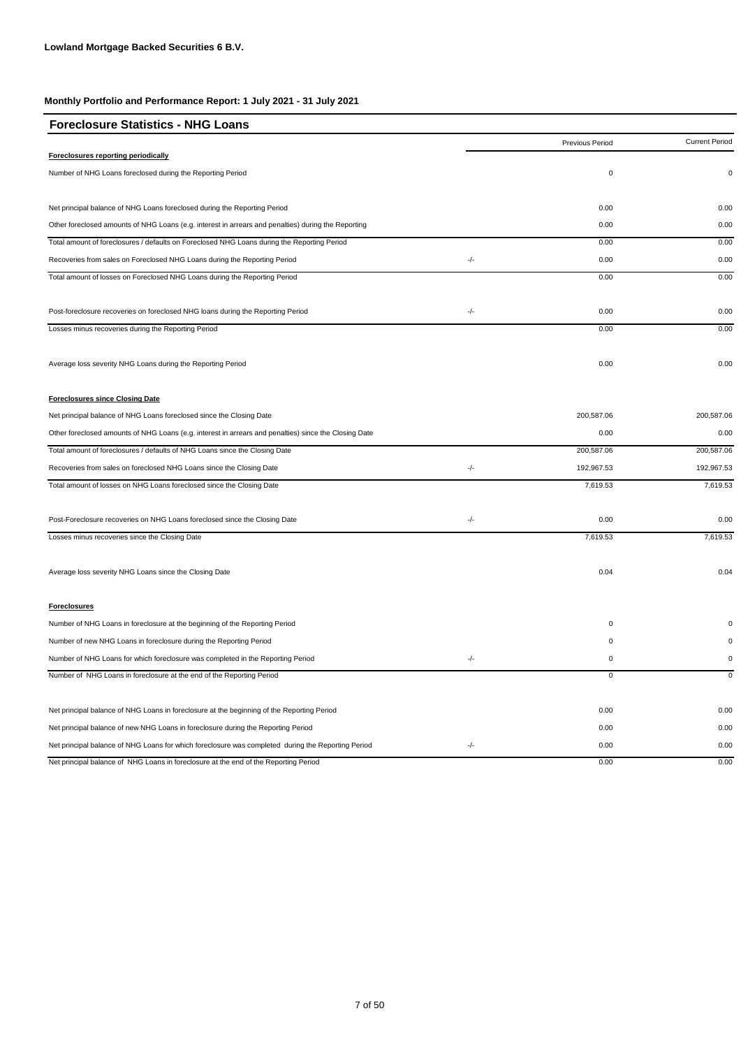**Lowland Mortgage Backed Securities 6 B.V.**

**Monthly Portfolio and Performance Report: 1 July 2021 - 31 July 2021**

## Foreclosure Statistics - NHG Loans

| | | Previous Period | Current Period |
|---|---|---|---|
| **Foreclosures reporting periodically** | | | |
| Number of NHG Loans foreclosed during the Reporting Period | | 0 | 0 |
| Net principal balance of NHG Loans foreclosed during the Reporting Period | | 0.00 | 0.00 |
| Other foreclosed amounts of NHG Loans (e.g. interest in arrears and penalties) during the Reporting | | 0.00 | 0.00 |
| Total amount of foreclosures / defaults on Foreclosed NHG Loans during the Reporting Period | | 0.00 | 0.00 |
| Recoveries from sales on Foreclosed NHG Loans during the Reporting Period | -/- | 0.00 | 0.00 |
| Total amount of losses on Foreclosed NHG Loans during the Reporting Period | | 0.00 | 0.00 |
| Post-foreclosure recoveries on foreclosed NHG loans during the Reporting Period | -/- | 0.00 | 0.00 |
| Losses minus recoveries during the Reporting Period | | 0.00 | 0.00 |
| Average loss severity NHG Loans during the Reporting Period | | 0.00 | 0.00 |
| **Foreclosures since Closing Date** | | | |
| Net principal balance of NHG Loans foreclosed since the Closing Date | | 200,587.06 | 200,587.06 |
| Other foreclosed amounts of NHG Loans (e.g. interest in arrears and penalties) since the Closing Date | | 0.00 | 0.00 |
| Total amount of foreclosures / defaults of NHG Loans since the Closing Date | | 200,587.06 | 200,587.06 |
| Recoveries from sales on foreclosed NHG Loans since the Closing Date | -/- | 192,967.53 | 192,967.53 |
| Total amount of losses on NHG Loans foreclosed since the Closing Date | | 7,619.53 | 7,619.53 |
| Post-Foreclosure recoveries on NHG Loans foreclosed since the Closing Date | -/- | 0.00 | 0.00 |
| Losses minus recoveries since the Closing Date | | 7,619.53 | 7,619.53 |
| Average loss severity NHG Loans since the Closing Date | | 0.04 | 0.04 |
| **Foreclosures** | | | |
| Number of NHG Loans in foreclosure at the beginning of the Reporting Period | | 0 | 0 |
| Number of new NHG Loans in foreclosure during the Reporting Period | | 0 | 0 |
| Number of NHG Loans for which foreclosure was completed in the Reporting Period | -/- | 0 | 0 |
| Number of NHG Loans in foreclosure at the end of the Reporting Period | | 0 | 0 |
| Net principal balance of NHG Loans in foreclosure at the beginning of the Reporting Period | | 0.00 | 0.00 |
| Net principal balance of new NHG Loans in foreclosure during the Reporting Period | | 0.00 | 0.00 |
| Net principal balance of NHG Loans for which foreclosure was completed during the Reporting Period | -/- | 0.00 | 0.00 |
| Net principal balance of NHG Loans in foreclosure at the end of the Reporting Period | | 0.00 | 0.00 |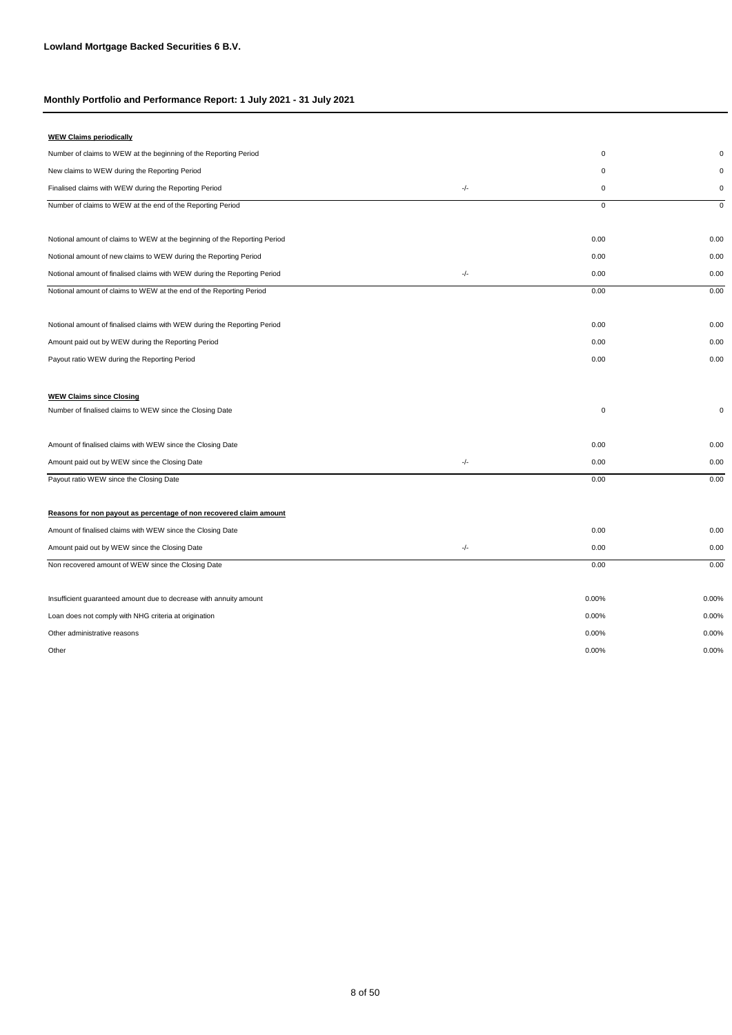**Lowland Mortgage Backed Securities 6 B.V.**

**Monthly Portfolio and Performance Report: 1 July 2021 - 31 July 2021**

**WEW Claims periodically**

| | | | |
|---|---|---|---|
| Number of claims to WEW at the beginning of the Reporting Period | | 0 | 0 |
| New claims to WEW during the Reporting Period | | 0 | 0 |
| Finalised claims with WEW during the Reporting Period | -/- | 0 | 0 |
| Number of claims to WEW at the end of the Reporting Period | | 0 | 0 |
| | | | |
| Notional amount of claims to WEW at the beginning of the Reporting Period | | 0.00 | 0.00 |
| Notional amount of new claims to WEW during the Reporting Period | | 0.00 | 0.00 |
| Notional amount of finalised claims with WEW during the Reporting Period | -/- | 0.00 | 0.00 |
| Notional amount of claims to WEW at the end of the Reporting Period | | 0.00 | 0.00 |
| | | | |
| Notional amount of finalised claims with WEW during the Reporting Period | | 0.00 | 0.00 |
| Amount paid out by WEW during the Reporting Period | | 0.00 | 0.00 |
| Payout ratio WEW during the Reporting Period | | 0.00 | 0.00 |

**WEW Claims since Closing**

| | | | |
|---|---|---|---|
| Number of finalised claims to WEW since the Closing Date | | 0 | 0 |
| | | | |
| Amount of finalised claims with WEW since the Closing Date | | 0.00 | 0.00 |
| Amount paid out by WEW since the Closing Date | -/- | 0.00 | 0.00 |
| Payout ratio WEW since the Closing Date | | 0.00 | 0.00 |

**Reasons for non payout as percentage of non recovered claim amount**

| | | | |
|---|---|---|---|
| Amount of finalised claims with WEW since the Closing Date | | 0.00 | 0.00 |
| Amount paid out by WEW since the Closing Date | -/- | 0.00 | 0.00 |
| Non recovered amount of WEW since the Closing Date | | 0.00 | 0.00 |
| | | | |
| Insufficient guaranteed amount due to decrease with annuity amount | | 0.00% | 0.00% |
| Loan does not comply with NHG criteria at origination | | 0.00% | 0.00% |
| Other administrative reasons | | 0.00% | 0.00% |
| Other | | 0.00% | 0.00% |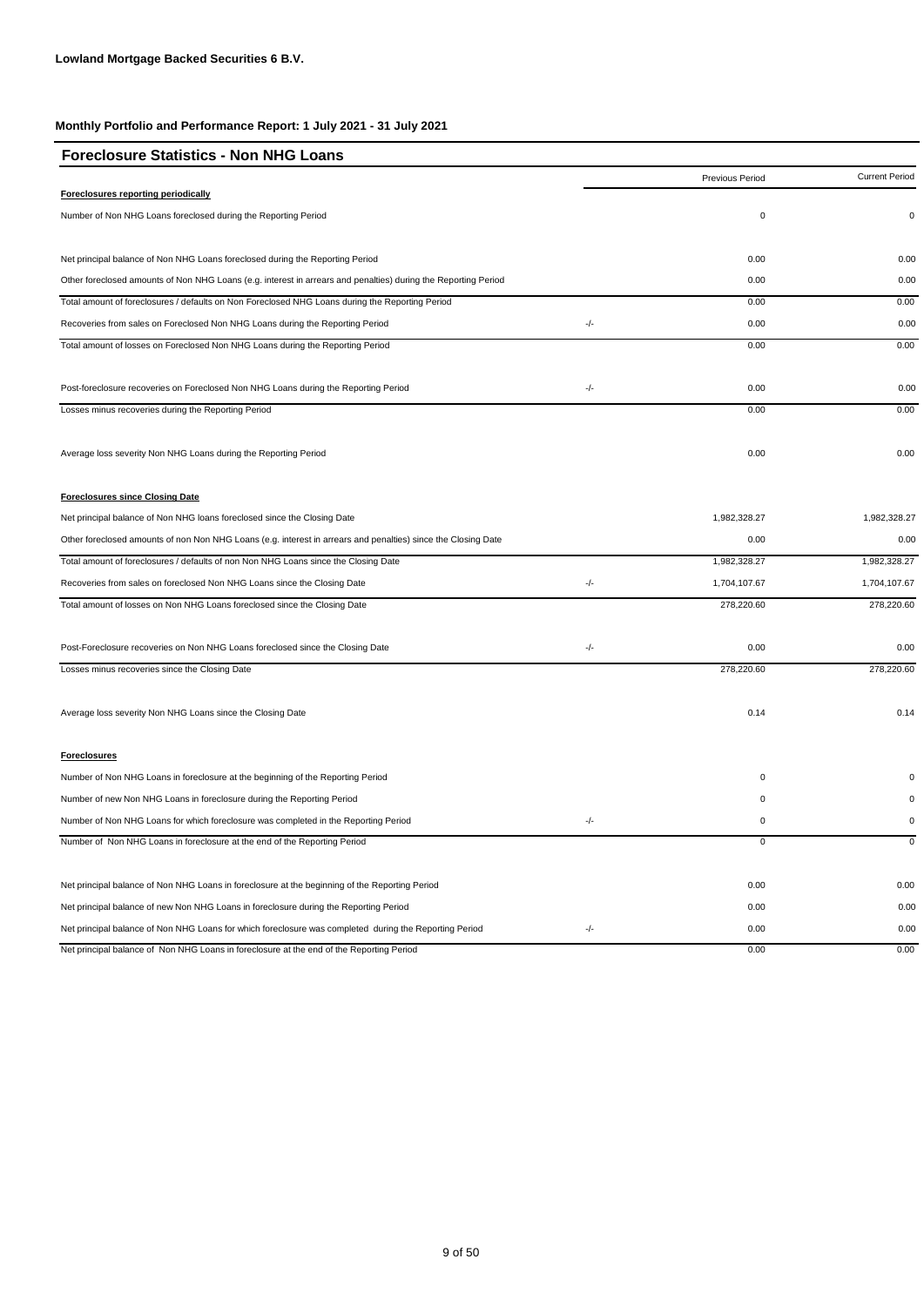**Lowland Mortgage Backed Securities 6 B.V.**

**Monthly Portfolio and Performance Report: 1 July 2021 - 31 July 2021**

## Foreclosure Statistics - Non NHG Loans

| | | Previous Period | Current Period |
|---|---|---|---|
| **Foreclosures reporting periodically** | | | |
| Number of Non NHG Loans foreclosed during the Reporting Period | | 0 | 0 |
| | | | |
| Net principal balance of Non NHG Loans foreclosed during the Reporting Period | | 0.00 | 0.00 |
| Other foreclosed amounts of Non NHG Loans (e.g. interest in arrears and penalties) during the Reporting Period | | 0.00 | 0.00 |
| Total amount of foreclosures / defaults on Non Foreclosed NHG Loans during the Reporting Period | | 0.00 | 0.00 |
| Recoveries from sales on Foreclosed Non NHG Loans during the Reporting Period | -/- | 0.00 | 0.00 |
| Total amount of losses on Foreclosed Non NHG Loans during the Reporting Period | | 0.00 | 0.00 |
| | | | |
| Post-foreclosure recoveries on Foreclosed Non NHG Loans during the Reporting Period | -/- | 0.00 | 0.00 |
| Losses minus recoveries during the Reporting Period | | 0.00 | 0.00 |
| | | | |
| Average loss severity Non NHG Loans during the Reporting Period | | 0.00 | 0.00 |
| | | | |
| **Foreclosures since Closing Date** | | | |
| Net principal balance of Non NHG loans foreclosed since the Closing Date | | 1,982,328.27 | 1,982,328.27 |
| Other foreclosed amounts of non Non NHG Loans (e.g. interest in arrears and penalties) since the Closing Date | | 0.00 | 0.00 |
| Total amount of foreclosures / defaults of non Non NHG Loans since the Closing Date | | 1,982,328.27 | 1,982,328.27 |
| Recoveries from sales on foreclosed Non NHG Loans since the Closing Date | -/- | 1,704,107.67 | 1,704,107.67 |
| Total amount of losses on Non NHG Loans foreclosed since the Closing Date | | 278,220.60 | 278,220.60 |
| | | | |
| Post-Foreclosure recoveries on Non NHG Loans foreclosed since the Closing Date | -/- | 0.00 | 0.00 |
| Losses minus recoveries since the Closing Date | | 278,220.60 | 278,220.60 |
| | | | |
| Average loss severity Non NHG Loans since the Closing Date | | 0.14 | 0.14 |
| | | | |
| **Foreclosures** | | | |
| Number of Non NHG Loans in foreclosure at the beginning of the Reporting Period | | 0 | 0 |
| Number of new Non NHG Loans in foreclosure during the Reporting Period | | 0 | 0 |
| Number of Non NHG Loans for which foreclosure was completed in the Reporting Period | -/- | 0 | 0 |
| Number of Non NHG Loans in foreclosure at the end of the Reporting Period | | 0 | 0 |
| | | | |
| Net principal balance of Non NHG Loans in foreclosure at the beginning of the Reporting Period | | 0.00 | 0.00 |
| Net principal balance of new Non NHG Loans in foreclosure during the Reporting Period | | 0.00 | 0.00 |
| Net principal balance of Non NHG Loans for which foreclosure was completed during the Reporting Period | -/- | 0.00 | 0.00 |
| Net principal balance of Non NHG Loans in foreclosure at the end of the Reporting Period | | 0.00 | 0.00 |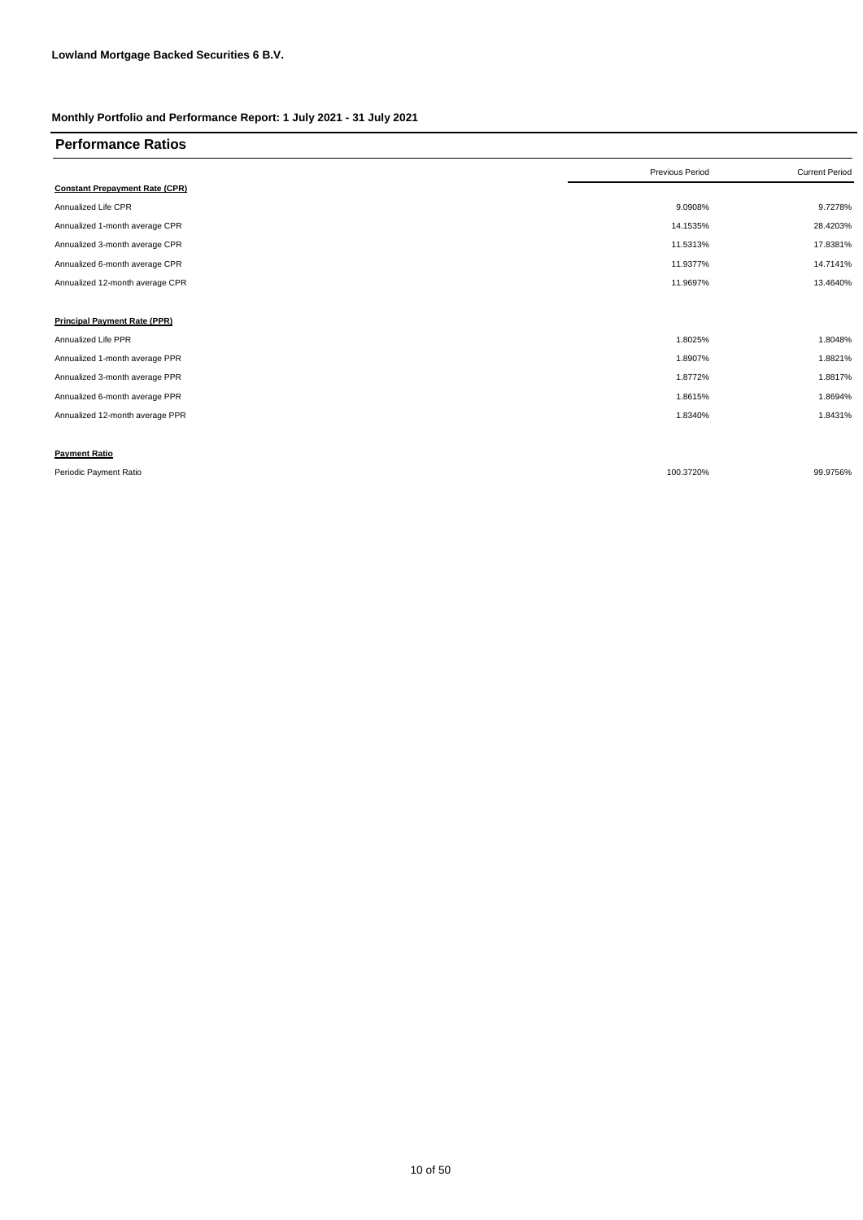**Lowland Mortgage Backed Securities 6 B.V.**

**Monthly Portfolio and Performance Report: 1 July 2021 - 31 July 2021**

## Performance Ratios

| | Previous Period | Current Period |
|---|---|---|
| **Constant Prepayment Rate (CPR)** | | |
| Annualized Life CPR | 9.0908% | 9.7278% |
| Annualized 1-month average CPR | 14.1535% | 28.4203% |
| Annualized 3-month average CPR | 11.5313% | 17.8381% |
| Annualized 6-month average CPR | 11.9377% | 14.7141% |
| Annualized 12-month average CPR | 11.9697% | 13.4640% |
| | | |
| **Principal Payment Rate (PPR)** | | |
| Annualized Life PPR | 1.8025% | 1.8048% |
| Annualized 1-month average PPR | 1.8907% | 1.8821% |
| Annualized 3-month average PPR | 1.8772% | 1.8817% |
| Annualized 6-month average PPR | 1.8615% | 1.8694% |
| Annualized 12-month average PPR | 1.8340% | 1.8431% |
| | | |
| **Payment Ratio** | | |
| Periodic Payment Ratio | 100.3720% | 99.9756% |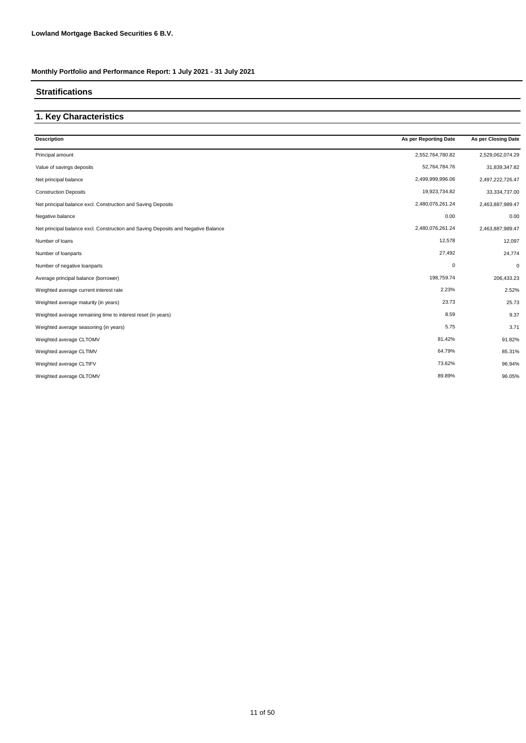**Lowland Mortgage Backed Securities 6 B.V.**

**Monthly Portfolio and Performance Report: 1 July 2021 - 31 July 2021**

## Stratifications

## 1. Key Characteristics

| Description | As per Reporting Date | As per Closing Date |
|---|---|---|
| Principal amount | 2,552,764,780.82 | 2,529,062,074.29 |
| Value of savings deposits | 52,764,784.76 | 31,839,347.82 |
| Net principal balance | 2,499,999,996.06 | 2,497,222,726.47 |
| Construction Deposits | 19,923,734.82 | 33,334,737.00 |
| Net principal balance excl. Construction and Saving Deposits | 2,480,076,261.24 | 2,463,887,989.47 |
| Negative balance | 0.00 | 0.00 |
| Net principal balance excl. Construction and Saving Deposits and Negative Balance | 2,480,076,261.24 | 2,463,887,989.47 |
| Number of loans | 12,578 | 12,097 |
| Number of loanparts | 27,492 | 24,774 |
| Number of negative loanparts | 0 | 0 |
| Average principal balance (borrower) | 198,759.74 | 206,433.23 |
| Weighted average current interest rate | 2.23% | 2.52% |
| Weighted average maturity (in years) | 23.73 | 25.73 |
| Weighted average remaining time to interest reset (in years) | 8.59 | 9.37 |
| Weighted average seasoning (in years) | 5.75 | 3.71 |
| Weighted average CLTOMV | 81.42% | 91.82% |
| Weighted average CLTIMV | 64.79% | 85.31% |
| Weighted average CLTIFV | 73.62% | 96.94% |
| Weighted average OLTOMV | 89.89% | 96.05% |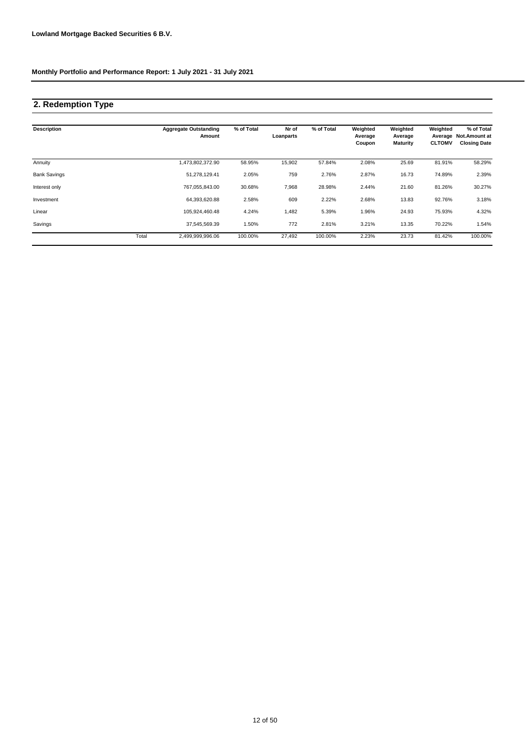**Lowland Mortgage Backed Securities 6 B.V.**

**Monthly Portfolio and Performance Report: 1 July 2021 - 31 July 2021**

## 2. Redemption Type

| Description | | Aggregate Outstanding Amount | % of Total | Nr of Loanparts | % of Total | Weighted Average Coupon | Weighted Average Maturity | Weighted Average CLTOMV | % of Total Not.Amount at Closing Date |
|---|---|---|---|---|---|---|---|---|---|
| Annuity | | 1,473,802,372.90 | 58.95% | 15,902 | 57.84% | 2.08% | 25.69 | 81.91% | 58.29% |
| Bank Savings | | 51,278,129.41 | 2.05% | 759 | 2.76% | 2.87% | 16.73 | 74.89% | 2.39% |
| Interest only | | 767,055,843.00 | 30.68% | 7,968 | 28.98% | 2.44% | 21.60 | 81.26% | 30.27% |
| Investment | | 64,393,620.88 | 2.58% | 609 | 2.22% | 2.68% | 13.83 | 92.76% | 3.18% |
| Linear | | 105,924,460.48 | 4.24% | 1,482 | 5.39% | 1.96% | 24.93 | 75.93% | 4.32% |
| Savings | | 37,545,569.39 | 1.50% | 772 | 2.81% | 3.21% | 13.35 | 70.22% | 1.54% |
| | Total | 2,499,999,996.06 | 100.00% | 27,492 | 100.00% | 2.23% | 23.73 | 81.42% | 100.00% |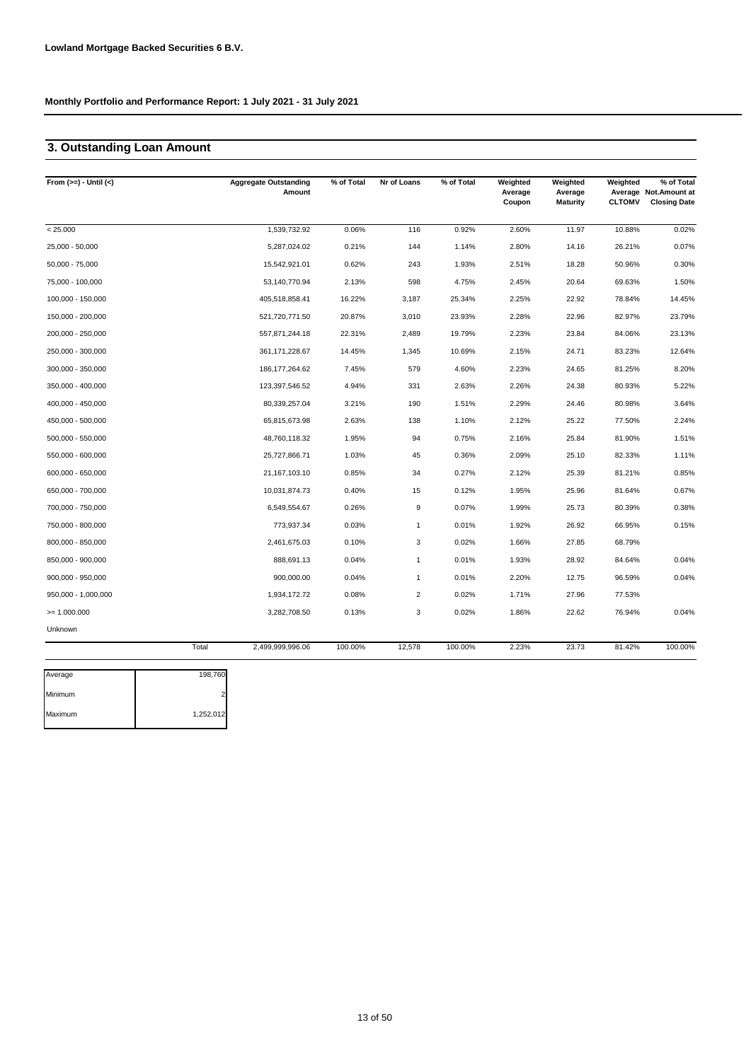**Lowland Mortgage Backed Securities 6 B.V.**

**Monthly Portfolio and Performance Report: 1 July 2021 - 31 July 2021**

## 3. Outstanding Loan Amount

| From (>=) - Until (<) | | Aggregate Outstanding Amount | % of Total | Nr of Loans | % of Total | Weighted Average Coupon | Weighted Average Maturity | Weighted Average CLTOMV | % of Total Not.Amount at Closing Date |
|---|---|---|---|---|---|---|---|---|---|
| < 25.000 | | 1,539,732.92 | 0.06% | 116 | 0.92% | 2.60% | 11.97 | 10.88% | 0.02% |
| 25,000 - 50,000 | | 5,287,024.02 | 0.21% | 144 | 1.14% | 2.80% | 14.16 | 26.21% | 0.07% |
| 50,000 - 75,000 | | 15,542,921.01 | 0.62% | 243 | 1.93% | 2.51% | 18.28 | 50.96% | 0.30% |
| 75,000 - 100,000 | | 53,140,770.94 | 2.13% | 598 | 4.75% | 2.45% | 20.64 | 69.63% | 1.50% |
| 100,000 - 150,000 | | 405,518,858.41 | 16.22% | 3,187 | 25.34% | 2.25% | 22.92 | 78.84% | 14.45% |
| 150,000 - 200,000 | | 521,720,771.50 | 20.87% | 3,010 | 23.93% | 2.28% | 22.96 | 82.97% | 23.79% |
| 200,000 - 250,000 | | 557,871,244.18 | 22.31% | 2,489 | 19.79% | 2.23% | 23.84 | 84.06% | 23.13% |
| 250,000 - 300,000 | | 361,171,228.67 | 14.45% | 1,345 | 10.69% | 2.15% | 24.71 | 83.23% | 12.64% |
| 300,000 - 350,000 | | 186,177,264.62 | 7.45% | 579 | 4.60% | 2.23% | 24.65 | 81.25% | 8.20% |
| 350,000 - 400,000 | | 123,397,546.52 | 4.94% | 331 | 2.63% | 2.26% | 24.38 | 80.93% | 5.22% |
| 400,000 - 450,000 | | 80,339,257.04 | 3.21% | 190 | 1.51% | 2.29% | 24.46 | 80.98% | 3.64% |
| 450,000 - 500,000 | | 65,815,673.98 | 2.63% | 138 | 1.10% | 2.12% | 25.22 | 77.50% | 2.24% |
| 500,000 - 550,000 | | 48,760,118.32 | 1.95% | 94 | 0.75% | 2.16% | 25.84 | 81.90% | 1.51% |
| 550,000 - 600,000 | | 25,727,866.71 | 1.03% | 45 | 0.36% | 2.09% | 25.10 | 82.33% | 1.11% |
| 600,000 - 650,000 | | 21,167,103.10 | 0.85% | 34 | 0.27% | 2.12% | 25.39 | 81.21% | 0.85% |
| 650,000 - 700,000 | | 10,031,874.73 | 0.40% | 15 | 0.12% | 1.95% | 25.96 | 81.64% | 0.67% |
| 700,000 - 750,000 | | 6,549,554.67 | 0.26% | 9 | 0.07% | 1.99% | 25.73 | 80.39% | 0.38% |
| 750,000 - 800,000 | | 773,937.34 | 0.03% | 1 | 0.01% | 1.92% | 26.92 | 66.95% | 0.15% |
| 800,000 - 850,000 | | 2,461,675.03 | 0.10% | 3 | 0.02% | 1.66% | 27.85 | 68.79% | |
| 850,000 - 900,000 | | 888,691.13 | 0.04% | 1 | 0.01% | 1.93% | 28.92 | 84.64% | 0.04% |
| 900,000 - 950,000 | | 900,000.00 | 0.04% | 1 | 0.01% | 2.20% | 12.75 | 96.59% | 0.04% |
| 950,000 - 1,000,000 | | 1,934,172.72 | 0.08% | 2 | 0.02% | 1.71% | 27.96 | 77.53% | |
| >= 1.000.000 | | 3,282,708.50 | 0.13% | 3 | 0.02% | 1.86% | 22.62 | 76.94% | 0.04% |
| Unknown | | | | | | | | | |
| | Total | 2,499,999,996.06 | 100.00% | 12,578 | 100.00% | 2.23% | 23.73 | 81.42% | 100.00% |

| | |
|---|---|
| Average | 198,760 |
| Minimum | 2 |
| Maximum | 1,252,012 |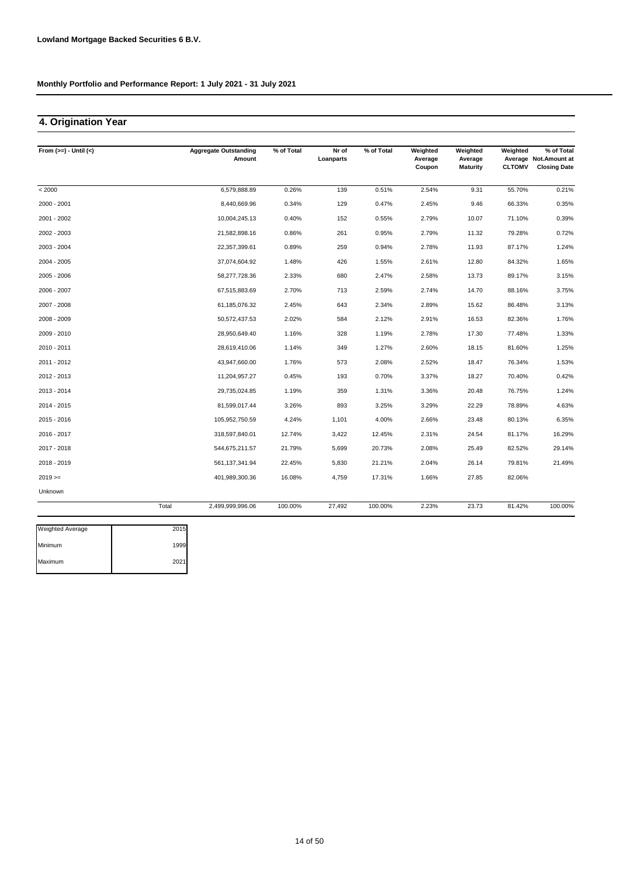**Lowland Mortgage Backed Securities 6 B.V.**

**Monthly Portfolio and Performance Report: 1 July 2021 - 31 July 2021**

## 4. Origination Year

| From (>=) - Until (<) | | Aggregate Outstanding Amount | % of Total | Nr of Loanparts | % of Total | Weighted Average Coupon | Weighted Average Maturity | Weighted Average CLTOMV | % of Total Not.Amount at Closing Date |
|---|---|---|---|---|---|---|---|---|---|
| < 2000 | | 6,579,888.89 | 0.26% | 139 | 0.51% | 2.54% | 9.31 | 55.70% | 0.21% |
| 2000 - 2001 | | 8,440,669.96 | 0.34% | 129 | 0.47% | 2.45% | 9.46 | 66.33% | 0.35% |
| 2001 - 2002 | | 10,004,245.13 | 0.40% | 152 | 0.55% | 2.79% | 10.07 | 71.10% | 0.39% |
| 2002 - 2003 | | 21,582,898.16 | 0.86% | 261 | 0.95% | 2.79% | 11.32 | 79.28% | 0.72% |
| 2003 - 2004 | | 22,357,399.61 | 0.89% | 259 | 0.94% | 2.78% | 11.93 | 87.17% | 1.24% |
| 2004 - 2005 | | 37,074,604.92 | 1.48% | 426 | 1.55% | 2.61% | 12.80 | 84.32% | 1.65% |
| 2005 - 2006 | | 58,277,728.36 | 2.33% | 680 | 2.47% | 2.58% | 13.73 | 89.17% | 3.15% |
| 2006 - 2007 | | 67,515,883.69 | 2.70% | 713 | 2.59% | 2.74% | 14.70 | 88.16% | 3.75% |
| 2007 - 2008 | | 61,185,076.32 | 2.45% | 643 | 2.34% | 2.89% | 15.62 | 86.48% | 3.13% |
| 2008 - 2009 | | 50,572,437.53 | 2.02% | 584 | 2.12% | 2.91% | 16.53 | 82.36% | 1.76% |
| 2009 - 2010 | | 28,950,649.40 | 1.16% | 328 | 1.19% | 2.78% | 17.30 | 77.48% | 1.33% |
| 2010 - 2011 | | 28,619,410.06 | 1.14% | 349 | 1.27% | 2.60% | 18.15 | 81.60% | 1.25% |
| 2011 - 2012 | | 43,947,660.00 | 1.76% | 573 | 2.08% | 2.52% | 18.47 | 76.34% | 1.53% |
| 2012 - 2013 | | 11,204,957.27 | 0.45% | 193 | 0.70% | 3.37% | 18.27 | 70.40% | 0.42% |
| 2013 - 2014 | | 29,735,024.85 | 1.19% | 359 | 1.31% | 3.36% | 20.48 | 76.75% | 1.24% |
| 2014 - 2015 | | 81,599,017.44 | 3.26% | 893 | 3.25% | 3.29% | 22.29 | 78.89% | 4.63% |
| 2015 - 2016 | | 105,952,750.59 | 4.24% | 1,101 | 4.00% | 2.66% | 23.48 | 80.13% | 6.35% |
| 2016 - 2017 | | 318,597,840.01 | 12.74% | 3,422 | 12.45% | 2.31% | 24.54 | 81.17% | 16.29% |
| 2017 - 2018 | | 544,675,211.57 | 21.79% | 5,699 | 20.73% | 2.08% | 25.49 | 82.52% | 29.14% |
| 2018 - 2019 | | 561,137,341.94 | 22.45% | 5,830 | 21.21% | 2.04% | 26.14 | 79.81% | 21.49% |
| 2019 >= | | 401,989,300.36 | 16.08% | 4,759 | 17.31% | 1.66% | 27.85 | 82.06% | |
| Unknown | | | | | | | | | |
| | Total | 2,499,999,996.06 | 100.00% | 27,492 | 100.00% | 2.23% | 23.73 | 81.42% | 100.00% |

| | |
|---|---|
| Weighted Average | 2015 |
| Minimum | 1999 |
| Maximum | 2021 |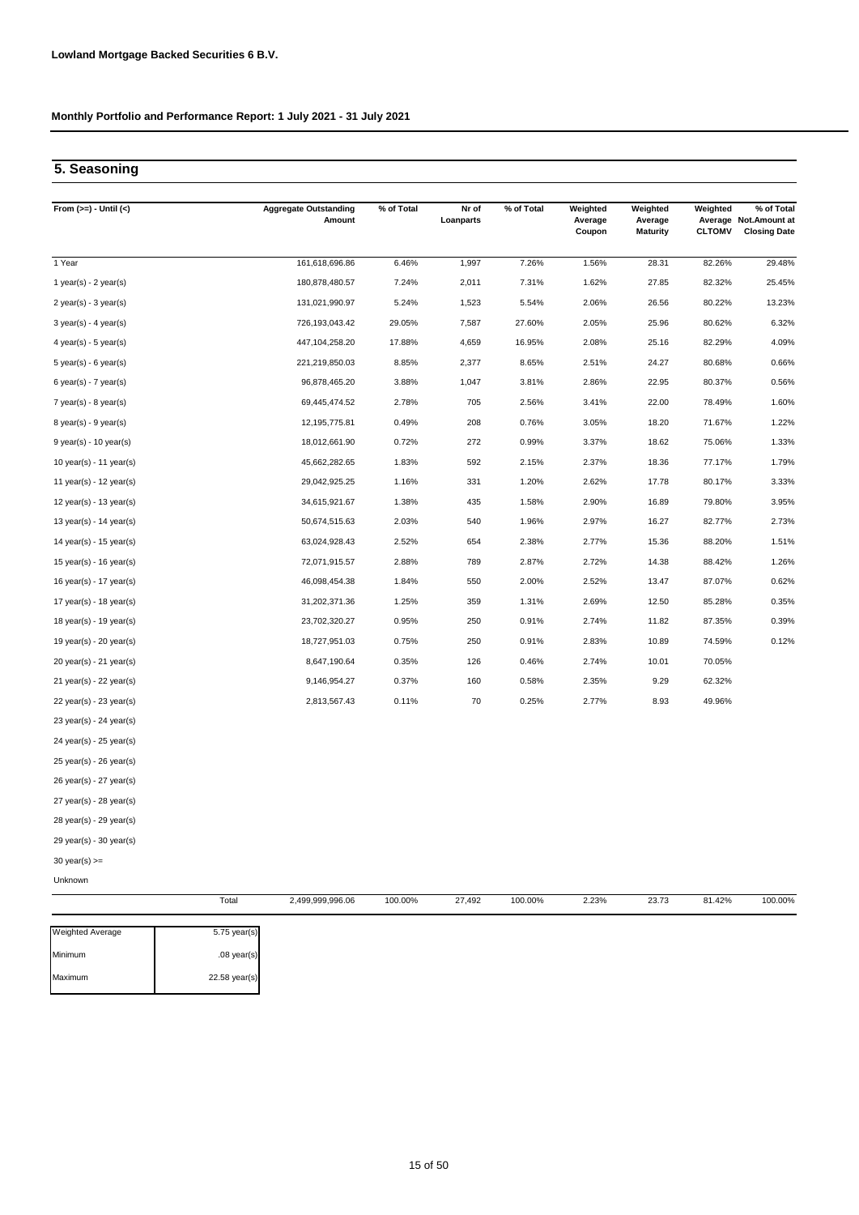**Lowland Mortgage Backed Securities 6 B.V.**

**Monthly Portfolio and Performance Report: 1 July 2021 - 31 July 2021**

## 5. Seasoning

| From (>=) - Until (<) | Aggregate Outstanding Amount | % of Total | Nr of Loanparts | % of Total | Weighted Average Coupon | Weighted Average Maturity | Weighted Average CLTOMV | % of Total Not.Amount at Closing Date |
|---|---|---|---|---|---|---|---|---|
| 1 Year | 161,618,696.86 | 6.46% | 1,997 | 7.26% | 1.56% | 28.31 | 82.26% | 29.48% |
| 1 year(s) - 2 year(s) | 180,878,480.57 | 7.24% | 2,011 | 7.31% | 1.62% | 27.85 | 82.32% | 25.45% |
| 2 year(s) - 3 year(s) | 131,021,990.97 | 5.24% | 1,523 | 5.54% | 2.06% | 26.56 | 80.22% | 13.23% |
| 3 year(s) - 4 year(s) | 726,193,043.42 | 29.05% | 7,587 | 27.60% | 2.05% | 25.96 | 80.62% | 6.32% |
| 4 year(s) - 5 year(s) | 447,104,258.20 | 17.88% | 4,659 | 16.95% | 2.08% | 25.16 | 82.29% | 4.09% |
| 5 year(s) - 6 year(s) | 221,219,850.03 | 8.85% | 2,377 | 8.65% | 2.51% | 24.27 | 80.68% | 0.66% |
| 6 year(s) - 7 year(s) | 96,878,465.20 | 3.88% | 1,047 | 3.81% | 2.86% | 22.95 | 80.37% | 0.56% |
| 7 year(s) - 8 year(s) | 69,445,474.52 | 2.78% | 705 | 2.56% | 3.41% | 22.00 | 78.49% | 1.60% |
| 8 year(s) - 9 year(s) | 12,195,775.81 | 0.49% | 208 | 0.76% | 3.05% | 18.20 | 71.67% | 1.22% |
| 9 year(s) - 10 year(s) | 18,012,661.90 | 0.72% | 272 | 0.99% | 3.37% | 18.62 | 75.06% | 1.33% |
| 10 year(s) - 11 year(s) | 45,662,282.65 | 1.83% | 592 | 2.15% | 2.37% | 18.36 | 77.17% | 1.79% |
| 11 year(s) - 12 year(s) | 29,042,925.25 | 1.16% | 331 | 1.20% | 2.62% | 17.78 | 80.17% | 3.33% |
| 12 year(s) - 13 year(s) | 34,615,921.67 | 1.38% | 435 | 1.58% | 2.90% | 16.89 | 79.80% | 3.95% |
| 13 year(s) - 14 year(s) | 50,674,515.63 | 2.03% | 540 | 1.96% | 2.97% | 16.27 | 82.77% | 2.73% |
| 14 year(s) - 15 year(s) | 63,024,928.43 | 2.52% | 654 | 2.38% | 2.77% | 15.36 | 88.20% | 1.51% |
| 15 year(s) - 16 year(s) | 72,071,915.57 | 2.88% | 789 | 2.87% | 2.72% | 14.38 | 88.42% | 1.26% |
| 16 year(s) - 17 year(s) | 46,098,454.38 | 1.84% | 550 | 2.00% | 2.52% | 13.47 | 87.07% | 0.62% |
| 17 year(s) - 18 year(s) | 31,202,371.36 | 1.25% | 359 | 1.31% | 2.69% | 12.50 | 85.28% | 0.35% |
| 18 year(s) - 19 year(s) | 23,702,320.27 | 0.95% | 250 | 0.91% | 2.74% | 11.82 | 87.35% | 0.39% |
| 19 year(s) - 20 year(s) | 18,727,951.03 | 0.75% | 250 | 0.91% | 2.83% | 10.89 | 74.59% | 0.12% |
| 20 year(s) - 21 year(s) | 8,647,190.64 | 0.35% | 126 | 0.46% | 2.74% | 10.01 | 70.05% | |
| 21 year(s) - 22 year(s) | 9,146,954.27 | 0.37% | 160 | 0.58% | 2.35% | 9.29 | 62.32% | |
| 22 year(s) - 23 year(s) | 2,813,567.43 | 0.11% | 70 | 0.25% | 2.77% | 8.93 | 49.96% | |
| 23 year(s) - 24 year(s) | | | | | | | | |
| 24 year(s) - 25 year(s) | | | | | | | | |
| 25 year(s) - 26 year(s) | | | | | | | | |
| 26 year(s) - 27 year(s) | | | | | | | | |
| 27 year(s) - 28 year(s) | | | | | | | | |
| 28 year(s) - 29 year(s) | | | | | | | | |
| 29 year(s) - 30 year(s) | | | | | | | | |
| 30 year(s) >= | | | | | | | | |
| Unknown | | | | | | | | |
| Total | 2,499,999,996.06 | 100.00% | 27,492 | 100.00% | 2.23% | 23.73 | 81.42% | 100.00% |

| | |
|---|---|
| Weighted Average | 5.75 year(s) |
| Minimum | .08 year(s) |
| Maximum | 22.58 year(s) |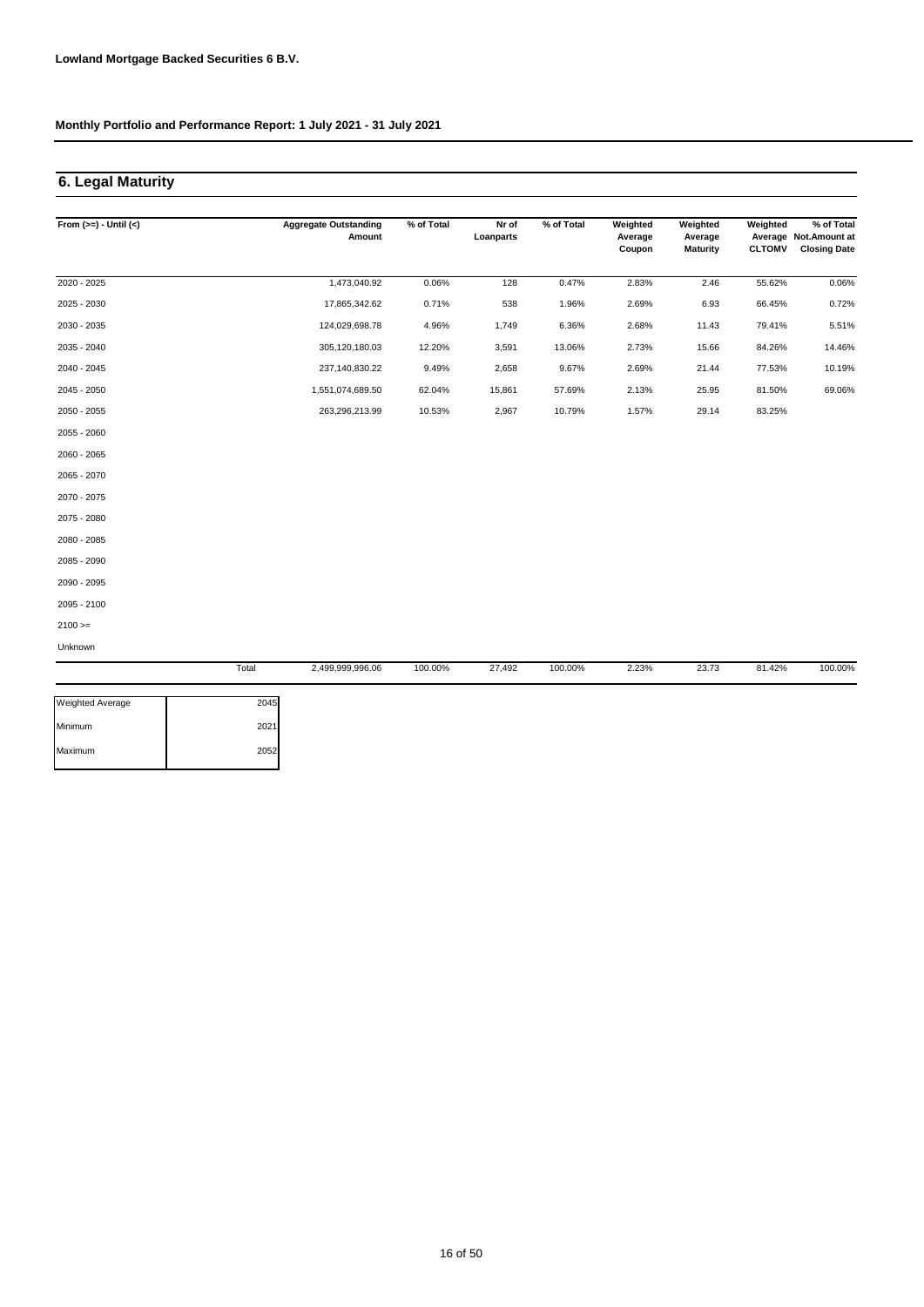**Lowland Mortgage Backed Securities 6 B.V.**

**Monthly Portfolio and Performance Report: 1 July 2021 - 31 July 2021**

## 6. Legal Maturity

| From (>=) - Until (<) | Aggregate Outstanding Amount | % of Total | Nr of Loanparts | % of Total | Weighted Average Coupon | Weighted Average Maturity | Weighted Average CLTOMV | % of Total Not.Amount at Closing Date |
|---|---|---|---|---|---|---|---|---|
| 2020 - 2025 | 1,473,040.92 | 0.06% | 128 | 0.47% | 2.83% | 2.46 | 55.62% | 0.06% |
| 2025 - 2030 | 17,865,342.62 | 0.71% | 538 | 1.96% | 2.69% | 6.93 | 66.45% | 0.72% |
| 2030 - 2035 | 124,029,698.78 | 4.96% | 1,749 | 6.36% | 2.68% | 11.43 | 79.41% | 5.51% |
| 2035 - 2040 | 305,120,180.03 | 12.20% | 3,591 | 13.06% | 2.73% | 15.66 | 84.26% | 14.46% |
| 2040 - 2045 | 237,140,830.22 | 9.49% | 2,658 | 9.67% | 2.69% | 21.44 | 77.53% | 10.19% |
| 2045 - 2050 | 1,551,074,689.50 | 62.04% | 15,861 | 57.69% | 2.13% | 25.95 | 81.50% | 69.06% |
| 2050 - 2055 | 263,296,213.99 | 10.53% | 2,967 | 10.79% | 1.57% | 29.14 | 83.25% | |
| 2055 - 2060 | | | | | | | | |
| 2060 - 2065 | | | | | | | | |
| 2065 - 2070 | | | | | | | | |
| 2070 - 2075 | | | | | | | | |
| 2075 - 2080 | | | | | | | | |
| 2080 - 2085 | | | | | | | | |
| 2085 - 2090 | | | | | | | | |
| 2090 - 2095 | | | | | | | | |
| 2095 - 2100 | | | | | | | | |
| 2100 >= | | | | | | | | |
| Unknown | | | | | | | | |
| Total | 2,499,999,996.06 | 100.00% | 27,492 | 100.00% | 2.23% | 23.73 | 81.42% | 100.00% |

| | |
|---|---|
| Weighted Average | 2045 |
| Minimum | 2021 |
| Maximum | 2052 |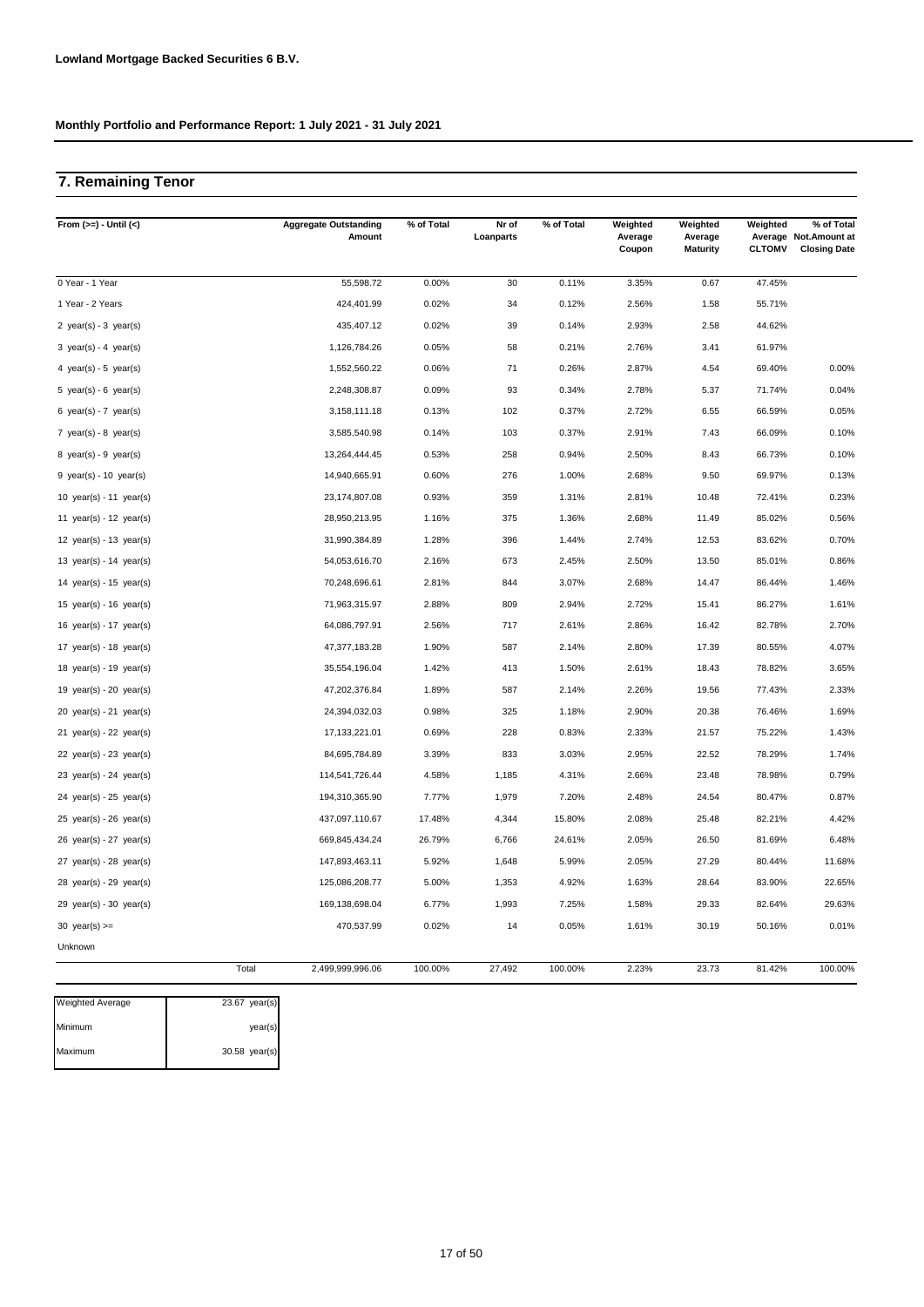**Lowland Mortgage Backed Securities 6 B.V.**

**Monthly Portfolio and Performance Report: 1 July 2021 - 31 July 2021**

## 7. Remaining Tenor

| From (>=) - Until (<) | Aggregate Outstanding Amount | % of Total | Nr of Loanparts | % of Total | Weighted Average Coupon | Weighted Average Maturity | Weighted Average CLTOMV | % of Total Not.Amount at Closing Date |
|---|---|---|---|---|---|---|---|---|
| 0 Year - 1 Year | 55,598.72 | 0.00% | 30 | 0.11% | 3.35% | 0.67 | 47.45% | |
| 1 Year - 2 Years | 424,401.99 | 0.02% | 34 | 0.12% | 2.56% | 1.58 | 55.71% | |
| 2 year(s) - 3 year(s) | 435,407.12 | 0.02% | 39 | 0.14% | 2.93% | 2.58 | 44.62% | |
| 3 year(s) - 4 year(s) | 1,126,784.26 | 0.05% | 58 | 0.21% | 2.76% | 3.41 | 61.97% | |
| 4 year(s) - 5 year(s) | 1,552,560.22 | 0.06% | 71 | 0.26% | 2.87% | 4.54 | 69.40% | 0.00% |
| 5 year(s) - 6 year(s) | 2,248,308.87 | 0.09% | 93 | 0.34% | 2.78% | 5.37 | 71.74% | 0.04% |
| 6 year(s) - 7 year(s) | 3,158,111.18 | 0.13% | 102 | 0.37% | 2.72% | 6.55 | 66.59% | 0.05% |
| 7 year(s) - 8 year(s) | 3,585,540.98 | 0.14% | 103 | 0.37% | 2.91% | 7.43 | 66.09% | 0.10% |
| 8 year(s) - 9 year(s) | 13,264,444.45 | 0.53% | 258 | 0.94% | 2.50% | 8.43 | 66.73% | 0.10% |
| 9 year(s) - 10 year(s) | 14,940,665.91 | 0.60% | 276 | 1.00% | 2.68% | 9.50 | 69.97% | 0.13% |
| 10 year(s) - 11 year(s) | 23,174,807.08 | 0.93% | 359 | 1.31% | 2.81% | 10.48 | 72.41% | 0.23% |
| 11 year(s) - 12 year(s) | 28,950,213.95 | 1.16% | 375 | 1.36% | 2.68% | 11.49 | 85.02% | 0.56% |
| 12 year(s) - 13 year(s) | 31,990,384.89 | 1.28% | 396 | 1.44% | 2.74% | 12.53 | 83.62% | 0.70% |
| 13 year(s) - 14 year(s) | 54,053,616.70 | 2.16% | 673 | 2.45% | 2.50% | 13.50 | 85.01% | 0.86% |
| 14 year(s) - 15 year(s) | 70,248,696.61 | 2.81% | 844 | 3.07% | 2.68% | 14.47 | 86.44% | 1.46% |
| 15 year(s) - 16 year(s) | 71,963,315.97 | 2.88% | 809 | 2.94% | 2.72% | 15.41 | 86.27% | 1.61% |
| 16 year(s) - 17 year(s) | 64,086,797.91 | 2.56% | 717 | 2.61% | 2.86% | 16.42 | 82.78% | 2.70% |
| 17 year(s) - 18 year(s) | 47,377,183.28 | 1.90% | 587 | 2.14% | 2.80% | 17.39 | 80.55% | 4.07% |
| 18 year(s) - 19 year(s) | 35,554,196.04 | 1.42% | 413 | 1.50% | 2.61% | 18.43 | 78.82% | 3.65% |
| 19 year(s) - 20 year(s) | 47,202,376.84 | 1.89% | 587 | 2.14% | 2.26% | 19.56 | 77.43% | 2.33% |
| 20 year(s) - 21 year(s) | 24,394,032.03 | 0.98% | 325 | 1.18% | 2.90% | 20.38 | 76.46% | 1.69% |
| 21 year(s) - 22 year(s) | 17,133,221.01 | 0.69% | 228 | 0.83% | 2.33% | 21.57 | 75.22% | 1.43% |
| 22 year(s) - 23 year(s) | 84,695,784.89 | 3.39% | 833 | 3.03% | 2.95% | 22.52 | 78.29% | 1.74% |
| 23 year(s) - 24 year(s) | 114,541,726.44 | 4.58% | 1,185 | 4.31% | 2.66% | 23.48 | 78.98% | 0.79% |
| 24 year(s) - 25 year(s) | 194,310,365.90 | 7.77% | 1,979 | 7.20% | 2.48% | 24.54 | 80.47% | 0.87% |
| 25 year(s) - 26 year(s) | 437,097,110.67 | 17.48% | 4,344 | 15.80% | 2.08% | 25.48 | 82.21% | 4.42% |
| 26 year(s) - 27 year(s) | 669,845,434.24 | 26.79% | 6,766 | 24.61% | 2.05% | 26.50 | 81.69% | 6.48% |
| 27 year(s) - 28 year(s) | 147,893,463.11 | 5.92% | 1,648 | 5.99% | 2.05% | 27.29 | 80.44% | 11.68% |
| 28 year(s) - 29 year(s) | 125,086,208.77 | 5.00% | 1,353 | 4.92% | 1.63% | 28.64 | 83.90% | 22.65% |
| 29 year(s) - 30 year(s) | 169,138,698.04 | 6.77% | 1,993 | 7.25% | 1.58% | 29.33 | 82.64% | 29.63% |
| 30 year(s) >= | 470,537.99 | 0.02% | 14 | 0.05% | 1.61% | 30.19 | 50.16% | 0.01% |
| Unknown | | | | | | | | |
| Total | 2,499,999,996.06 | 100.00% | 27,492 | 100.00% | 2.23% | 23.73 | 81.42% | 100.00% |

| | |
|---|---|
| Weighted Average | 23.67 year(s) |
| Minimum | year(s) |
| Maximum | 30.58 year(s) |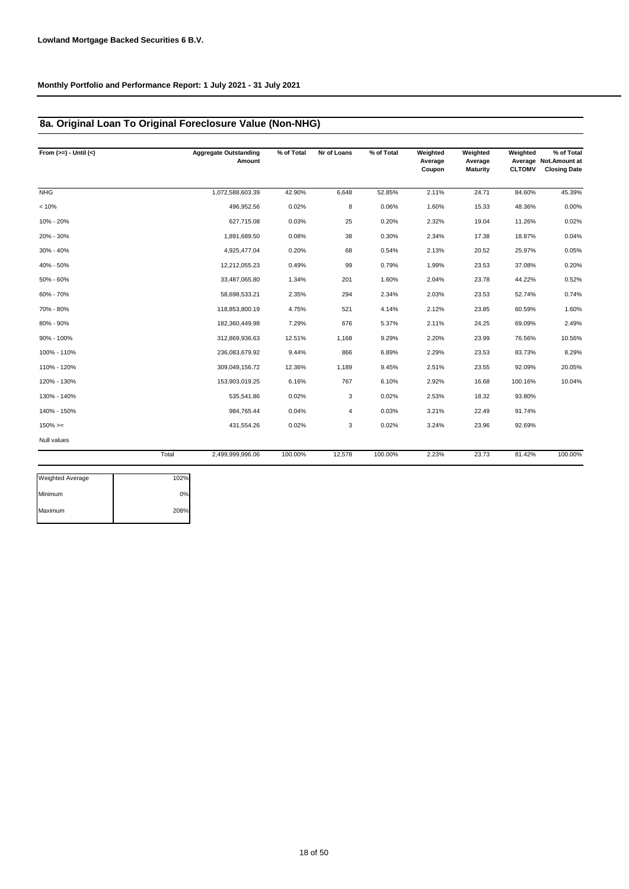**Lowland Mortgage Backed Securities 6 B.V.**

**Monthly Portfolio and Performance Report: 1 July 2021 - 31 July 2021**

## 8a. Original Loan To Original Foreclosure Value (Non-NHG)

| From (>=) - Until (<) | | Aggregate Outstanding Amount | % of Total | Nr of Loans | % of Total | Weighted Average Coupon | Weighted Average Maturity | Weighted Average CLTOMV | % of Total Not.Amount at Closing Date |
|---|---|---|---|---|---|---|---|---|---|
| NHG | | 1,072,588,603.39 | 42.90% | 6,648 | 52.85% | 2.11% | 24.71 | 84.60% | 45.39% |
| < 10% | | 496,952.56 | 0.02% | 8 | 0.06% | 1.60% | 15.33 | 48.36% | 0.00% |
| 10% - 20% | | 627,715.08 | 0.03% | 25 | 0.20% | 2.32% | 19.04 | 11.26% | 0.02% |
| 20% - 30% | | 1,891,689.50 | 0.08% | 38 | 0.30% | 2.34% | 17.38 | 18.87% | 0.04% |
| 30% - 40% | | 4,925,477.04 | 0.20% | 68 | 0.54% | 2.13% | 20.52 | 25.97% | 0.05% |
| 40% - 50% | | 12,212,055.23 | 0.49% | 99 | 0.79% | 1.99% | 23.53 | 37.08% | 0.20% |
| 50% - 60% | | 33,487,065.80 | 1.34% | 201 | 1.60% | 2.04% | 23.78 | 44.22% | 0.52% |
| 60% - 70% | | 58,698,533.21 | 2.35% | 294 | 2.34% | 2.03% | 23.53 | 52.74% | 0.74% |
| 70% - 80% | | 118,853,800.19 | 4.75% | 521 | 4.14% | 2.12% | 23.85 | 60.59% | 1.60% |
| 80% - 90% | | 182,360,449.98 | 7.29% | 676 | 5.37% | 2.11% | 24.25 | 69.09% | 2.49% |
| 90% - 100% | | 312,869,936.63 | 12.51% | 1,168 | 9.29% | 2.20% | 23.99 | 76.56% | 10.56% |
| 100% - 110% | | 236,083,679.92 | 9.44% | 866 | 6.89% | 2.29% | 23.53 | 83.73% | 8.29% |
| 110% - 120% | | 309,049,156.72 | 12.36% | 1,189 | 9.45% | 2.51% | 23.55 | 92.09% | 20.05% |
| 120% - 130% | | 153,903,019.25 | 6.16% | 767 | 6.10% | 2.92% | 16.68 | 100.16% | 10.04% |
| 130% - 140% | | 535,541.86 | 0.02% | 3 | 0.02% | 2.53% | 18.32 | 93.80% | |
| 140% - 150% | | 984,765.44 | 0.04% | 4 | 0.03% | 3.21% | 22.49 | 91.74% | |
| 150% >= | | 431,554.26 | 0.02% | 3 | 0.02% | 3.24% | 23.96 | 92.69% | |
| Null values | | | | | | | | | |
| | Total | 2,499,999,996.06 | 100.00% | 12,578 | 100.00% | 2.23% | 23.73 | 81.42% | 100.00% |

| | |
|---|---|
| Weighted Average | 102% |
| Minimum | 0% |
| Maximum | 208% |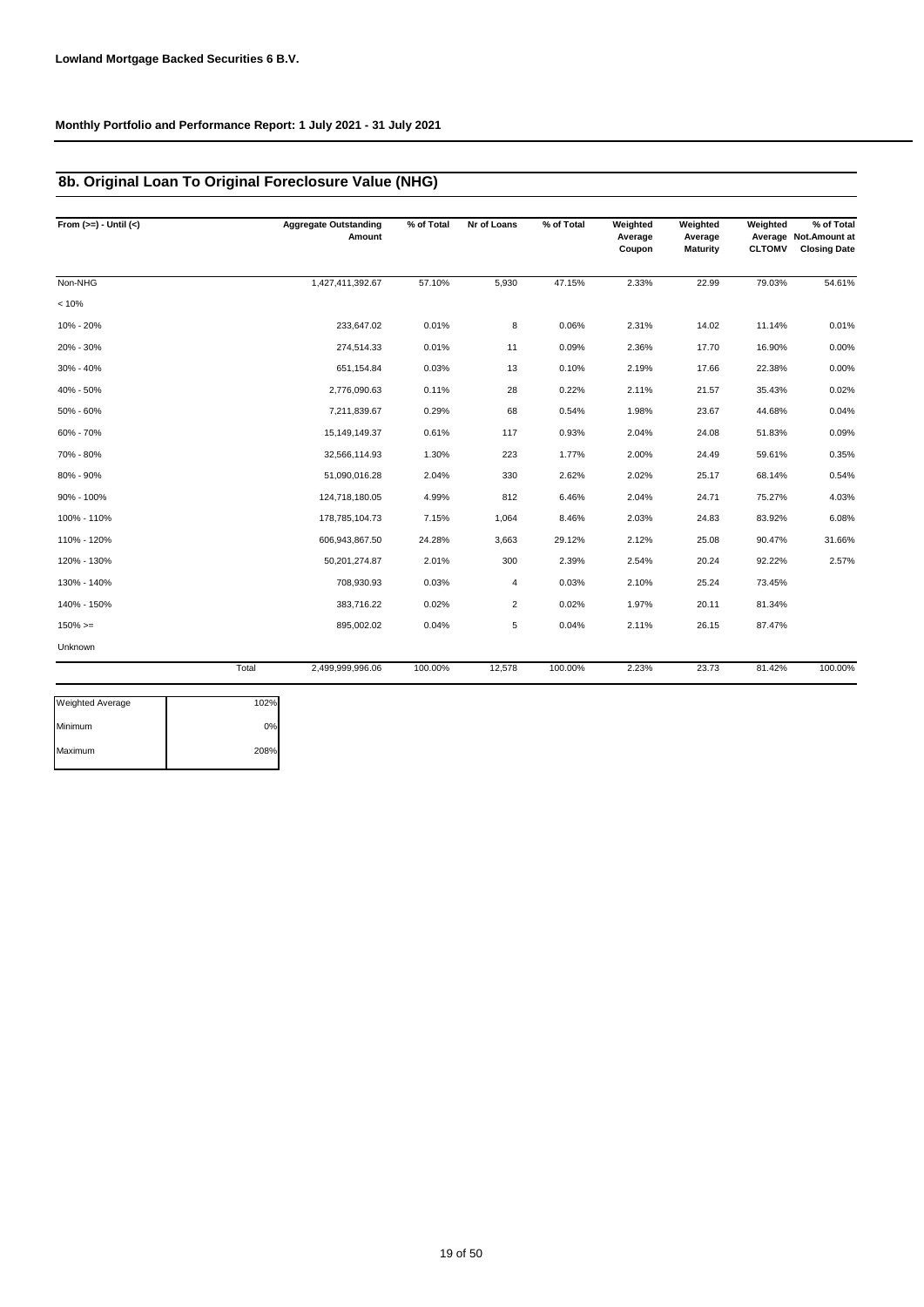**Lowland Mortgage Backed Securities 6 B.V.**

**Monthly Portfolio and Performance Report: 1 July 2021 - 31 July 2021**

## 8b. Original Loan To Original Foreclosure Value (NHG)

| From (>=) - Until (<) | Aggregate Outstanding Amount | % of Total | Nr of Loans | % of Total | Weighted Average Coupon | Weighted Average Maturity | Weighted Average CLTOMV | % of Total Not.Amount at Closing Date |
|---|---|---|---|---|---|---|---|---|
| Non-NHG | 1,427,411,392.67 | 57.10% | 5,930 | 47.15% | 2.33% | 22.99 | 79.03% | 54.61% |
| < 10% | | | | | | | | |
| 10% - 20% | 233,647.02 | 0.01% | 8 | 0.06% | 2.31% | 14.02 | 11.14% | 0.01% |
| 20% - 30% | 274,514.33 | 0.01% | 11 | 0.09% | 2.36% | 17.70 | 16.90% | 0.00% |
| 30% - 40% | 651,154.84 | 0.03% | 13 | 0.10% | 2.19% | 17.66 | 22.38% | 0.00% |
| 40% - 50% | 2,776,090.63 | 0.11% | 28 | 0.22% | 2.11% | 21.57 | 35.43% | 0.02% |
| 50% - 60% | 7,211,839.67 | 0.29% | 68 | 0.54% | 1.98% | 23.67 | 44.68% | 0.04% |
| 60% - 70% | 15,149,149.37 | 0.61% | 117 | 0.93% | 2.04% | 24.08 | 51.83% | 0.09% |
| 70% - 80% | 32,566,114.93 | 1.30% | 223 | 1.77% | 2.00% | 24.49 | 59.61% | 0.35% |
| 80% - 90% | 51,090,016.28 | 2.04% | 330 | 2.62% | 2.02% | 25.17 | 68.14% | 0.54% |
| 90% - 100% | 124,718,180.05 | 4.99% | 812 | 6.46% | 2.04% | 24.71 | 75.27% | 4.03% |
| 100% - 110% | 178,785,104.73 | 7.15% | 1,064 | 8.46% | 2.03% | 24.83 | 83.92% | 6.08% |
| 110% - 120% | 606,943,867.50 | 24.28% | 3,663 | 29.12% | 2.12% | 25.08 | 90.47% | 31.66% |
| 120% - 130% | 50,201,274.87 | 2.01% | 300 | 2.39% | 2.54% | 20.24 | 92.22% | 2.57% |
| 130% - 140% | 708,930.93 | 0.03% | 4 | 0.03% | 2.10% | 25.24 | 73.45% | |
| 140% - 150% | 383,716.22 | 0.02% | 2 | 0.02% | 1.97% | 20.11 | 81.34% | |
| 150% >= | 895,002.02 | 0.04% | 5 | 0.04% | 2.11% | 26.15 | 87.47% | |
| Unknown | | | | | | | | |
| Total | 2,499,999,996.06 | 100.00% | 12,578 | 100.00% | 2.23% | 23.73 | 81.42% | 100.00% |

| | |
|---|---|
| Weighted Average | 102% |
| Minimum | 0% |
| Maximum | 208% |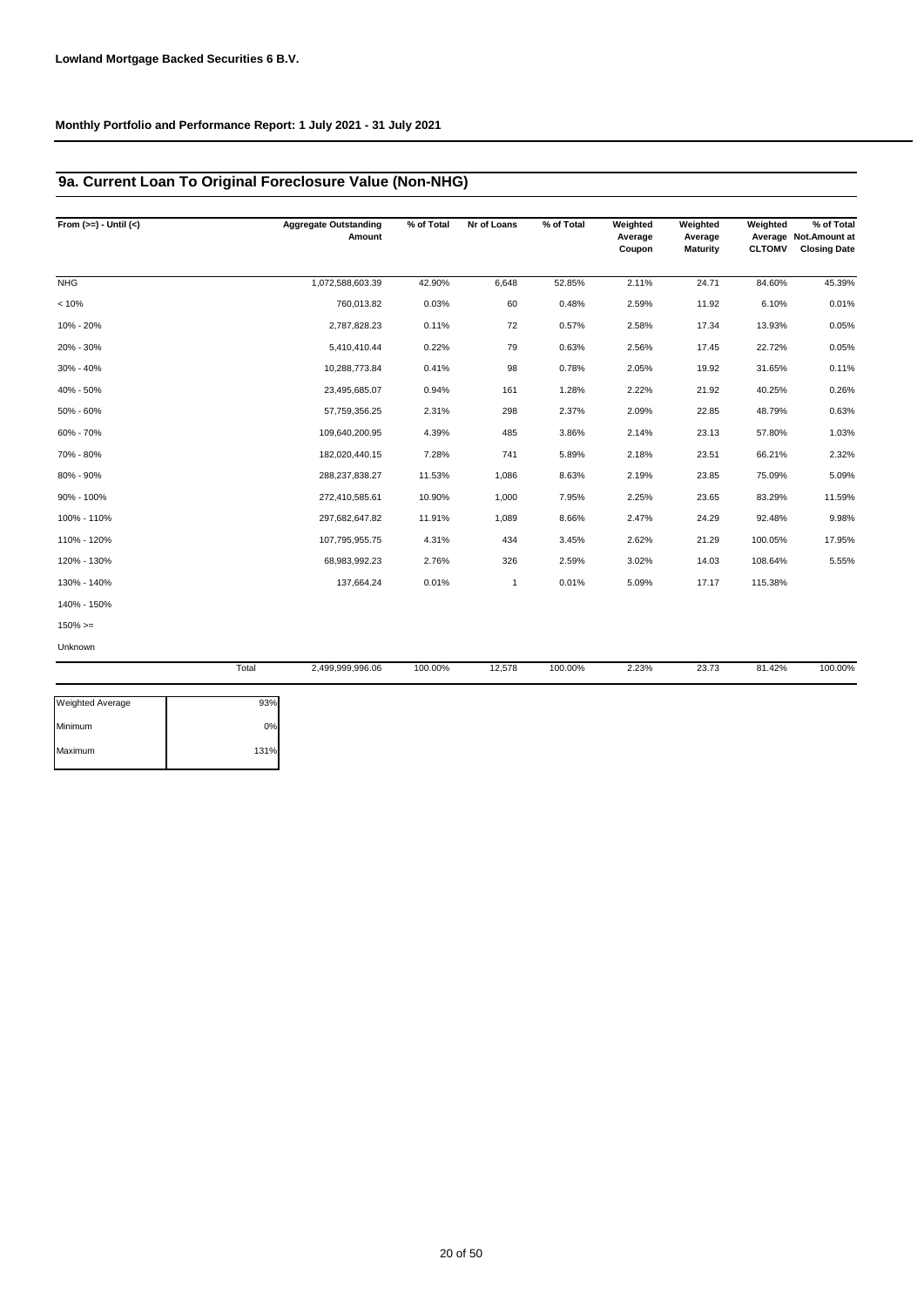**Lowland Mortgage Backed Securities 6 B.V.**

**Monthly Portfolio and Performance Report: 1 July 2021 - 31 July 2021**

## 9a. Current Loan To Original Foreclosure Value (Non-NHG)

| From (>=) - Until (<) | | Aggregate Outstanding Amount | % of Total | Nr of Loans | % of Total | Weighted Average Coupon | Weighted Average Maturity | Weighted Average CLTOMV | % of Total Not.Amount at Closing Date |
|---|---|---|---|---|---|---|---|---|---|
| NHG | | 1,072,588,603.39 | 42.90% | 6,648 | 52.85% | 2.11% | 24.71 | 84.60% | 45.39% |
| < 10% | | 760,013.82 | 0.03% | 60 | 0.48% | 2.59% | 11.92 | 6.10% | 0.01% |
| 10% - 20% | | 2,787,828.23 | 0.11% | 72 | 0.57% | 2.58% | 17.34 | 13.93% | 0.05% |
| 20% - 30% | | 5,410,410.44 | 0.22% | 79 | 0.63% | 2.56% | 17.45 | 22.72% | 0.05% |
| 30% - 40% | | 10,288,773.84 | 0.41% | 98 | 0.78% | 2.05% | 19.92 | 31.65% | 0.11% |
| 40% - 50% | | 23,495,685.07 | 0.94% | 161 | 1.28% | 2.22% | 21.92 | 40.25% | 0.26% |
| 50% - 60% | | 57,759,356.25 | 2.31% | 298 | 2.37% | 2.09% | 22.85 | 48.79% | 0.63% |
| 60% - 70% | | 109,640,200.95 | 4.39% | 485 | 3.86% | 2.14% | 23.13 | 57.80% | 1.03% |
| 70% - 80% | | 182,020,440.15 | 7.28% | 741 | 5.89% | 2.18% | 23.51 | 66.21% | 2.32% |
| 80% - 90% | | 288,237,838.27 | 11.53% | 1,086 | 8.63% | 2.19% | 23.85 | 75.09% | 5.09% |
| 90% - 100% | | 272,410,585.61 | 10.90% | 1,000 | 7.95% | 2.25% | 23.65 | 83.29% | 11.59% |
| 100% - 110% | | 297,682,647.82 | 11.91% | 1,089 | 8.66% | 2.47% | 24.29 | 92.48% | 9.98% |
| 110% - 120% | | 107,795,955.75 | 4.31% | 434 | 3.45% | 2.62% | 21.29 | 100.05% | 17.95% |
| 120% - 130% | | 68,983,992.23 | 2.76% | 326 | 2.59% | 3.02% | 14.03 | 108.64% | 5.55% |
| 130% - 140% | | 137,664.24 | 0.01% | 1 | 0.01% | 5.09% | 17.17 | 115.38% | |
| 140% - 150% | | | | | | | | | |
| 150% >= | | | | | | | | | |
| Unknown | | | | | | | | | |
| | Total | 2,499,999,996.06 | 100.00% | 12,578 | 100.00% | 2.23% | 23.73 | 81.42% | 100.00% |

| | |
|---|---|
| Weighted Average | 93% |
| Minimum | 0% |
| Maximum | 131% |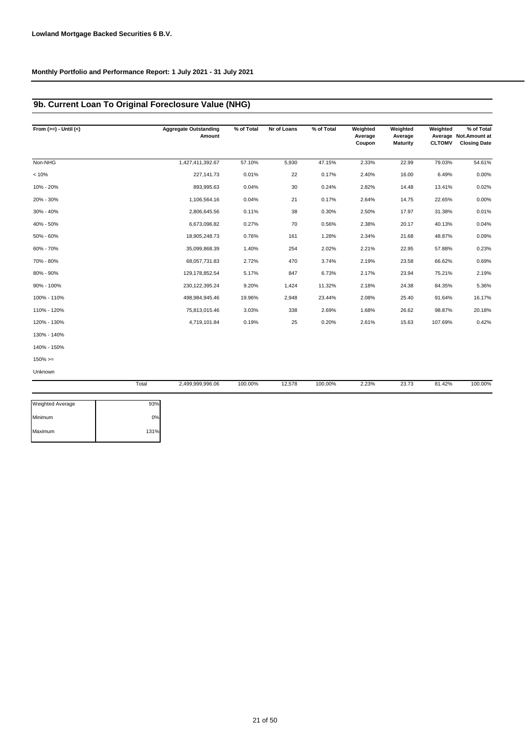**Lowland Mortgage Backed Securities 6 B.V.**

**Monthly Portfolio and Performance Report: 1 July 2021 - 31 July 2021**

## 9b. Current Loan To Original Foreclosure Value (NHG)

| From (>=) - Until (<) | Aggregate Outstanding Amount | % of Total | Nr of Loans | % of Total | Weighted Average Coupon | Weighted Average Maturity | Weighted Average CLTOMV | % of Total Not.Amount at Closing Date |
|---|---|---|---|---|---|---|---|---|
| Non-NHG | 1,427,411,392.67 | 57.10% | 5,930 | 47.15% | 2.33% | 22.99 | 79.03% | 54.61% |
| < 10% | 227,141.73 | 0.01% | 22 | 0.17% | 2.40% | 16.00 | 6.49% | 0.00% |
| 10% - 20% | 893,995.63 | 0.04% | 30 | 0.24% | 2.82% | 14.48 | 13.41% | 0.02% |
| 20% - 30% | 1,106,564.16 | 0.04% | 21 | 0.17% | 2.64% | 14.75 | 22.65% | 0.00% |
| 30% - 40% | 2,806,645.56 | 0.11% | 38 | 0.30% | 2.50% | 17.97 | 31.38% | 0.01% |
| 40% - 50% | 6,673,096.82 | 0.27% | 70 | 0.56% | 2.38% | 20.17 | 40.13% | 0.04% |
| 50% - 60% | 18,905,248.73 | 0.76% | 161 | 1.28% | 2.34% | 21.68 | 48.87% | 0.09% |
| 60% - 70% | 35,099,868.39 | 1.40% | 254 | 2.02% | 2.21% | 22.95 | 57.88% | 0.23% |
| 70% - 80% | 68,057,731.83 | 2.72% | 470 | 3.74% | 2.19% | 23.58 | 66.62% | 0.69% |
| 80% - 90% | 129,178,852.54 | 5.17% | 847 | 6.73% | 2.17% | 23.94 | 75.21% | 2.19% |
| 90% - 100% | 230,122,395.24 | 9.20% | 1,424 | 11.32% | 2.18% | 24.38 | 84.35% | 5.36% |
| 100% - 110% | 498,984,945.46 | 19.96% | 2,948 | 23.44% | 2.08% | 25.40 | 91.64% | 16.17% |
| 110% - 120% | 75,813,015.46 | 3.03% | 338 | 2.69% | 1.68% | 26.62 | 98.87% | 20.18% |
| 120% - 130% | 4,719,101.84 | 0.19% | 25 | 0.20% | 2.61% | 15.63 | 107.69% | 0.42% |
| 130% - 140% | | | | | | | | |
| 140% - 150% | | | | | | | | |
| 150% >= | | | | | | | | |
| Unknown | | | | | | | | |
| Total | 2,499,999,996.06 | 100.00% | 12,578 | 100.00% | 2.23% | 23.73 | 81.42% | 100.00% |

| | |
|---|---|
| Weighted Average | 93% |
| Minimum | 0% |
| Maximum | 131% |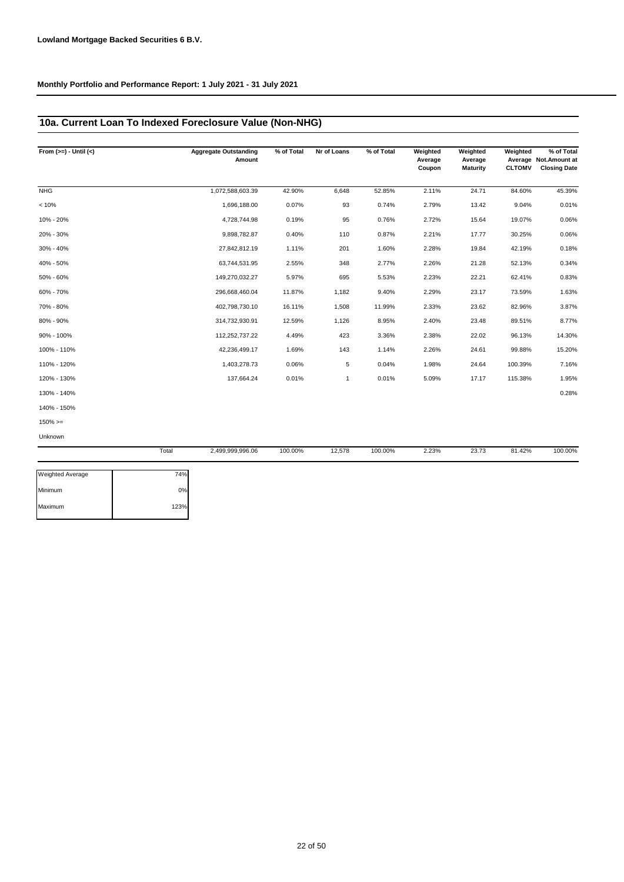**Lowland Mortgage Backed Securities 6 B.V.**

**Monthly Portfolio and Performance Report: 1 July 2021 - 31 July 2021**

## 10a. Current Loan To Indexed Foreclosure Value (Non-NHG)

| From (>=) - Until (<) | Aggregate Outstanding Amount | % of Total | Nr of Loans | % of Total | Weighted Average Coupon | Weighted Average Maturity | Weighted Average CLTOMV | % of Total Not.Amount at Closing Date |
|---|---|---|---|---|---|---|---|---|
| NHG | 1,072,588,603.39 | 42.90% | 6,648 | 52.85% | 2.11% | 24.71 | 84.60% | 45.39% |
| < 10% | 1,696,188.00 | 0.07% | 93 | 0.74% | 2.79% | 13.42 | 9.04% | 0.01% |
| 10% - 20% | 4,728,744.98 | 0.19% | 95 | 0.76% | 2.72% | 15.64 | 19.07% | 0.06% |
| 20% - 30% | 9,898,782.87 | 0.40% | 110 | 0.87% | 2.21% | 17.77 | 30.25% | 0.06% |
| 30% - 40% | 27,842,812.19 | 1.11% | 201 | 1.60% | 2.28% | 19.84 | 42.19% | 0.18% |
| 40% - 50% | 63,744,531.95 | 2.55% | 348 | 2.77% | 2.26% | 21.28 | 52.13% | 0.34% |
| 50% - 60% | 149,270,032.27 | 5.97% | 695 | 5.53% | 2.23% | 22.21 | 62.41% | 0.83% |
| 60% - 70% | 296,668,460.04 | 11.87% | 1,182 | 9.40% | 2.29% | 23.17 | 73.59% | 1.63% |
| 70% - 80% | 402,798,730.10 | 16.11% | 1,508 | 11.99% | 2.33% | 23.62 | 82.96% | 3.87% |
| 80% - 90% | 314,732,930.91 | 12.59% | 1,126 | 8.95% | 2.40% | 23.48 | 89.51% | 8.77% |
| 90% - 100% | 112,252,737.22 | 4.49% | 423 | 3.36% | 2.38% | 22.02 | 96.13% | 14.30% |
| 100% - 110% | 42,236,499.17 | 1.69% | 143 | 1.14% | 2.26% | 24.61 | 99.88% | 15.20% |
| 110% - 120% | 1,403,278.73 | 0.06% | 5 | 0.04% | 1.98% | 24.64 | 100.39% | 7.16% |
| 120% - 130% | 137,664.24 | 0.01% | 1 | 0.01% | 5.09% | 17.17 | 115.38% | 1.95% |
| 130% - 140% | | | | | | | | 0.28% |
| 140% - 150% | | | | | | | | |
| 150% >= | | | | | | | | |
| Unknown | | | | | | | | |
| Total | 2,499,999,996.06 | 100.00% | 12,578 | 100.00% | 2.23% | 23.73 | 81.42% | 100.00% |

| | |
|---|---|
| Weighted Average | 74% |
| Minimum | 0% |
| Maximum | 123% |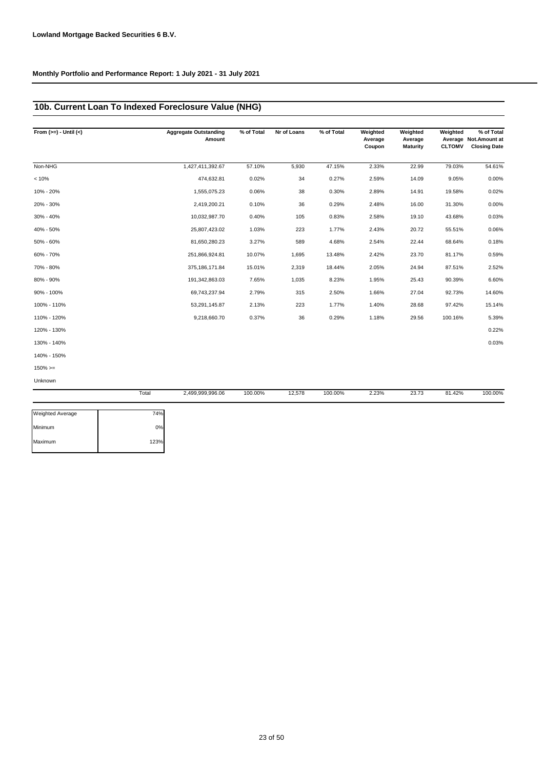**Lowland Mortgage Backed Securities 6 B.V.**

**Monthly Portfolio and Performance Report: 1 July 2021 - 31 July 2021**

## 10b. Current Loan To Indexed Foreclosure Value (NHG)

| From (>=) - Until (<) | Aggregate Outstanding Amount | % of Total | Nr of Loans | % of Total | Weighted Average Coupon | Weighted Average Maturity | Weighted Average CLTOMV | % of Total Not.Amount at Closing Date |
|---|---|---|---|---|---|---|---|---|
| Non-NHG | 1,427,411,392.67 | 57.10% | 5,930 | 47.15% | 2.33% | 22.99 | 79.03% | 54.61% |
| < 10% | 474,632.81 | 0.02% | 34 | 0.27% | 2.59% | 14.09 | 9.05% | 0.00% |
| 10% - 20% | 1,555,075.23 | 0.06% | 38 | 0.30% | 2.89% | 14.91 | 19.58% | 0.02% |
| 20% - 30% | 2,419,200.21 | 0.10% | 36 | 0.29% | 2.48% | 16.00 | 31.30% | 0.00% |
| 30% - 40% | 10,032,987.70 | 0.40% | 105 | 0.83% | 2.58% | 19.10 | 43.68% | 0.03% |
| 40% - 50% | 25,807,423.02 | 1.03% | 223 | 1.77% | 2.43% | 20.72 | 55.51% | 0.06% |
| 50% - 60% | 81,650,280.23 | 3.27% | 589 | 4.68% | 2.54% | 22.44 | 68.64% | 0.18% |
| 60% - 70% | 251,866,924.81 | 10.07% | 1,695 | 13.48% | 2.42% | 23.70 | 81.17% | 0.59% |
| 70% - 80% | 375,186,171.84 | 15.01% | 2,319 | 18.44% | 2.05% | 24.94 | 87.51% | 2.52% |
| 80% - 90% | 191,342,863.03 | 7.65% | 1,035 | 8.23% | 1.95% | 25.43 | 90.39% | 6.60% |
| 90% - 100% | 69,743,237.94 | 2.79% | 315 | 2.50% | 1.66% | 27.04 | 92.73% | 14.60% |
| 100% - 110% | 53,291,145.87 | 2.13% | 223 | 1.77% | 1.40% | 28.68 | 97.42% | 15.14% |
| 110% - 120% | 9,218,660.70 | 0.37% | 36 | 0.29% | 1.18% | 29.56 | 100.16% | 5.39% |
| 120% - 130% | | | | | | | | 0.22% |
| 130% - 140% | | | | | | | | 0.03% |
| 140% - 150% | | | | | | | | |
| 150% >= | | | | | | | | |
| Unknown | | | | | | | | |
| Total | 2,499,999,996.06 | 100.00% | 12,578 | 100.00% | 2.23% | 23.73 | 81.42% | 100.00% |

| | |
|---|---|
| Weighted Average | 74% |
| Minimum | 0% |
| Maximum | 123% |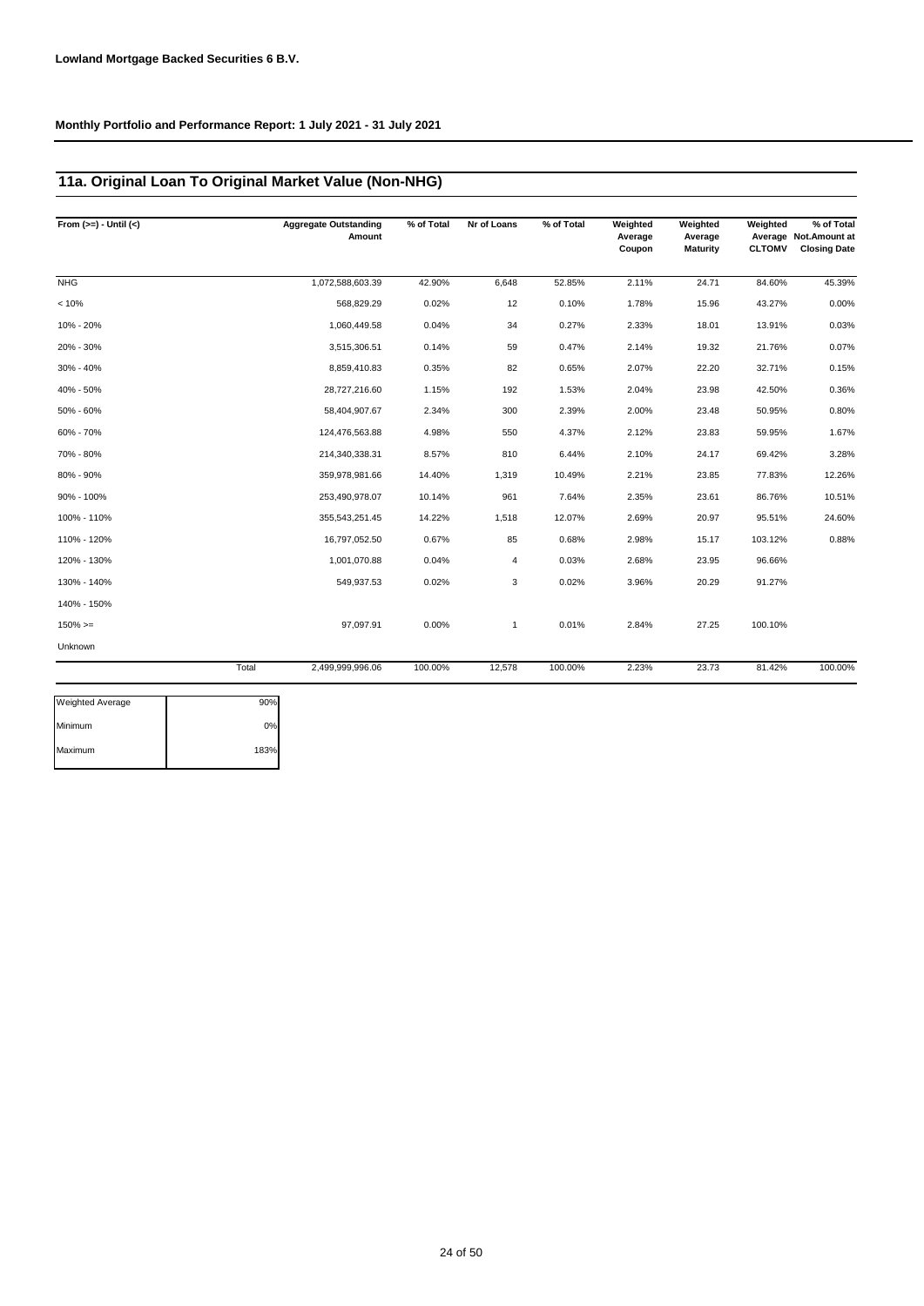**Lowland Mortgage Backed Securities 6 B.V.**

**Monthly Portfolio and Performance Report: 1 July 2021 - 31 July 2021**

## 11a. Original Loan To Original Market Value (Non-NHG)

| From (>=) - Until (<) | Aggregate Outstanding Amount | % of Total | Nr of Loans | % of Total | Weighted Average Coupon | Weighted Average Maturity | Weighted Average CLTOMV | % of Total Not.Amount at Closing Date |
|---|---|---|---|---|---|---|---|---|
| NHG | 1,072,588,603.39 | 42.90% | 6,648 | 52.85% | 2.11% | 24.71 | 84.60% | 45.39% |
| < 10% | 568,829.29 | 0.02% | 12 | 0.10% | 1.78% | 15.96 | 43.27% | 0.00% |
| 10% - 20% | 1,060,449.58 | 0.04% | 34 | 0.27% | 2.33% | 18.01 | 13.91% | 0.03% |
| 20% - 30% | 3,515,306.51 | 0.14% | 59 | 0.47% | 2.14% | 19.32 | 21.76% | 0.07% |
| 30% - 40% | 8,859,410.83 | 0.35% | 82 | 0.65% | 2.07% | 22.20 | 32.71% | 0.15% |
| 40% - 50% | 28,727,216.60 | 1.15% | 192 | 1.53% | 2.04% | 23.98 | 42.50% | 0.36% |
| 50% - 60% | 58,404,907.67 | 2.34% | 300 | 2.39% | 2.00% | 23.48 | 50.95% | 0.80% |
| 60% - 70% | 124,476,563.88 | 4.98% | 550 | 4.37% | 2.12% | 23.83 | 59.95% | 1.67% |
| 70% - 80% | 214,340,338.31 | 8.57% | 810 | 6.44% | 2.10% | 24.17 | 69.42% | 3.28% |
| 80% - 90% | 359,978,981.66 | 14.40% | 1,319 | 10.49% | 2.21% | 23.85 | 77.83% | 12.26% |
| 90% - 100% | 253,490,978.07 | 10.14% | 961 | 7.64% | 2.35% | 23.61 | 86.76% | 10.51% |
| 100% - 110% | 355,543,251.45 | 14.22% | 1,518 | 12.07% | 2.69% | 20.97 | 95.51% | 24.60% |
| 110% - 120% | 16,797,052.50 | 0.67% | 85 | 0.68% | 2.98% | 15.17 | 103.12% | 0.88% |
| 120% - 130% | 1,001,070.88 | 0.04% | 4 | 0.03% | 2.68% | 23.95 | 96.66% | |
| 130% - 140% | 549,937.53 | 0.02% | 3 | 0.02% | 3.96% | 20.29 | 91.27% | |
| 140% - 150% | | | | | | | | |
| 150% >= | 97,097.91 | 0.00% | 1 | 0.01% | 2.84% | 27.25 | 100.10% | |
| Unknown | | | | | | | | |
| Total | 2,499,999,996.06 | 100.00% | 12,578 | 100.00% | 2.23% | 23.73 | 81.42% | 100.00% |

| | |
|---|---|
| Weighted Average | 90% |
| Minimum | 0% |
| Maximum | 183% |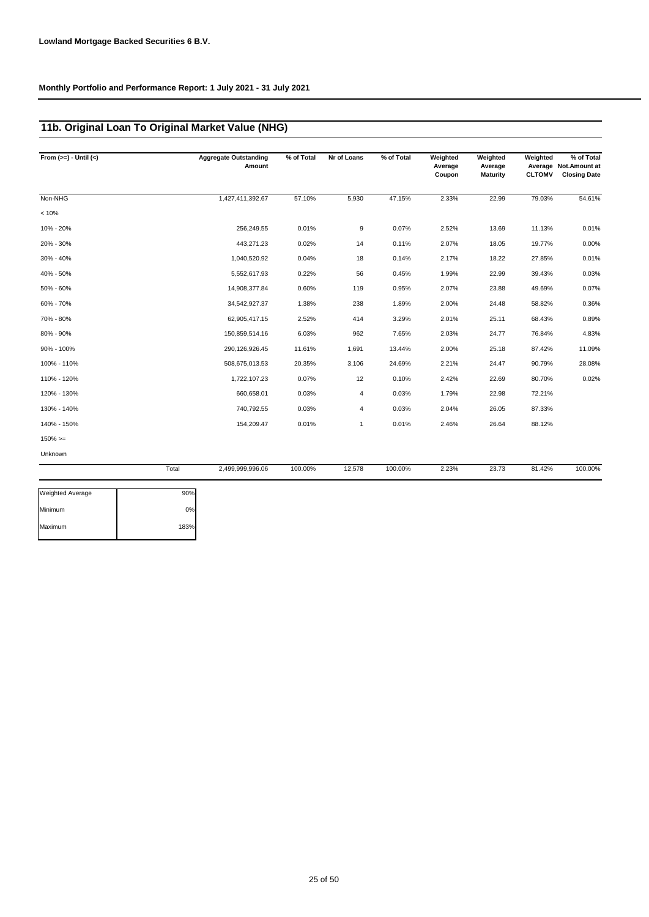**Lowland Mortgage Backed Securities 6 B.V.**

**Monthly Portfolio and Performance Report: 1 July 2021 - 31 July 2021**

## 11b. Original Loan To Original Market Value (NHG)

| From (>=) - Until (<) | Aggregate Outstanding Amount | % of Total | Nr of Loans | % of Total | Weighted Average Coupon | Weighted Average Maturity | Weighted Average CLTOMV | % of Total Not.Amount at Closing Date |
|---|---|---|---|---|---|---|---|---|
| Non-NHG | 1,427,411,392.67 | 57.10% | 5,930 | 47.15% | 2.33% | 22.99 | 79.03% | 54.61% |
| < 10% | | | | | | | | |
| 10% - 20% | 256,249.55 | 0.01% | 9 | 0.07% | 2.52% | 13.69 | 11.13% | 0.01% |
| 20% - 30% | 443,271.23 | 0.02% | 14 | 0.11% | 2.07% | 18.05 | 19.77% | 0.00% |
| 30% - 40% | 1,040,520.92 | 0.04% | 18 | 0.14% | 2.17% | 18.22 | 27.85% | 0.01% |
| 40% - 50% | 5,552,617.93 | 0.22% | 56 | 0.45% | 1.99% | 22.99 | 39.43% | 0.03% |
| 50% - 60% | 14,908,377.84 | 0.60% | 119 | 0.95% | 2.07% | 23.88 | 49.69% | 0.07% |
| 60% - 70% | 34,542,927.37 | 1.38% | 238 | 1.89% | 2.00% | 24.48 | 58.82% | 0.36% |
| 70% - 80% | 62,905,417.15 | 2.52% | 414 | 3.29% | 2.01% | 25.11 | 68.43% | 0.89% |
| 80% - 90% | 150,859,514.16 | 6.03% | 962 | 7.65% | 2.03% | 24.77 | 76.84% | 4.83% |
| 90% - 100% | 290,126,926.45 | 11.61% | 1,691 | 13.44% | 2.00% | 25.18 | 87.42% | 11.09% |
| 100% - 110% | 508,675,013.53 | 20.35% | 3,106 | 24.69% | 2.21% | 24.47 | 90.79% | 28.08% |
| 110% - 120% | 1,722,107.23 | 0.07% | 12 | 0.10% | 2.42% | 22.69 | 80.70% | 0.02% |
| 120% - 130% | 660,658.01 | 0.03% | 4 | 0.03% | 1.79% | 22.98 | 72.21% | |
| 130% - 140% | 740,792.55 | 0.03% | 4 | 0.03% | 2.04% | 26.05 | 87.33% | |
| 140% - 150% | 154,209.47 | 0.01% | 1 | 0.01% | 2.46% | 26.64 | 88.12% | |
| 150% >= | | | | | | | | |
| Unknown | | | | | | | | |
| Total | 2,499,999,996.06 | 100.00% | 12,578 | 100.00% | 2.23% | 23.73 | 81.42% | 100.00% |

| | |
|---|---|
| Weighted Average | 90% |
| Minimum | 0% |
| Maximum | 183% |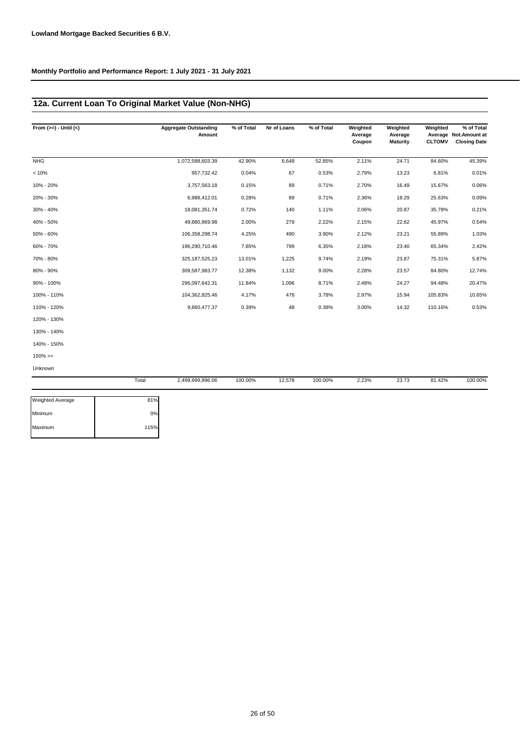**Lowland Mortgage Backed Securities 6 B.V.**

**Monthly Portfolio and Performance Report: 1 July 2021 - 31 July 2021**

## 12a. Current Loan To Original Market Value (Non-NHG)

| From (>=) - Until (<) | Aggregate Outstanding Amount | % of Total | Nr of Loans | % of Total | Weighted Average Coupon | Weighted Average Maturity | Weighted Average CLTOMV | % of Total Not.Amount at Closing Date |
|---|---|---|---|---|---|---|---|---|
| NHG | 1,072,588,603.39 | 42.90% | 6,648 | 52.85% | 2.11% | 24.71 | 84.60% | 45.39% |
| < 10% | 957,732.42 | 0.04% | 67 | 0.53% | 2.79% | 13.23 | 6.81% | 0.01% |
| 10% - 20% | 3,757,563.18 | 0.15% | 89 | 0.71% | 2.70% | 16.49 | 15.67% | 0.06% |
| 20% - 30% | 6,988,412.01 | 0.28% | 89 | 0.71% | 2.36% | 18.29 | 25.63% | 0.09% |
| 30% - 40% | 18,081,351.74 | 0.72% | 140 | 1.11% | 2.06% | 20.87 | 35.78% | 0.21% |
| 40% - 50% | 49,880,869.98 | 2.00% | 279 | 2.22% | 2.15% | 22.62 | 45.97% | 0.54% |
| 50% - 60% | 106,358,298.74 | 4.25% | 490 | 3.90% | 2.12% | 23.21 | 55.89% | 1.03% |
| 60% - 70% | 196,290,710.46 | 7.85% | 799 | 6.35% | 2.18% | 23.40 | 65.34% | 2.42% |
| 70% - 80% | 325,187,525.23 | 13.01% | 1,225 | 9.74% | 2.19% | 23.87 | 75.31% | 5.87% |
| 80% - 90% | 309,587,983.77 | 12.38% | 1,132 | 9.00% | 2.28% | 23.57 | 84.80% | 12.74% |
| 90% - 100% | 296,097,642.31 | 11.84% | 1,096 | 8.71% | 2.48% | 24.27 | 94.48% | 20.47% |
| 100% - 110% | 104,362,825.46 | 4.17% | 476 | 3.78% | 2.97% | 15.94 | 105.83% | 10.65% |
| 110% - 120% | 9,860,477.37 | 0.39% | 48 | 0.38% | 3.00% | 14.32 | 110.16% | 0.53% |
| 120% - 130% | | | | | | | | |
| 130% - 140% | | | | | | | | |
| 140% - 150% | | | | | | | | |
| 150% >= | | | | | | | | |
| Unknown | | | | | | | | |
| Total | 2,499,999,996.06 | 100.00% | 12,578 | 100.00% | 2.23% | 23.73 | 81.42% | 100.00% |

| | |
|---|---|
| Weighted Average | 81% |
| Minimum | 0% |
| Maximum | 115% |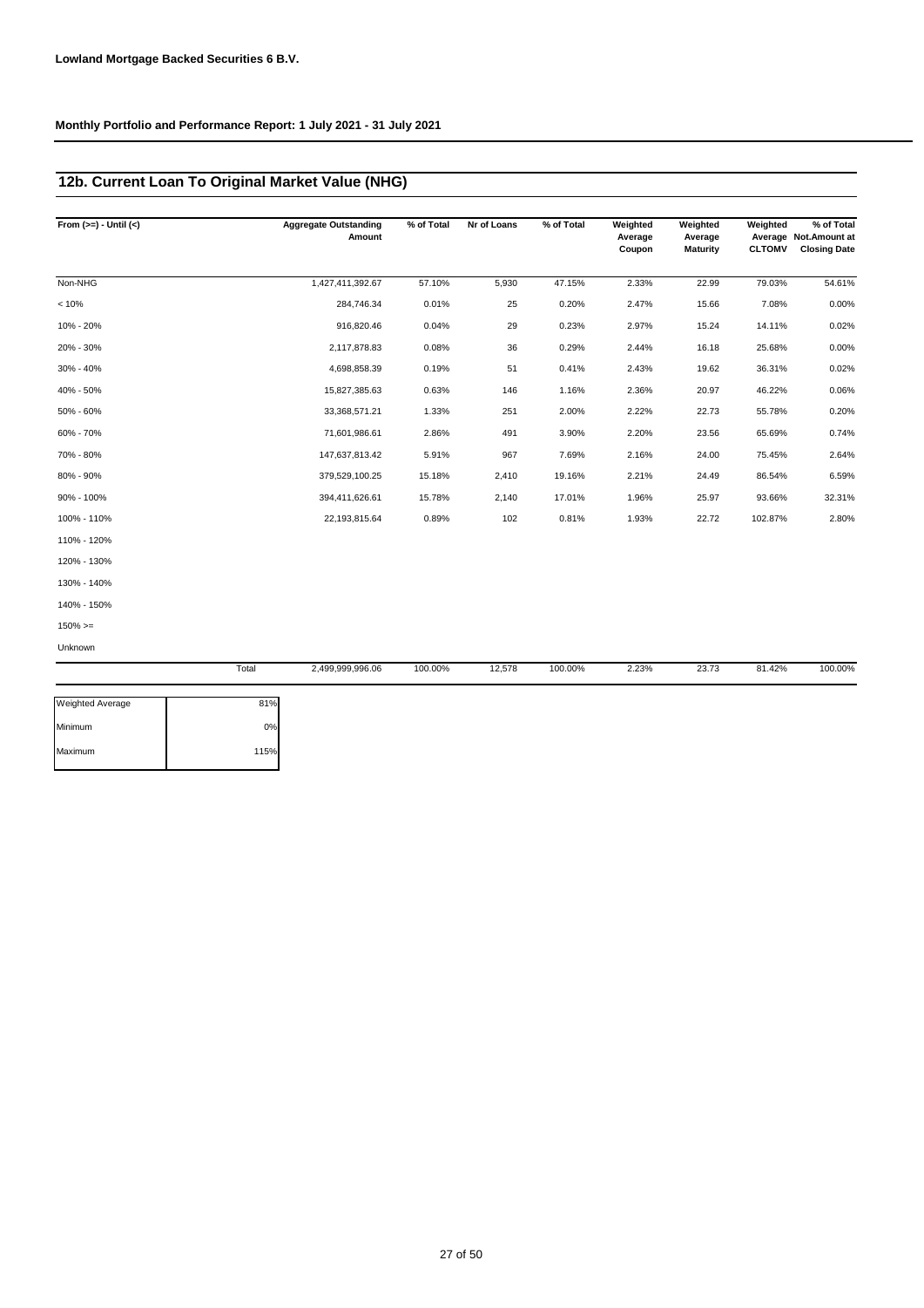**Lowland Mortgage Backed Securities 6 B.V.**

**Monthly Portfolio and Performance Report: 1 July 2021 - 31 July 2021**

## 12b. Current Loan To Original Market Value (NHG)

| From (>=) - Until (<) | Aggregate Outstanding Amount | % of Total | Nr of Loans | % of Total | Weighted Average Coupon | Weighted Average Maturity | Weighted Average CLTOMV | % of Total Not.Amount at Closing Date |
|---|---|---|---|---|---|---|---|---|
| Non-NHG | 1,427,411,392.67 | 57.10% | 5,930 | 47.15% | 2.33% | 22.99 | 79.03% | 54.61% |
| < 10% | 284,746.34 | 0.01% | 25 | 0.20% | 2.47% | 15.66 | 7.08% | 0.00% |
| 10% - 20% | 916,820.46 | 0.04% | 29 | 0.23% | 2.97% | 15.24 | 14.11% | 0.02% |
| 20% - 30% | 2,117,878.83 | 0.08% | 36 | 0.29% | 2.44% | 16.18 | 25.68% | 0.00% |
| 30% - 40% | 4,698,858.39 | 0.19% | 51 | 0.41% | 2.43% | 19.62 | 36.31% | 0.02% |
| 40% - 50% | 15,827,385.63 | 0.63% | 146 | 1.16% | 2.36% | 20.97 | 46.22% | 0.06% |
| 50% - 60% | 33,368,571.21 | 1.33% | 251 | 2.00% | 2.22% | 22.73 | 55.78% | 0.20% |
| 60% - 70% | 71,601,986.61 | 2.86% | 491 | 3.90% | 2.20% | 23.56 | 65.69% | 0.74% |
| 70% - 80% | 147,637,813.42 | 5.91% | 967 | 7.69% | 2.16% | 24.00 | 75.45% | 2.64% |
| 80% - 90% | 379,529,100.25 | 15.18% | 2,410 | 19.16% | 2.21% | 24.49 | 86.54% | 6.59% |
| 90% - 100% | 394,411,626.61 | 15.78% | 2,140 | 17.01% | 1.96% | 25.97 | 93.66% | 32.31% |
| 100% - 110% | 22,193,815.64 | 0.89% | 102 | 0.81% | 1.93% | 22.72 | 102.87% | 2.80% |
| 110% - 120% | | | | | | | | |
| 120% - 130% | | | | | | | | |
| 130% - 140% | | | | | | | | |
| 140% - 150% | | | | | | | | |
| 150% >= | | | | | | | | |
| Unknown | | | | | | | | |
| Total | 2,499,999,996.06 | 100.00% | 12,578 | 100.00% | 2.23% | 23.73 | 81.42% | 100.00% |

| | |
|---|---|
| Weighted Average | 81% |
| Minimum | 0% |
| Maximum | 115% |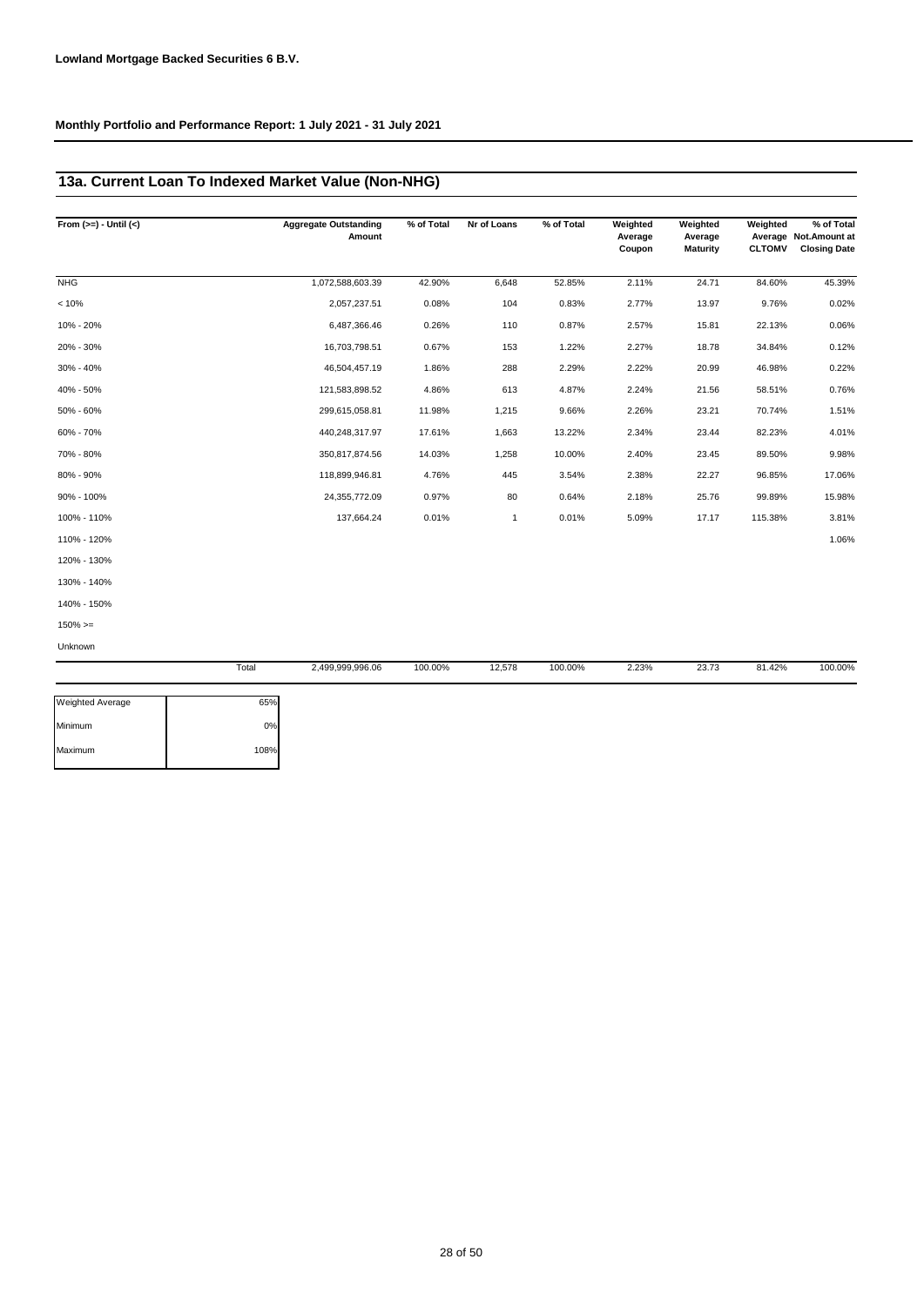**Lowland Mortgage Backed Securities 6 B.V.**

**Monthly Portfolio and Performance Report: 1 July 2021 - 31 July 2021**

## 13a. Current Loan To Indexed Market Value (Non-NHG)

| From (>=) - Until (<) | Aggregate Outstanding Amount | % of Total | Nr of Loans | % of Total | Weighted Average Coupon | Weighted Average Maturity | Weighted Average CLTOMV | % of Total Not.Amount at Closing Date |
|---|---|---|---|---|---|---|---|---|
| NHG | 1,072,588,603.39 | 42.90% | 6,648 | 52.85% | 2.11% | 24.71 | 84.60% | 45.39% |
| < 10% | 2,057,237.51 | 0.08% | 104 | 0.83% | 2.77% | 13.97 | 9.76% | 0.02% |
| 10% - 20% | 6,487,366.46 | 0.26% | 110 | 0.87% | 2.57% | 15.81 | 22.13% | 0.06% |
| 20% - 30% | 16,703,798.51 | 0.67% | 153 | 1.22% | 2.27% | 18.78 | 34.84% | 0.12% |
| 30% - 40% | 46,504,457.19 | 1.86% | 288 | 2.29% | 2.22% | 20.99 | 46.98% | 0.22% |
| 40% - 50% | 121,583,898.52 | 4.86% | 613 | 4.87% | 2.24% | 21.56 | 58.51% | 0.76% |
| 50% - 60% | 299,615,058.81 | 11.98% | 1,215 | 9.66% | 2.26% | 23.21 | 70.74% | 1.51% |
| 60% - 70% | 440,248,317.97 | 17.61% | 1,663 | 13.22% | 2.34% | 23.44 | 82.23% | 4.01% |
| 70% - 80% | 350,817,874.56 | 14.03% | 1,258 | 10.00% | 2.40% | 23.45 | 89.50% | 9.98% |
| 80% - 90% | 118,899,946.81 | 4.76% | 445 | 3.54% | 2.38% | 22.27 | 96.85% | 17.06% |
| 90% - 100% | 24,355,772.09 | 0.97% | 80 | 0.64% | 2.18% | 25.76 | 99.89% | 15.98% |
| 100% - 110% | 137,664.24 | 0.01% | 1 | 0.01% | 5.09% | 17.17 | 115.38% | 3.81% |
| 110% - 120% | | | | | | | | 1.06% |
| 120% - 130% | | | | | | | | |
| 130% - 140% | | | | | | | | |
| 140% - 150% | | | | | | | | |
| 150% >= | | | | | | | | |
| Unknown | | | | | | | | |
| Total | 2,499,999,996.06 | 100.00% | 12,578 | 100.00% | 2.23% | 23.73 | 81.42% | 100.00% |

| | |
|---|---|
| Weighted Average | 65% |
| Minimum | 0% |
| Maximum | 108% |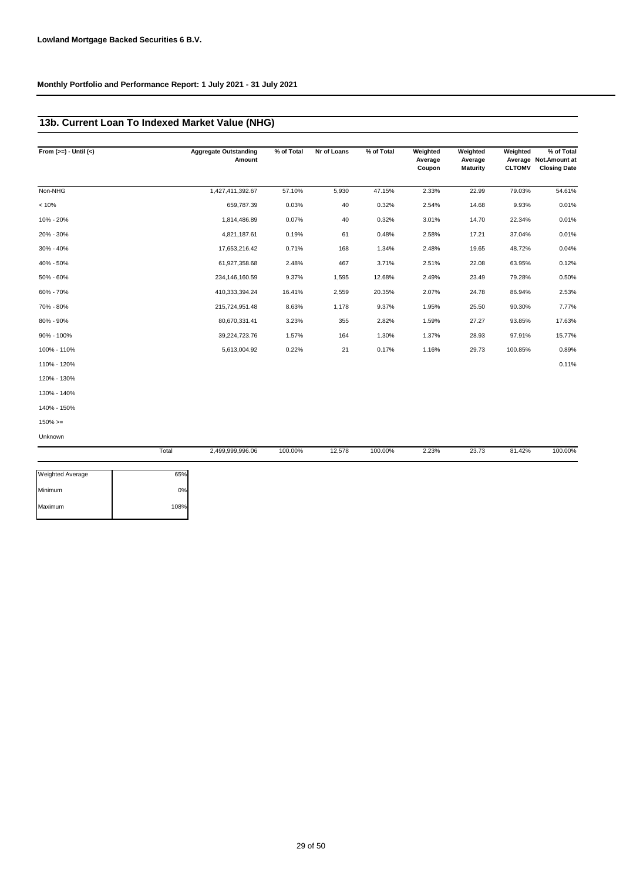**Lowland Mortgage Backed Securities 6 B.V.**

**Monthly Portfolio and Performance Report: 1 July 2021 - 31 July 2021**

## 13b. Current Loan To Indexed Market Value (NHG)

| From (>=) - Until (<) | Aggregate Outstanding Amount | % of Total | Nr of Loans | % of Total | Weighted Average Coupon | Weighted Average Maturity | Weighted Average CLTOMV | % of Total Not.Amount at Closing Date |
|---|---|---|---|---|---|---|---|---|
| Non-NHG | 1,427,411,392.67 | 57.10% | 5,930 | 47.15% | 2.33% | 22.99 | 79.03% | 54.61% |
| < 10% | 659,787.39 | 0.03% | 40 | 0.32% | 2.54% | 14.68 | 9.93% | 0.01% |
| 10% - 20% | 1,814,486.89 | 0.07% | 40 | 0.32% | 3.01% | 14.70 | 22.34% | 0.01% |
| 20% - 30% | 4,821,187.61 | 0.19% | 61 | 0.48% | 2.58% | 17.21 | 37.04% | 0.01% |
| 30% - 40% | 17,653,216.42 | 0.71% | 168 | 1.34% | 2.48% | 19.65 | 48.72% | 0.04% |
| 40% - 50% | 61,927,358.68 | 2.48% | 467 | 3.71% | 2.51% | 22.08 | 63.95% | 0.12% |
| 50% - 60% | 234,146,160.59 | 9.37% | 1,595 | 12.68% | 2.49% | 23.49 | 79.28% | 0.50% |
| 60% - 70% | 410,333,394.24 | 16.41% | 2,559 | 20.35% | 2.07% | 24.78 | 86.94% | 2.53% |
| 70% - 80% | 215,724,951.48 | 8.63% | 1,178 | 9.37% | 1.95% | 25.50 | 90.30% | 7.77% |
| 80% - 90% | 80,670,331.41 | 3.23% | 355 | 2.82% | 1.59% | 27.27 | 93.85% | 17.63% |
| 90% - 100% | 39,224,723.76 | 1.57% | 164 | 1.30% | 1.37% | 28.93 | 97.91% | 15.77% |
| 100% - 110% | 5,613,004.92 | 0.22% | 21 | 0.17% | 1.16% | 29.73 | 100.85% | 0.89% |
| 110% - 120% | | | | | | | | 0.11% |
| 120% - 130% | | | | | | | | |
| 130% - 140% | | | | | | | | |
| 140% - 150% | | | | | | | | |
| 150% >= | | | | | | | | |
| Unknown | | | | | | | | |
| Total | 2,499,999,996.06 | 100.00% | 12,578 | 100.00% | 2.23% | 23.73 | 81.42% | 100.00% |

| | |
|---|---|
| Weighted Average | 65% |
| Minimum | 0% |
| Maximum | 108% |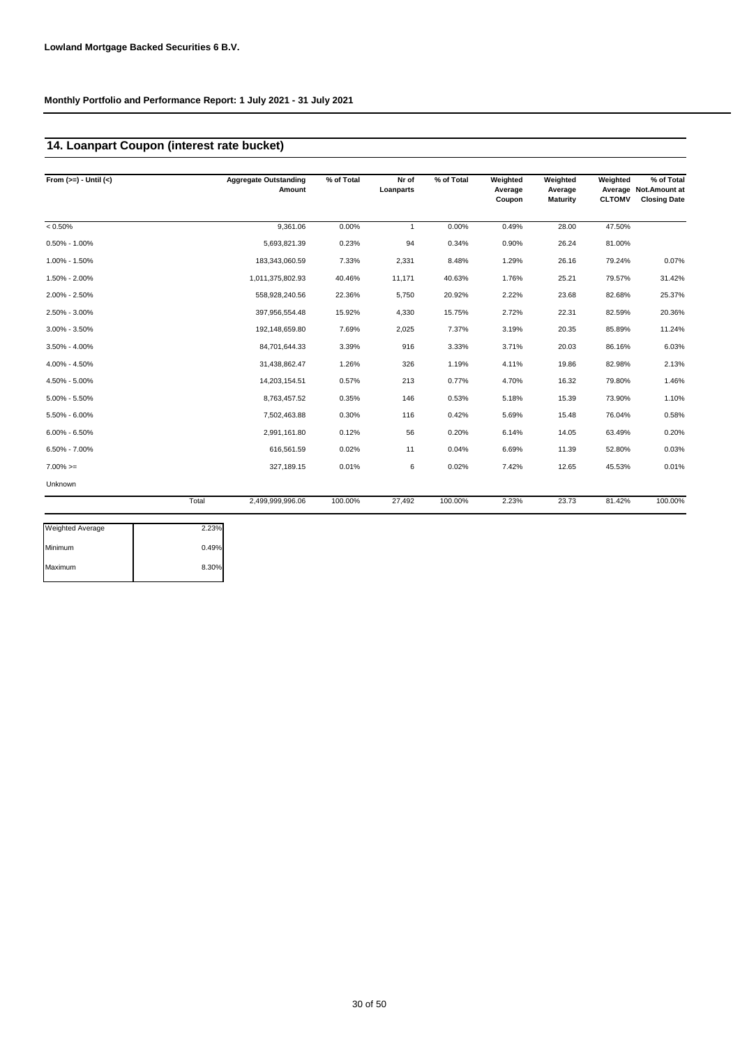**Lowland Mortgage Backed Securities 6 B.V.**

**Monthly Portfolio and Performance Report: 1 July 2021 - 31 July 2021**

## 14. Loanpart Coupon (interest rate bucket)

| From (>=) - Until (<) | | Aggregate Outstanding Amount | % of Total | Nr of Loanparts | % of Total | Weighted Average Coupon | Weighted Average Maturity | Weighted Average CLTOMV | % of Total Not.Amount at Closing Date |
|---|---|---|---|---|---|---|---|---|---|
| < 0.50% | | 9,361.06 | 0.00% | 1 | 0.00% | 0.49% | 28.00 | 47.50% | |
| 0.50% - 1.00% | | 5,693,821.39 | 0.23% | 94 | 0.34% | 0.90% | 26.24 | 81.00% | |
| 1.00% - 1.50% | | 183,343,060.59 | 7.33% | 2,331 | 8.48% | 1.29% | 26.16 | 79.24% | 0.07% |
| 1.50% - 2.00% | | 1,011,375,802.93 | 40.46% | 11,171 | 40.63% | 1.76% | 25.21 | 79.57% | 31.42% |
| 2.00% - 2.50% | | 558,928,240.56 | 22.36% | 5,750 | 20.92% | 2.22% | 23.68 | 82.68% | 25.37% |
| 2.50% - 3.00% | | 397,956,554.48 | 15.92% | 4,330 | 15.75% | 2.72% | 22.31 | 82.59% | 20.36% |
| 3.00% - 3.50% | | 192,148,659.80 | 7.69% | 2,025 | 7.37% | 3.19% | 20.35 | 85.89% | 11.24% |
| 3.50% - 4.00% | | 84,701,644.33 | 3.39% | 916 | 3.33% | 3.71% | 20.03 | 86.16% | 6.03% |
| 4.00% - 4.50% | | 31,438,862.47 | 1.26% | 326 | 1.19% | 4.11% | 19.86 | 82.98% | 2.13% |
| 4.50% - 5.00% | | 14,203,154.51 | 0.57% | 213 | 0.77% | 4.70% | 16.32 | 79.80% | 1.46% |
| 5.00% - 5.50% | | 8,763,457.52 | 0.35% | 146 | 0.53% | 5.18% | 15.39 | 73.90% | 1.10% |
| 5.50% - 6.00% | | 7,502,463.88 | 0.30% | 116 | 0.42% | 5.69% | 15.48 | 76.04% | 0.58% |
| 6.00% - 6.50% | | 2,991,161.80 | 0.12% | 56 | 0.20% | 6.14% | 14.05 | 63.49% | 0.20% |
| 6.50% - 7.00% | | 616,561.59 | 0.02% | 11 | 0.04% | 6.69% | 11.39 | 52.80% | 0.03% |
| 7.00% >= | | 327,189.15 | 0.01% | 6 | 0.02% | 7.42% | 12.65 | 45.53% | 0.01% |
| Unknown | | | | | | | | | |
| | Total | 2,499,999,996.06 | 100.00% | 27,492 | 100.00% | 2.23% | 23.73 | 81.42% | 100.00% |

| | |
|---|---|
| Weighted Average | 2.23% |
| Minimum | 0.49% |
| Maximum | 8.30% |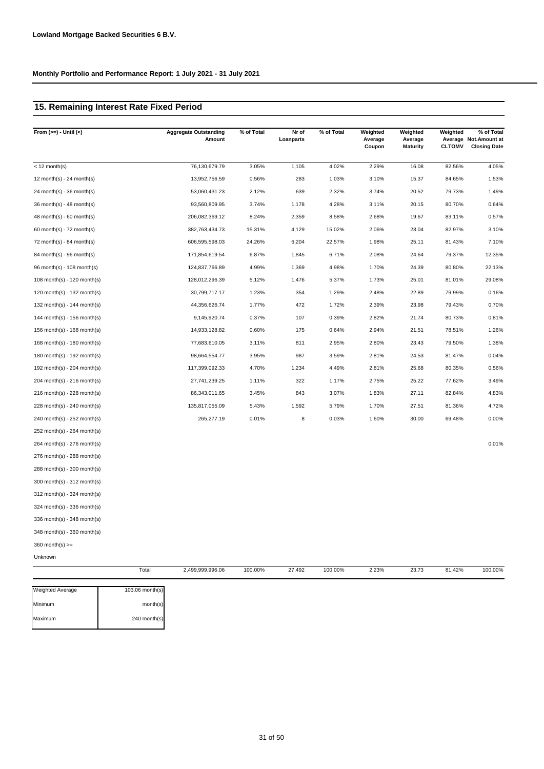**Lowland Mortgage Backed Securities 6 B.V.**

**Monthly Portfolio and Performance Report: 1 July 2021 - 31 July 2021**

## 15. Remaining Interest Rate Fixed Period

| From (>=) - Until (<) | Aggregate Outstanding Amount | % of Total | Nr of Loanparts | % of Total | Weighted Average Coupon | Weighted Average Maturity | Weighted Average CLTOMV | % of Total Not.Amount at Closing Date |
|---|---|---|---|---|---|---|---|---|
| < 12 month(s) | 76,130,679.79 | 3.05% | 1,105 | 4.02% | 2.29% | 16.08 | 82.56% | 4.05% |
| 12 month(s) - 24 month(s) | 13,952,756.59 | 0.56% | 283 | 1.03% | 3.10% | 15.37 | 84.65% | 1.53% |
| 24 month(s) - 36 month(s) | 53,060,431.23 | 2.12% | 639 | 2.32% | 3.74% | 20.52 | 79.73% | 1.49% |
| 36 month(s) - 48 month(s) | 93,560,809.95 | 3.74% | 1,178 | 4.28% | 3.11% | 20.15 | 80.70% | 0.64% |
| 48 month(s) - 60 month(s) | 206,082,369.12 | 8.24% | 2,359 | 8.58% | 2.68% | 19.67 | 83.11% | 0.57% |
| 60 month(s) - 72 month(s) | 382,763,434.73 | 15.31% | 4,129 | 15.02% | 2.06% | 23.04 | 82.97% | 3.10% |
| 72 month(s) - 84 month(s) | 606,595,598.03 | 24.26% | 6,204 | 22.57% | 1.98% | 25.11 | 81.43% | 7.10% |
| 84 month(s) - 96 month(s) | 171,854,619.54 | 6.87% | 1,845 | 6.71% | 2.08% | 24.64 | 79.37% | 12.35% |
| 96 month(s) - 108 month(s) | 124,837,766.89 | 4.99% | 1,369 | 4.98% | 1.70% | 24.39 | 80.80% | 22.13% |
| 108 month(s) - 120 month(s) | 128,012,296.39 | 5.12% | 1,476 | 5.37% | 1.73% | 25.01 | 81.01% | 29.08% |
| 120 month(s) - 132 month(s) | 30,799,717.17 | 1.23% | 354 | 1.29% | 2.48% | 22.89 | 79.99% | 0.16% |
| 132 month(s) - 144 month(s) | 44,356,626.74 | 1.77% | 472 | 1.72% | 2.39% | 23.98 | 79.43% | 0.70% |
| 144 month(s) - 156 month(s) | 9,145,920.74 | 0.37% | 107 | 0.39% | 2.82% | 21.74 | 80.73% | 0.81% |
| 156 month(s) - 168 month(s) | 14,933,128.82 | 0.60% | 175 | 0.64% | 2.94% | 21.51 | 78.51% | 1.26% |
| 168 month(s) - 180 month(s) | 77,683,610.05 | 3.11% | 811 | 2.95% | 2.80% | 23.43 | 79.50% | 1.38% |
| 180 month(s) - 192 month(s) | 98,664,554.77 | 3.95% | 987 | 3.59% | 2.81% | 24.53 | 81.47% | 0.04% |
| 192 month(s) - 204 month(s) | 117,399,092.33 | 4.70% | 1,234 | 4.49% | 2.81% | 25.68 | 80.35% | 0.56% |
| 204 month(s) - 216 month(s) | 27,741,239.25 | 1.11% | 322 | 1.17% | 2.75% | 25.22 | 77.62% | 3.49% |
| 216 month(s) - 228 month(s) | 86,343,011.65 | 3.45% | 843 | 3.07% | 1.83% | 27.11 | 82.84% | 4.83% |
| 228 month(s) - 240 month(s) | 135,817,055.09 | 5.43% | 1,592 | 5.79% | 1.70% | 27.51 | 81.36% | 4.72% |
| 240 month(s) - 252 month(s) | 265,277.19 | 0.01% | 8 | 0.03% | 1.60% | 30.00 | 69.48% | 0.00% |
| 252 month(s) - 264 month(s) | | | | | | | | |
| 264 month(s) - 276 month(s) | | | | | | | | 0.01% |
| 276 month(s) - 288 month(s) | | | | | | | | |
| 288 month(s) - 300 month(s) | | | | | | | | |
| 300 month(s) - 312 month(s) | | | | | | | | |
| 312 month(s) - 324 month(s) | | | | | | | | |
| 324 month(s) - 336 month(s) | | | | | | | | |
| 336 month(s) - 348 month(s) | | | | | | | | |
| 348 month(s) - 360 month(s) | | | | | | | | |
| 360 month(s) >= | | | | | | | | |
| Unknown | | | | | | | | |
| Total | 2,499,999,996.06 | 100.00% | 27,492 | 100.00% | 2.23% | 23.73 | 81.42% | 100.00% |

| | |
|---|---|
| Weighted Average | 103.06 month(s) |
| Minimum | month(s) |
| Maximum | 240 month(s) |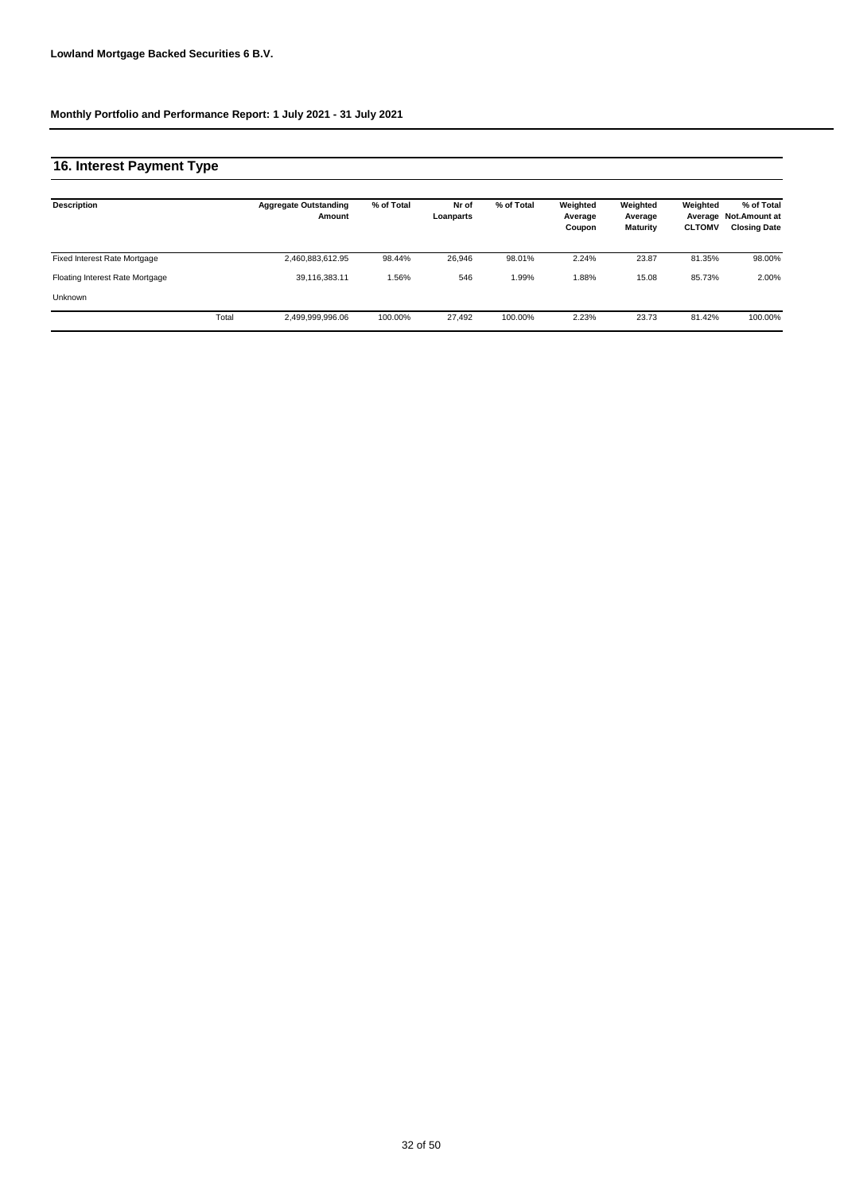**Lowland Mortgage Backed Securities 6 B.V.**

**Monthly Portfolio and Performance Report: 1 July 2021 - 31 July 2021**

## 16. Interest Payment Type

| Description | | Aggregate Outstanding Amount | % of Total | Nr of Loanparts | % of Total | Weighted Average Coupon | Weighted Average Maturity | Weighted Average CLTOMV | % of Total Not.Amount at Closing Date |
|---|---|---|---|---|---|---|---|---|---|
| Fixed Interest Rate Mortgage | | 2,460,883,612.95 | 98.44% | 26,946 | 98.01% | 2.24% | 23.87 | 81.35% | 98.00% |
| Floating Interest Rate Mortgage | | 39,116,383.11 | 1.56% | 546 | 1.99% | 1.88% | 15.08 | 85.73% | 2.00% |
| Unknown | | | | | | | | | |
| | Total | 2,499,999,996.06 | 100.00% | 27,492 | 100.00% | 2.23% | 23.73 | 81.42% | 100.00% |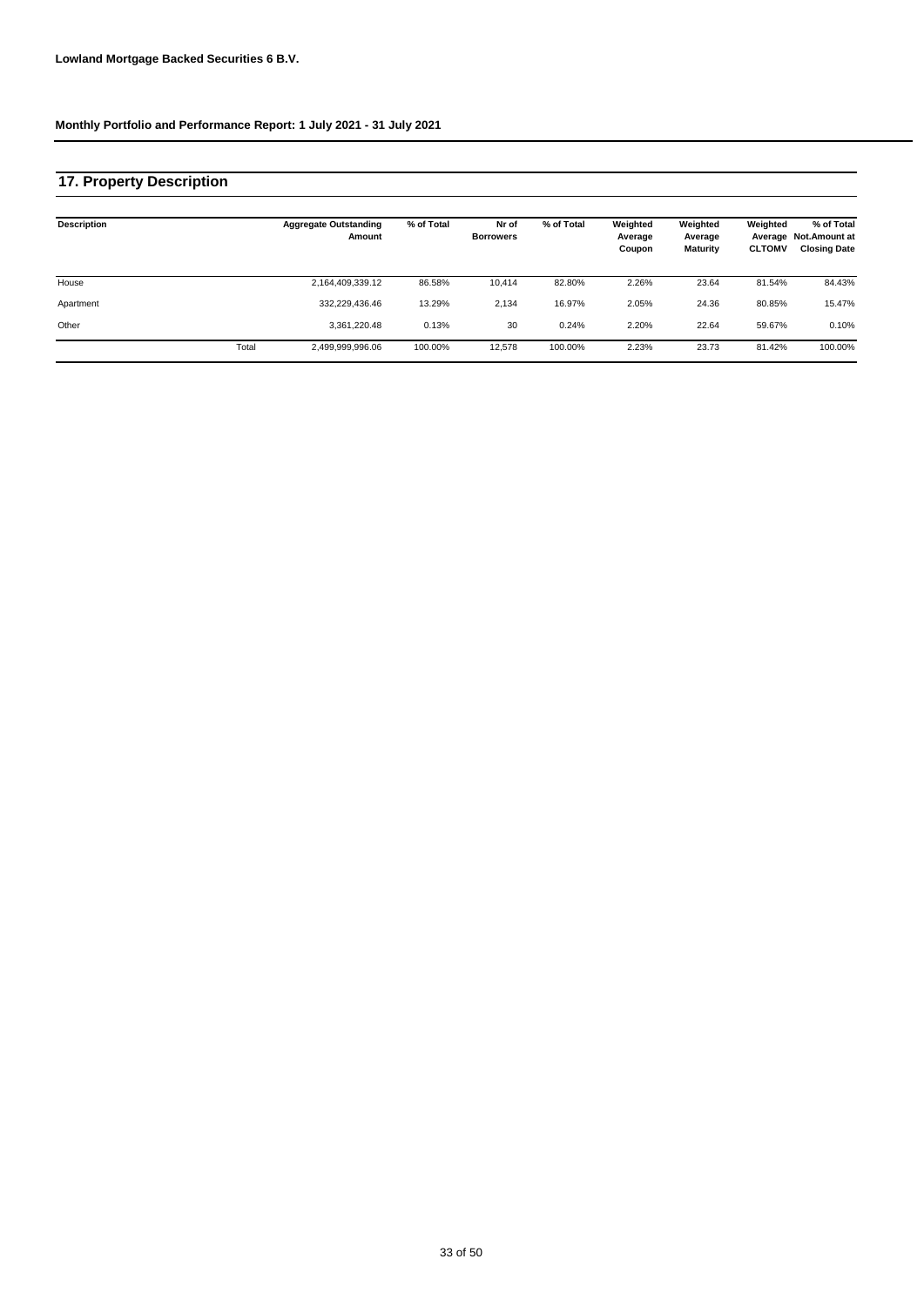**Lowland Mortgage Backed Securities 6 B.V.**

**Monthly Portfolio and Performance Report: 1 July 2021 - 31 July 2021**

## 17. Property Description

| Description | | Aggregate Outstanding Amount | % of Total | Nr of Borrowers | % of Total | Weighted Average Coupon | Weighted Average Maturity | Weighted Average CLTOMV | % of Total Not.Amount at Closing Date |
|---|---|---|---|---|---|---|---|---|---|
| House | | 2,164,409,339.12 | 86.58% | 10,414 | 82.80% | 2.26% | 23.64 | 81.54% | 84.43% |
| Apartment | | 332,229,436.46 | 13.29% | 2,134 | 16.97% | 2.05% | 24.36 | 80.85% | 15.47% |
| Other | | 3,361,220.48 | 0.13% | 30 | 0.24% | 2.20% | 22.64 | 59.67% | 0.10% |
| | Total | 2,499,999,996.06 | 100.00% | 12,578 | 100.00% | 2.23% | 23.73 | 81.42% | 100.00% |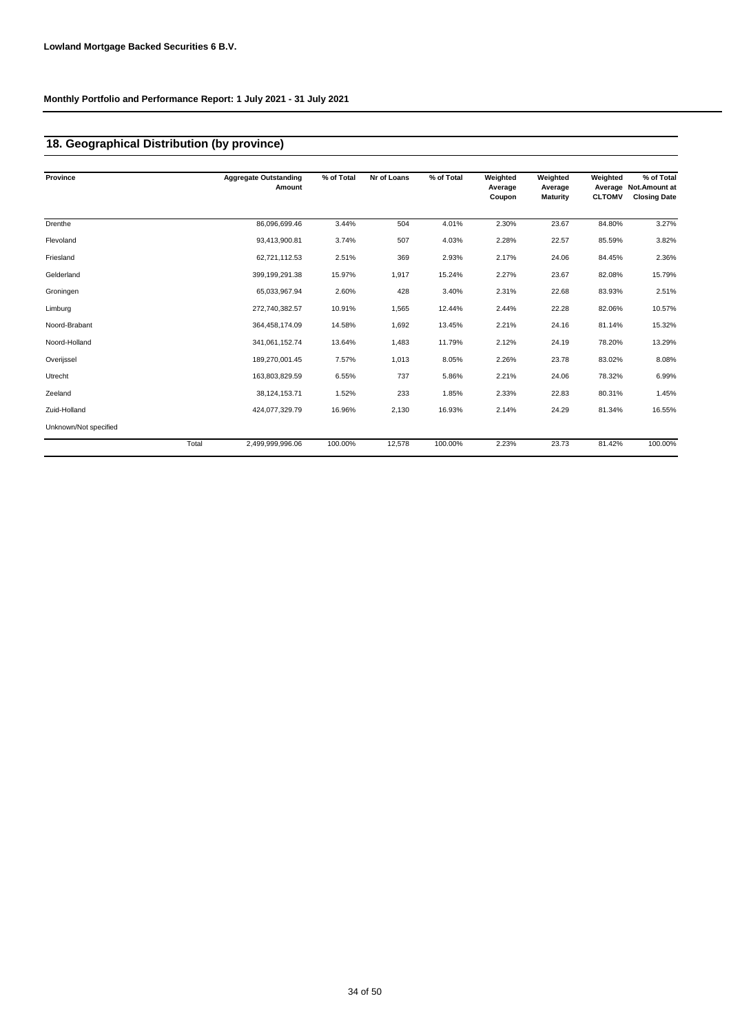**Lowland Mortgage Backed Securities 6 B.V.**

**Monthly Portfolio and Performance Report: 1 July 2021 - 31 July 2021**

## 18. Geographical Distribution (by province)

| Province | | Aggregate Outstanding Amount | % of Total | Nr of Loans | % of Total | Weighted Average Coupon | Weighted Average Maturity | Weighted Average CLTOMV | % of Total Not.Amount at Closing Date |
|---|---|---|---|---|---|---|---|---|---|
| Drenthe | | 86,096,699.46 | 3.44% | 504 | 4.01% | 2.30% | 23.67 | 84.80% | 3.27% |
| Flevoland | | 93,413,900.81 | 3.74% | 507 | 4.03% | 2.28% | 22.57 | 85.59% | 3.82% |
| Friesland | | 62,721,112.53 | 2.51% | 369 | 2.93% | 2.17% | 24.06 | 84.45% | 2.36% |
| Gelderland | | 399,199,291.38 | 15.97% | 1,917 | 15.24% | 2.27% | 23.67 | 82.08% | 15.79% |
| Groningen | | 65,033,967.94 | 2.60% | 428 | 3.40% | 2.31% | 22.68 | 83.93% | 2.51% |
| Limburg | | 272,740,382.57 | 10.91% | 1,565 | 12.44% | 2.44% | 22.28 | 82.06% | 10.57% |
| Noord-Brabant | | 364,458,174.09 | 14.58% | 1,692 | 13.45% | 2.21% | 24.16 | 81.14% | 15.32% |
| Noord-Holland | | 341,061,152.74 | 13.64% | 1,483 | 11.79% | 2.12% | 24.19 | 78.20% | 13.29% |
| Overijssel | | 189,270,001.45 | 7.57% | 1,013 | 8.05% | 2.26% | 23.78 | 83.02% | 8.08% |
| Utrecht | | 163,803,829.59 | 6.55% | 737 | 5.86% | 2.21% | 24.06 | 78.32% | 6.99% |
| Zeeland | | 38,124,153.71 | 1.52% | 233 | 1.85% | 2.33% | 22.83 | 80.31% | 1.45% |
| Zuid-Holland | | 424,077,329.79 | 16.96% | 2,130 | 16.93% | 2.14% | 24.29 | 81.34% | 16.55% |
| Unknown/Not specified | | | | | | | | | |
| | Total | 2,499,999,996.06 | 100.00% | 12,578 | 100.00% | 2.23% | 23.73 | 81.42% | 100.00% |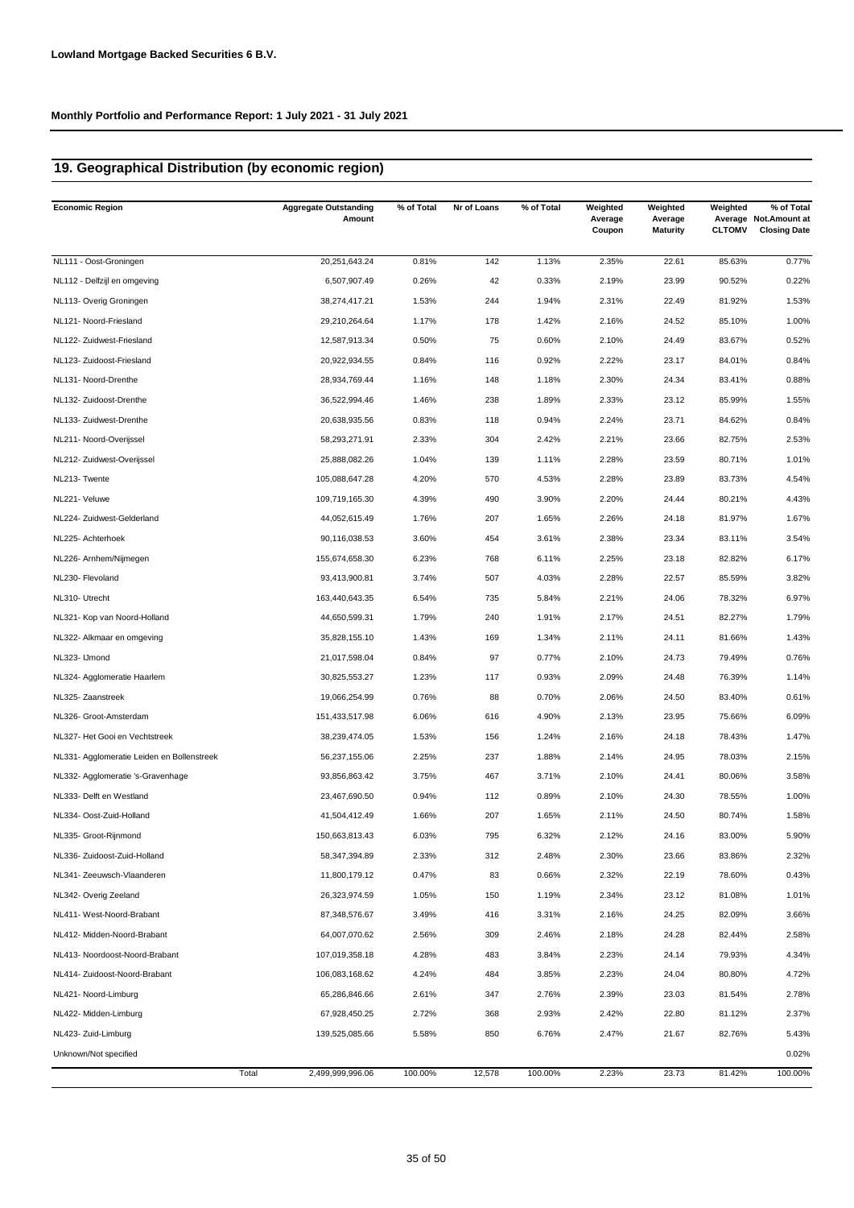**Lowland Mortgage Backed Securities 6 B.V.**

**Monthly Portfolio and Performance Report: 1 July 2021 - 31 July 2021**

## 19. Geographical Distribution (by economic region)

| Economic Region | Aggregate Outstanding Amount | % of Total | Nr of Loans | % of Total | Weighted Average Coupon | Weighted Average Maturity | Weighted Average CLTOMV | % of Total Not.Amount at Closing Date |
|---|---|---|---|---|---|---|---|---|
| NL111 - Oost-Groningen | 20,251,643.24 | 0.81% | 142 | 1.13% | 2.35% | 22.61 | 85.63% | 0.77% |
| NL112 - Delfzijl en omgeving | 6,507,907.49 | 0.26% | 42 | 0.33% | 2.19% | 23.99 | 90.52% | 0.22% |
| NL113- Overig Groningen | 38,274,417.21 | 1.53% | 244 | 1.94% | 2.31% | 22.49 | 81.92% | 1.53% |
| NL121- Noord-Friesland | 29,210,264.64 | 1.17% | 178 | 1.42% | 2.16% | 24.52 | 85.10% | 1.00% |
| NL122- Zuidwest-Friesland | 12,587,913.34 | 0.50% | 75 | 0.60% | 2.10% | 24.49 | 83.67% | 0.52% |
| NL123- Zuidoost-Friesland | 20,922,934.55 | 0.84% | 116 | 0.92% | 2.22% | 23.17 | 84.01% | 0.84% |
| NL131- Noord-Drenthe | 28,934,769.44 | 1.16% | 148 | 1.18% | 2.30% | 24.34 | 83.41% | 0.88% |
| NL132- Zuidoost-Drenthe | 36,522,994.46 | 1.46% | 238 | 1.89% | 2.33% | 23.12 | 85.99% | 1.55% |
| NL133- Zuidwest-Drenthe | 20,638,935.56 | 0.83% | 118 | 0.94% | 2.24% | 23.71 | 84.62% | 0.84% |
| NL211- Noord-Overijssel | 58,293,271.91 | 2.33% | 304 | 2.42% | 2.21% | 23.66 | 82.75% | 2.53% |
| NL212- Zuidwest-Overijssel | 25,888,082.26 | 1.04% | 139 | 1.11% | 2.28% | 23.59 | 80.71% | 1.01% |
| NL213- Twente | 105,088,647.28 | 4.20% | 570 | 4.53% | 2.28% | 23.89 | 83.73% | 4.54% |
| NL221- Veluwe | 109,719,165.30 | 4.39% | 490 | 3.90% | 2.20% | 24.44 | 80.21% | 4.43% |
| NL224- Zuidwest-Gelderland | 44,052,615.49 | 1.76% | 207 | 1.65% | 2.26% | 24.18 | 81.97% | 1.67% |
| NL225- Achterhoek | 90,116,038.53 | 3.60% | 454 | 3.61% | 2.38% | 23.34 | 83.11% | 3.54% |
| NL226- Arnhem/Nijmegen | 155,674,658.30 | 6.23% | 768 | 6.11% | 2.25% | 23.18 | 82.82% | 6.17% |
| NL230- Flevoland | 93,413,900.81 | 3.74% | 507 | 4.03% | 2.28% | 22.57 | 85.59% | 3.82% |
| NL310- Utrecht | 163,440,643.35 | 6.54% | 735 | 5.84% | 2.21% | 24.06 | 78.32% | 6.97% |
| NL321- Kop van Noord-Holland | 44,650,599.31 | 1.79% | 240 | 1.91% | 2.17% | 24.51 | 82.27% | 1.79% |
| NL322- Alkmaar en omgeving | 35,828,155.10 | 1.43% | 169 | 1.34% | 2.11% | 24.11 | 81.66% | 1.43% |
| NL323- IJmond | 21,017,598.04 | 0.84% | 97 | 0.77% | 2.10% | 24.73 | 79.49% | 0.76% |
| NL324- Agglomeratie Haarlem | 30,825,553.27 | 1.23% | 117 | 0.93% | 2.09% | 24.48 | 76.39% | 1.14% |
| NL325- Zaanstreek | 19,066,254.99 | 0.76% | 88 | 0.70% | 2.06% | 24.50 | 83.40% | 0.61% |
| NL326- Groot-Amsterdam | 151,433,517.98 | 6.06% | 616 | 4.90% | 2.13% | 23.95 | 75.66% | 6.09% |
| NL327- Het Gooi en Vechtstreek | 38,239,474.05 | 1.53% | 156 | 1.24% | 2.16% | 24.18 | 78.43% | 1.47% |
| NL331- Agglomeratie Leiden en Bollenstreek | 56,237,155.06 | 2.25% | 237 | 1.88% | 2.14% | 24.95 | 78.03% | 2.15% |
| NL332- Agglomeratie 's-Gravenhage | 93,856,863.42 | 3.75% | 467 | 3.71% | 2.10% | 24.41 | 80.06% | 3.58% |
| NL333- Delft en Westland | 23,467,690.50 | 0.94% | 112 | 0.89% | 2.10% | 24.30 | 78.55% | 1.00% |
| NL334- Oost-Zuid-Holland | 41,504,412.49 | 1.66% | 207 | 1.65% | 2.11% | 24.50 | 80.74% | 1.58% |
| NL335- Groot-Rijnmond | 150,663,813.43 | 6.03% | 795 | 6.32% | 2.12% | 24.16 | 83.00% | 5.90% |
| NL336- Zuidoost-Zuid-Holland | 58,347,394.89 | 2.33% | 312 | 2.48% | 2.30% | 23.66 | 83.86% | 2.32% |
| NL341- Zeeuwsch-Vlaanderen | 11,800,179.12 | 0.47% | 83 | 0.66% | 2.32% | 22.19 | 78.60% | 0.43% |
| NL342- Overig Zeeland | 26,323,974.59 | 1.05% | 150 | 1.19% | 2.34% | 23.12 | 81.08% | 1.01% |
| NL411- West-Noord-Brabant | 87,348,576.67 | 3.49% | 416 | 3.31% | 2.16% | 24.25 | 82.09% | 3.66% |
| NL412- Midden-Noord-Brabant | 64,007,070.62 | 2.56% | 309 | 2.46% | 2.18% | 24.28 | 82.44% | 2.58% |
| NL413- Noordoost-Noord-Brabant | 107,019,358.18 | 4.28% | 483 | 3.84% | 2.23% | 24.14 | 79.93% | 4.34% |
| NL414- Zuidoost-Noord-Brabant | 106,083,168.62 | 4.24% | 484 | 3.85% | 2.23% | 24.04 | 80.80% | 4.72% |
| NL421- Noord-Limburg | 65,286,846.66 | 2.61% | 347 | 2.76% | 2.39% | 23.03 | 81.54% | 2.78% |
| NL422- Midden-Limburg | 67,928,450.25 | 2.72% | 368 | 2.93% | 2.42% | 22.80 | 81.12% | 2.37% |
| NL423- Zuid-Limburg | 139,525,085.66 | 5.58% | 850 | 6.76% | 2.47% | 21.67 | 82.76% | 5.43% |
| Unknown/Not specified | | | | | | | | 0.02% |
| Total | 2,499,999,996.06 | 100.00% | 12,578 | 100.00% | 2.23% | 23.73 | 81.42% | 100.00% |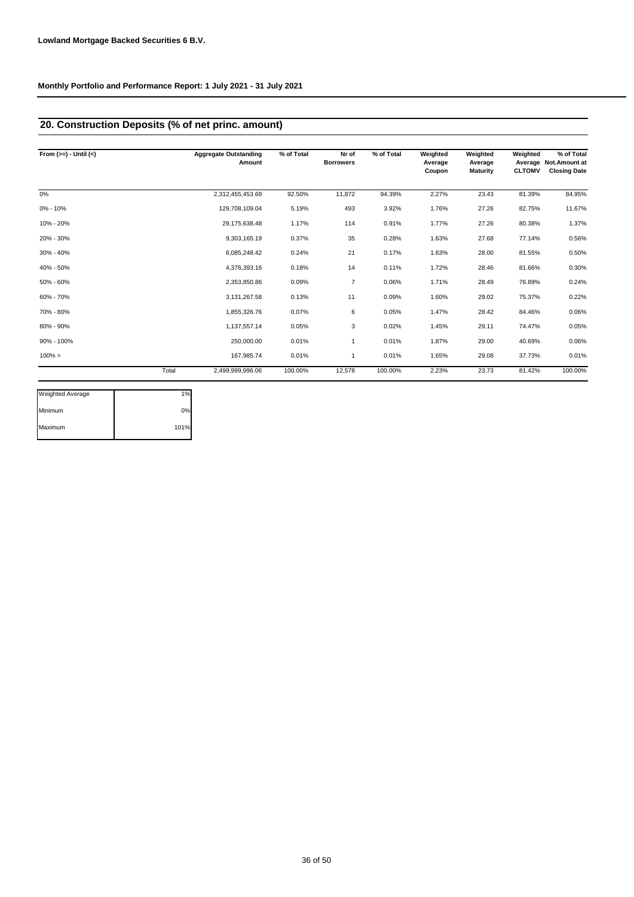**Lowland Mortgage Backed Securities 6 B.V.**

**Monthly Portfolio and Performance Report: 1 July 2021 - 31 July 2021**

## 20. Construction Deposits (% of net princ. amount)

| From (>=) - Until (<) | | Aggregate Outstanding Amount | % of Total | Nr of Borrowers | % of Total | Weighted Average Coupon | Weighted Average Maturity | Weighted Average CLTOMV | % of Total Not.Amount at Closing Date |
|---|---|---|---|---|---|---|---|---|---|
| 0% | | 2,312,455,453.69 | 92.50% | 11,872 | 94.39% | 2.27% | 23.43 | 81.39% | 84.95% |
| 0% - 10% | | 129,708,109.04 | 5.19% | 493 | 3.92% | 1.76% | 27.26 | 82.75% | 11.67% |
| 10% - 20% | | 29,175,638.48 | 1.17% | 114 | 0.91% | 1.77% | 27.26 | 80.38% | 1.37% |
| 20% - 30% | | 9,303,165.19 | 0.37% | 35 | 0.28% | 1.63% | 27.68 | 77.14% | 0.56% |
| 30% - 40% | | 6,085,248.42 | 0.24% | 21 | 0.17% | 1.63% | 28.00 | 81.55% | 0.50% |
| 40% - 50% | | 4,376,393.16 | 0.18% | 14 | 0.11% | 1.72% | 28.46 | 81.66% | 0.30% |
| 50% - 60% | | 2,353,850.86 | 0.09% | 7 | 0.06% | 1.71% | 28.49 | 76.89% | 0.24% |
| 60% - 70% | | 3,131,267.58 | 0.13% | 11 | 0.09% | 1.60% | 29.02 | 75.37% | 0.22% |
| 70% - 80% | | 1,855,326.76 | 0.07% | 6 | 0.05% | 1.47% | 28.42 | 84.46% | 0.06% |
| 80% - 90% | | 1,137,557.14 | 0.05% | 3 | 0.02% | 1.45% | 29.11 | 74.47% | 0.05% |
| 90% - 100% | | 250,000.00 | 0.01% | 1 | 0.01% | 1.87% | 29.00 | 40.69% | 0.06% |
| 100% > | | 167,985.74 | 0.01% | 1 | 0.01% | 1.65% | 29.08 | 37.73% | 0.01% |
| | Total | 2,499,999,996.06 | 100.00% | 12,578 | 100.00% | 2.23% | 23.73 | 81.42% | 100.00% |

| | |
|---|---|
| Weighted Average | 1% |
| Minimum | 0% |
| Maximum | 101% |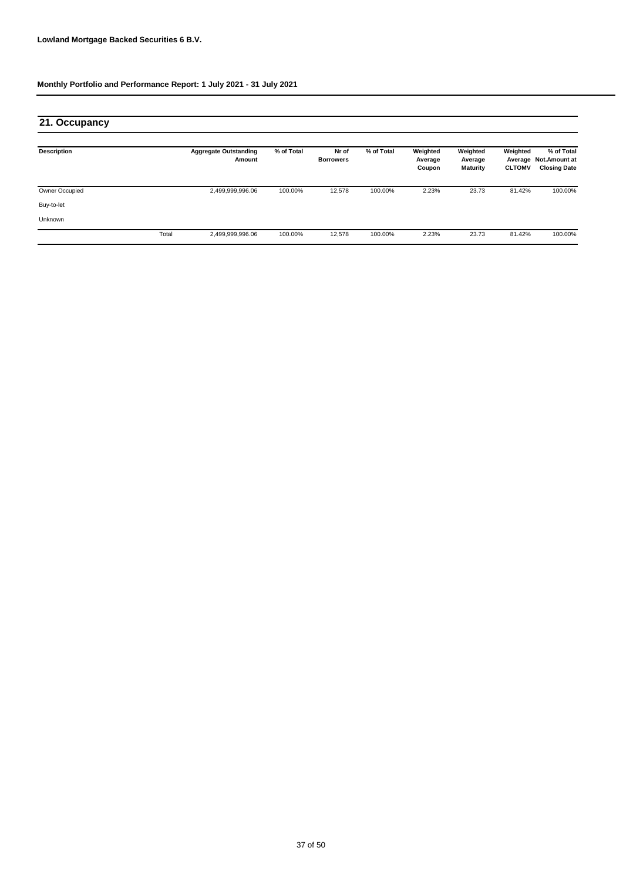**Lowland Mortgage Backed Securities 6 B.V.**

**Monthly Portfolio and Performance Report: 1 July 2021 - 31 July 2021**

## 21. Occupancy

| Description | | Aggregate Outstanding Amount | % of Total | Nr of Borrowers | % of Total | Weighted Average Coupon | Weighted Average Maturity | Weighted Average CLTOMV | % of Total Not.Amount at Closing Date |
|---|---|---|---|---|---|---|---|---|---|
| Owner Occupied | | 2,499,999,996.06 | 100.00% | 12,578 | 100.00% | 2.23% | 23.73 | 81.42% | 100.00% |
| Buy-to-let | | | | | | | | | |
| Unknown | | | | | | | | | |
| | Total | 2,499,999,996.06 | 100.00% | 12,578 | 100.00% | 2.23% | 23.73 | 81.42% | 100.00% |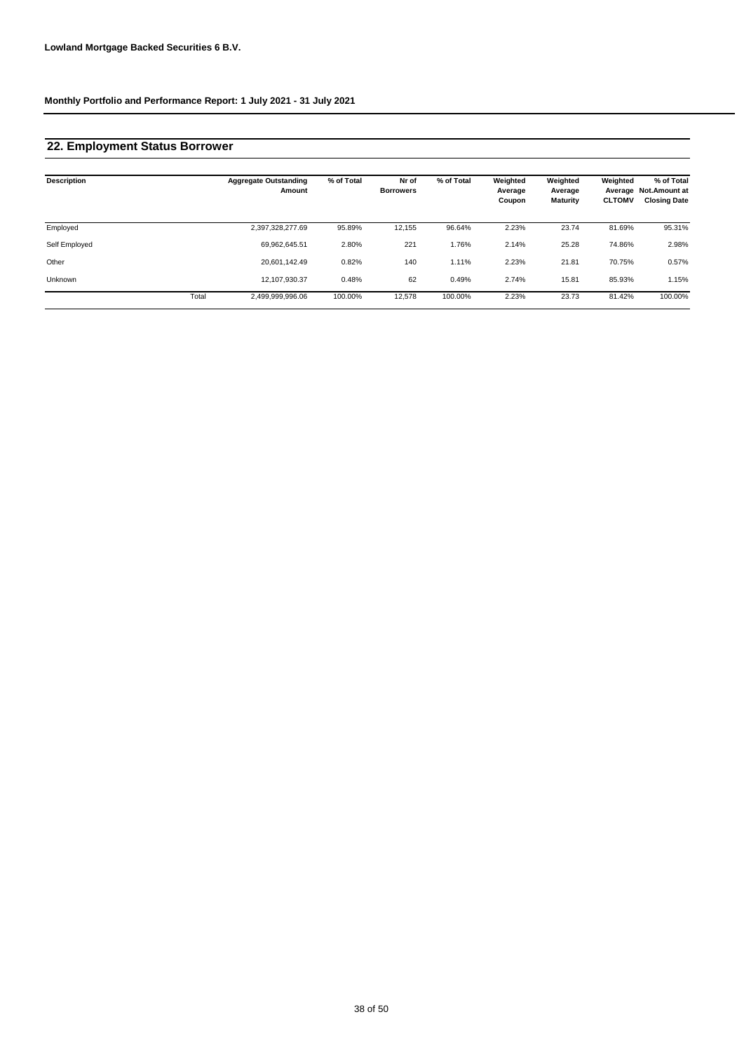**Lowland Mortgage Backed Securities 6 B.V.**

**Monthly Portfolio and Performance Report: 1 July 2021 - 31 July 2021**

## 22. Employment Status Borrower

| Description | | Aggregate Outstanding Amount | % of Total | Nr of Borrowers | % of Total | Weighted Average Coupon | Weighted Average Maturity | Weighted Average CLTOMV | % of Total Not.Amount at Closing Date |
|---|---|---|---|---|---|---|---|---|---|
| Employed | | 2,397,328,277.69 | 95.89% | 12,155 | 96.64% | 2.23% | 23.74 | 81.69% | 95.31% |
| Self Employed | | 69,962,645.51 | 2.80% | 221 | 1.76% | 2.14% | 25.28 | 74.86% | 2.98% |
| Other | | 20,601,142.49 | 0.82% | 140 | 1.11% | 2.23% | 21.81 | 70.75% | 0.57% |
| Unknown | | 12,107,930.37 | 0.48% | 62 | 0.49% | 2.74% | 15.81 | 85.93% | 1.15% |
| | Total | 2,499,999,996.06 | 100.00% | 12,578 | 100.00% | 2.23% | 23.73 | 81.42% | 100.00% |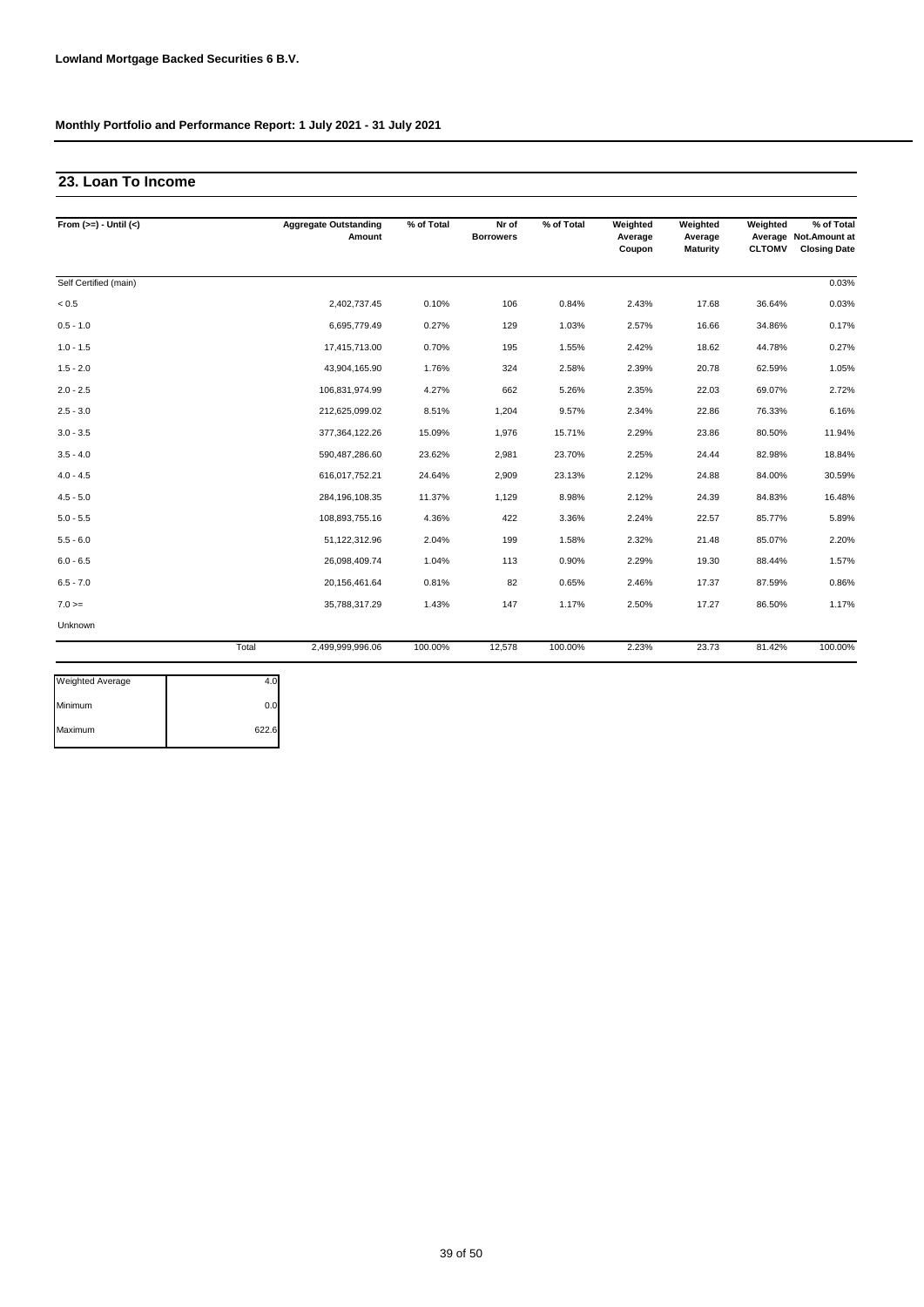**Lowland Mortgage Backed Securities 6 B.V.**

**Monthly Portfolio and Performance Report: 1 July 2021 - 31 July 2021**

## 23. Loan To Income

| From (>=) - Until (<) | Aggregate Outstanding Amount | % of Total | Nr of Borrowers | % of Total | Weighted Average Coupon | Weighted Average Maturity | Weighted Average CLTOMV | % of Total Not.Amount at Closing Date |
|---|---|---|---|---|---|---|---|---|
| Self Certified (main) | | | | | | | | 0.03% |
| < 0.5 | 2,402,737.45 | 0.10% | 106 | 0.84% | 2.43% | 17.68 | 36.64% | 0.03% |
| 0.5 - 1.0 | 6,695,779.49 | 0.27% | 129 | 1.03% | 2.57% | 16.66 | 34.86% | 0.17% |
| 1.0 - 1.5 | 17,415,713.00 | 0.70% | 195 | 1.55% | 2.42% | 18.62 | 44.78% | 0.27% |
| 1.5 - 2.0 | 43,904,165.90 | 1.76% | 324 | 2.58% | 2.39% | 20.78 | 62.59% | 1.05% |
| 2.0 - 2.5 | 106,831,974.99 | 4.27% | 662 | 5.26% | 2.35% | 22.03 | 69.07% | 2.72% |
| 2.5 - 3.0 | 212,625,099.02 | 8.51% | 1,204 | 9.57% | 2.34% | 22.86 | 76.33% | 6.16% |
| 3.0 - 3.5 | 377,364,122.26 | 15.09% | 1,976 | 15.71% | 2.29% | 23.86 | 80.50% | 11.94% |
| 3.5 - 4.0 | 590,487,286.60 | 23.62% | 2,981 | 23.70% | 2.25% | 24.44 | 82.98% | 18.84% |
| 4.0 - 4.5 | 616,017,752.21 | 24.64% | 2,909 | 23.13% | 2.12% | 24.88 | 84.00% | 30.59% |
| 4.5 - 5.0 | 284,196,108.35 | 11.37% | 1,129 | 8.98% | 2.12% | 24.39 | 84.83% | 16.48% |
| 5.0 - 5.5 | 108,893,755.16 | 4.36% | 422 | 3.36% | 2.24% | 22.57 | 85.77% | 5.89% |
| 5.5 - 6.0 | 51,122,312.96 | 2.04% | 199 | 1.58% | 2.32% | 21.48 | 85.07% | 2.20% |
| 6.0 - 6.5 | 26,098,409.74 | 1.04% | 113 | 0.90% | 2.29% | 19.30 | 88.44% | 1.57% |
| 6.5 - 7.0 | 20,156,461.64 | 0.81% | 82 | 0.65% | 2.46% | 17.37 | 87.59% | 0.86% |
| 7.0 >= | 35,788,317.29 | 1.43% | 147 | 1.17% | 2.50% | 17.27 | 86.50% | 1.17% |
| Unknown | | | | | | | | |
| Total | 2,499,999,996.06 | 100.00% | 12,578 | 100.00% | 2.23% | 23.73 | 81.42% | 100.00% |

| | |
|---|---|
| Weighted Average | 4.0 |
| Minimum | 0.0 |
| Maximum | 622.6 |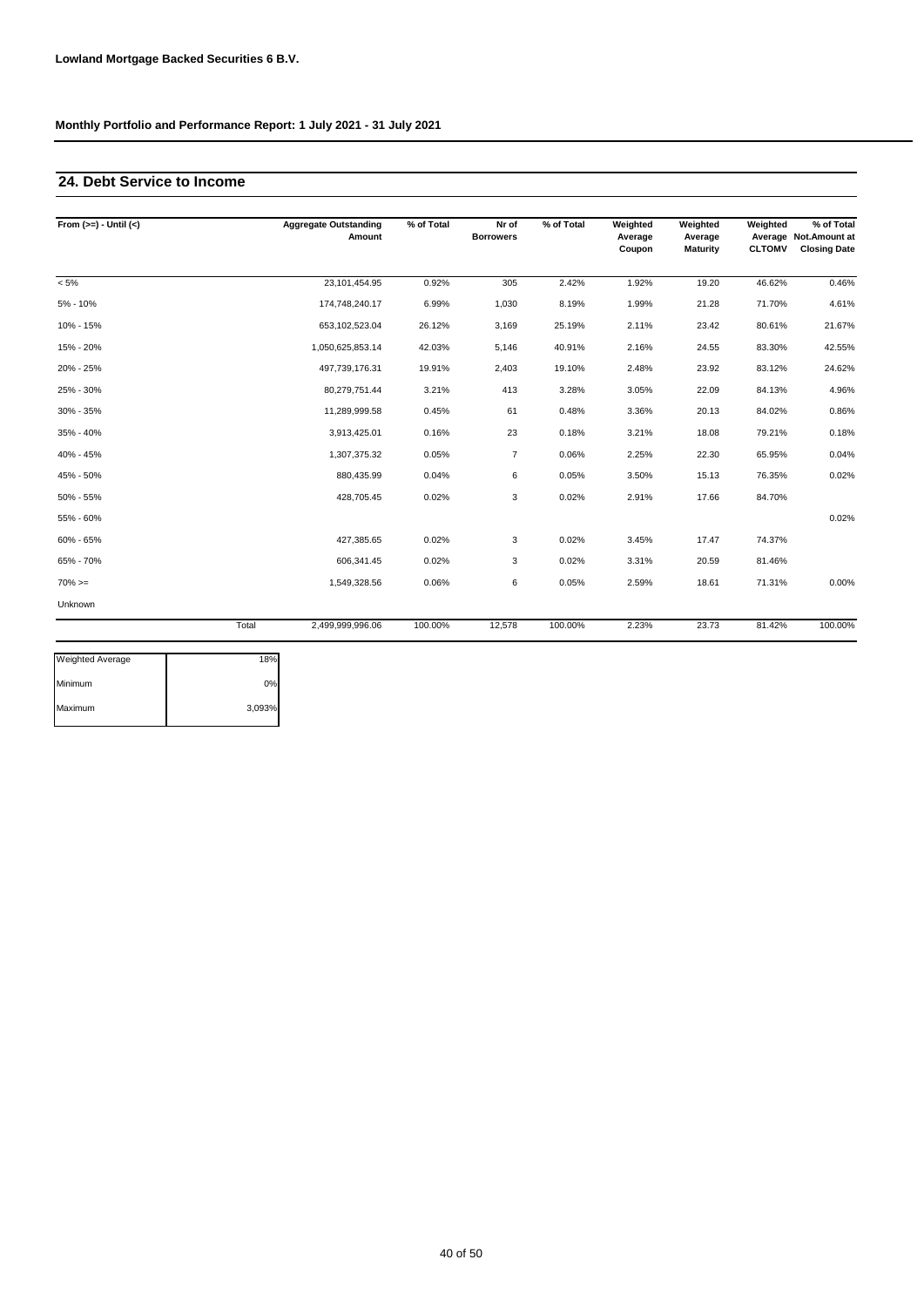**Lowland Mortgage Backed Securities 6 B.V.**

**Monthly Portfolio and Performance Report: 1 July 2021 - 31 July 2021**

## 24. Debt Service to Income

| From (>=) - Until (<) | | Aggregate Outstanding Amount | % of Total | Nr of Borrowers | % of Total | Weighted Average Coupon | Weighted Average Maturity | Weighted Average CLTOMV | % of Total Not.Amount at Closing Date |
|---|---|---|---|---|---|---|---|---|---|
| < 5% | | 23,101,454.95 | 0.92% | 305 | 2.42% | 1.92% | 19.20 | 46.62% | 0.46% |
| 5% - 10% | | 174,748,240.17 | 6.99% | 1,030 | 8.19% | 1.99% | 21.28 | 71.70% | 4.61% |
| 10% - 15% | | 653,102,523.04 | 26.12% | 3,169 | 25.19% | 2.11% | 23.42 | 80.61% | 21.67% |
| 15% - 20% | | 1,050,625,853.14 | 42.03% | 5,146 | 40.91% | 2.16% | 24.55 | 83.30% | 42.55% |
| 20% - 25% | | 497,739,176.31 | 19.91% | 2,403 | 19.10% | 2.48% | 23.92 | 83.12% | 24.62% |
| 25% - 30% | | 80,279,751.44 | 3.21% | 413 | 3.28% | 3.05% | 22.09 | 84.13% | 4.96% |
| 30% - 35% | | 11,289,999.58 | 0.45% | 61 | 0.48% | 3.36% | 20.13 | 84.02% | 0.86% |
| 35% - 40% | | 3,913,425.01 | 0.16% | 23 | 0.18% | 3.21% | 18.08 | 79.21% | 0.18% |
| 40% - 45% | | 1,307,375.32 | 0.05% | 7 | 0.06% | 2.25% | 22.30 | 65.95% | 0.04% |
| 45% - 50% | | 880,435.99 | 0.04% | 6 | 0.05% | 3.50% | 15.13 | 76.35% | 0.02% |
| 50% - 55% | | 428,705.45 | 0.02% | 3 | 0.02% | 2.91% | 17.66 | 84.70% | |
| 55% - 60% | | | | | | | | | 0.02% |
| 60% - 65% | | 427,385.65 | 0.02% | 3 | 0.02% | 3.45% | 17.47 | 74.37% | |
| 65% - 70% | | 606,341.45 | 0.02% | 3 | 0.02% | 3.31% | 20.59 | 81.46% | |
| 70% >= | | 1,549,328.56 | 0.06% | 6 | 0.05% | 2.59% | 18.61 | 71.31% | 0.00% |
| Unknown | | | | | | | | | |
| | Total | 2,499,999,996.06 | 100.00% | 12,578 | 100.00% | 2.23% | 23.73 | 81.42% | 100.00% |

| | |
|---|---|
| Weighted Average | 18% |
| Minimum | 0% |
| Maximum | 3,093% |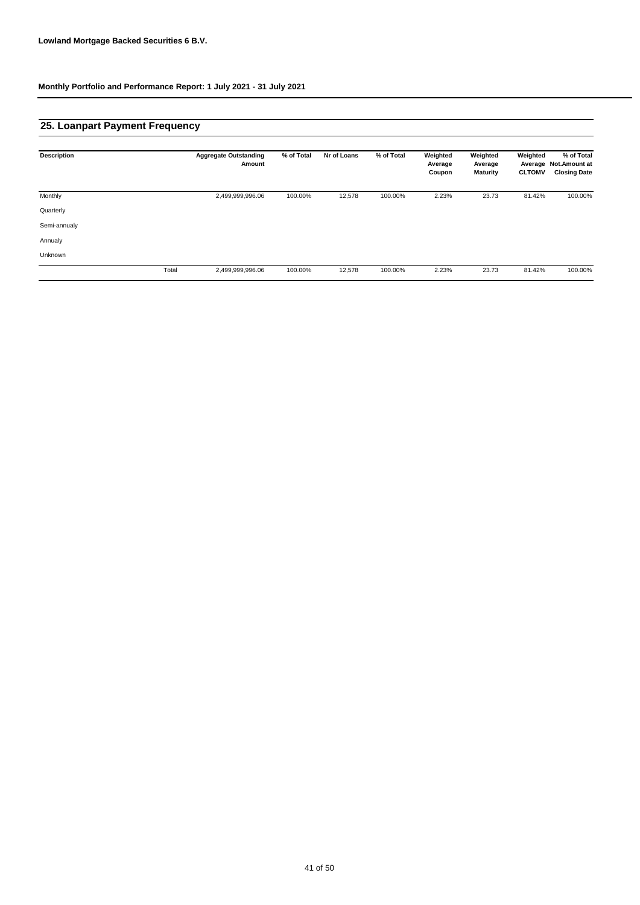**Lowland Mortgage Backed Securities 6 B.V.**

**Monthly Portfolio and Performance Report: 1 July 2021 - 31 July 2021**

## 25. Loanpart Payment Frequency

| Description | | Aggregate Outstanding Amount | % of Total | Nr of Loans | % of Total | Weighted Average Coupon | Weighted Average Maturity | Weighted Average CLTOMV | % of Total Not.Amount at Closing Date |
|---|---|---|---|---|---|---|---|---|---|
| Monthly | | 2,499,999,996.06 | 100.00% | 12,578 | 100.00% | 2.23% | 23.73 | 81.42% | 100.00% |
| Quarterly | | | | | | | | | |
| Semi-annualy | | | | | | | | | |
| Annualy | | | | | | | | | |
| Unknown | | | | | | | | | |
| | Total | 2,499,999,996.06 | 100.00% | 12,578 | 100.00% | 2.23% | 23.73 | 81.42% | 100.00% |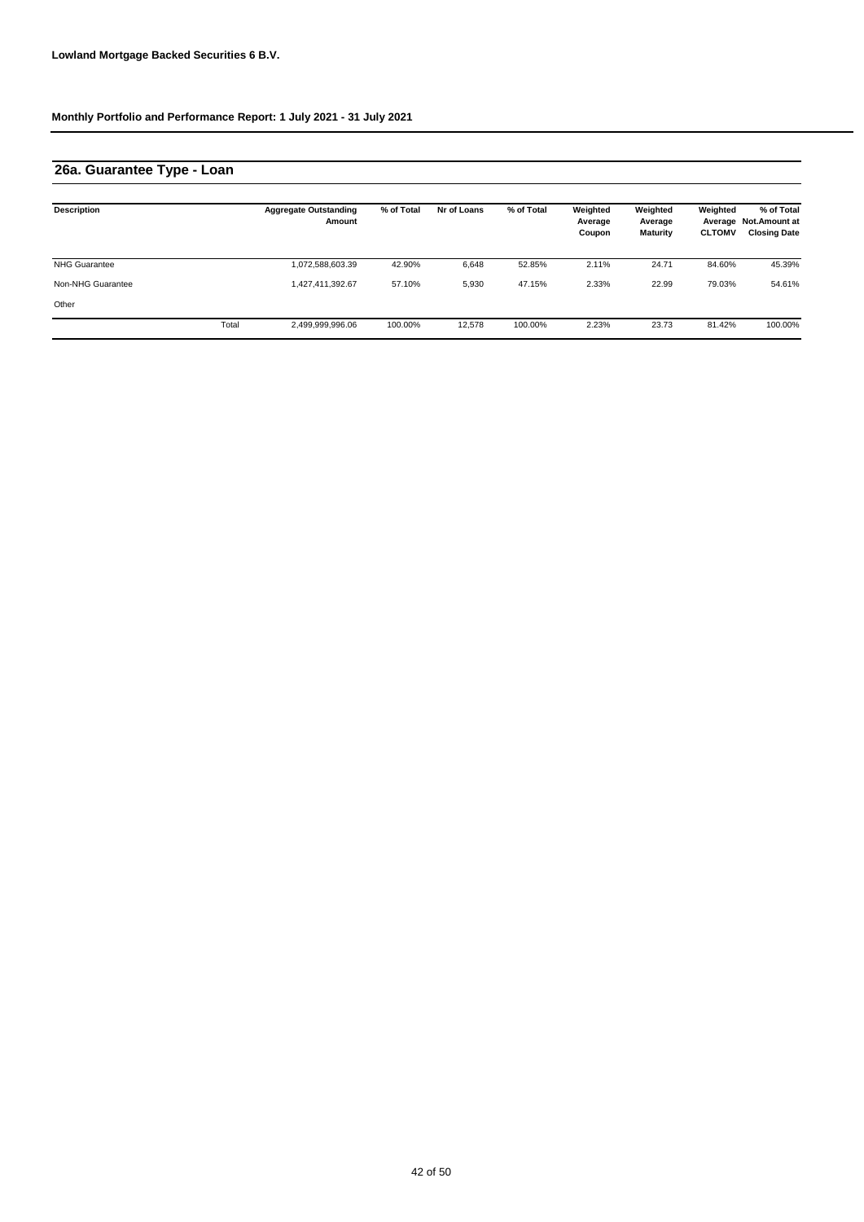**Lowland Mortgage Backed Securities 6 B.V.**

**Monthly Portfolio and Performance Report: 1 July 2021 - 31 July 2021**

## 26a. Guarantee Type - Loan

| Description | | Aggregate Outstanding Amount | % of Total | Nr of Loans | % of Total | Weighted Average Coupon | Weighted Average Maturity | Weighted Average CLTOMV | % of Total Not.Amount at Closing Date |
|---|---|---|---|---|---|---|---|---|---|
| NHG Guarantee | | 1,072,588,603.39 | 42.90% | 6,648 | 52.85% | 2.11% | 24.71 | 84.60% | 45.39% |
| Non-NHG Guarantee | | 1,427,411,392.67 | 57.10% | 5,930 | 47.15% | 2.33% | 22.99 | 79.03% | 54.61% |
| Other | | | | | | | | | |
| | Total | 2,499,999,996.06 | 100.00% | 12,578 | 100.00% | 2.23% | 23.73 | 81.42% | 100.00% |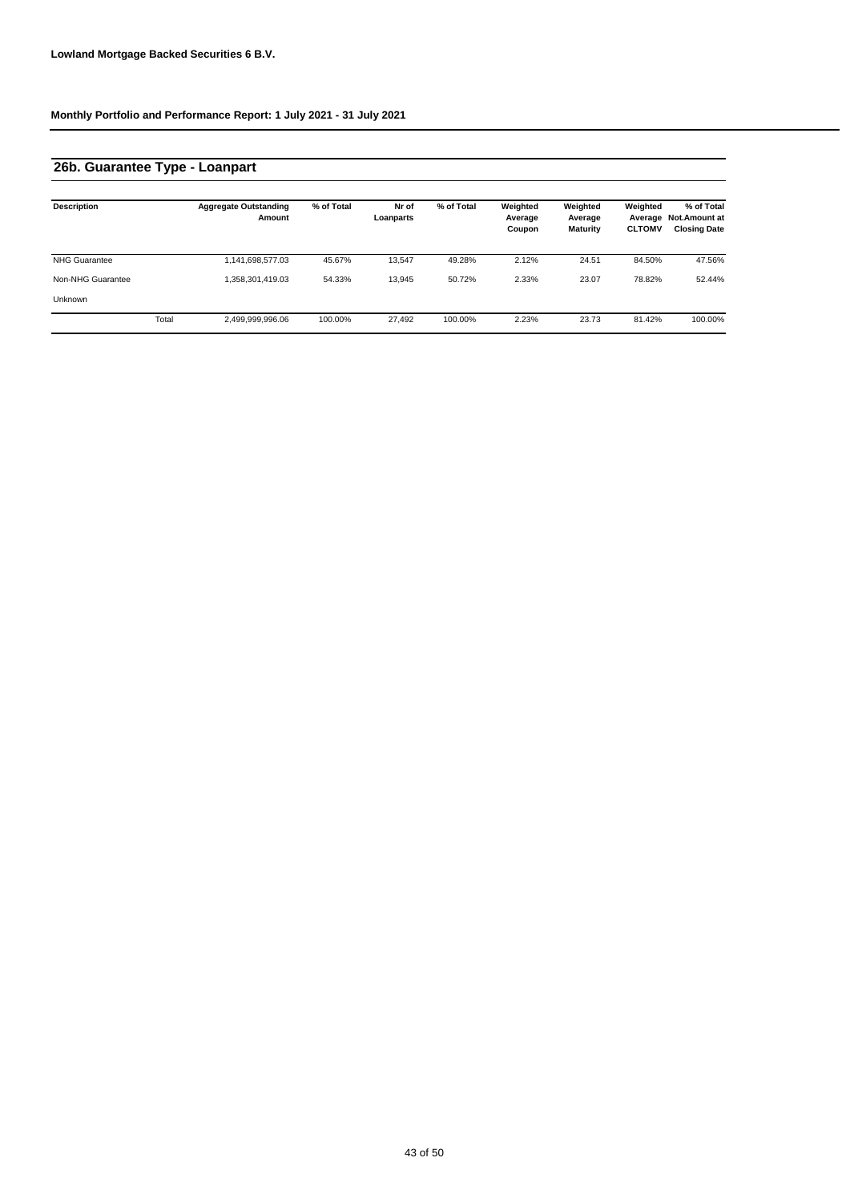**Lowland Mortgage Backed Securities 6 B.V.**

**Monthly Portfolio and Performance Report: 1 July 2021 - 31 July 2021**

## 26b. Guarantee Type - Loanpart

| Description | | Aggregate Outstanding Amount | % of Total | Nr of Loanparts | % of Total | Weighted Average Coupon | Weighted Average Maturity | Weighted Average CLTOMV | % of Total Not.Amount at Closing Date |
|---|---|---|---|---|---|---|---|---|---|
| NHG Guarantee | | 1,141,698,577.03 | 45.67% | 13,547 | 49.28% | 2.12% | 24.51 | 84.50% | 47.56% |
| Non-NHG Guarantee | | 1,358,301,419.03 | 54.33% | 13,945 | 50.72% | 2.33% | 23.07 | 78.82% | 52.44% |
| Unknown | | | | | | | | | |
| | Total | 2,499,999,996.06 | 100.00% | 27,492 | 100.00% | 2.23% | 23.73 | 81.42% | 100.00% |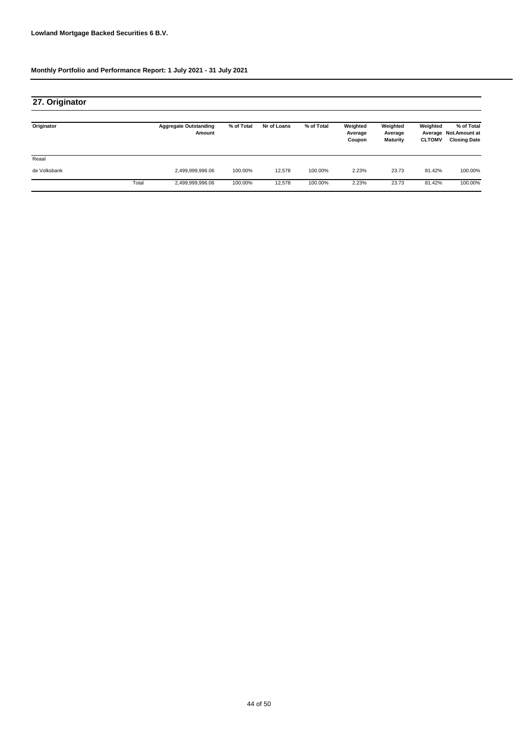**Lowland Mortgage Backed Securities 6 B.V.**

**Monthly Portfolio and Performance Report: 1 July 2021 - 31 July 2021**

## 27. Originator

| Originator | | Aggregate Outstanding Amount | % of Total | Nr of Loans | % of Total | Weighted Average Coupon | Weighted Average Maturity | Weighted Average CLTOMV | % of Total Not.Amount at Closing Date |
|---|---|---|---|---|---|---|---|---|---|
| Reaal | | | | | | | | | |
| de Volksbank | | 2,499,999,996.06 | 100.00% | 12,578 | 100.00% | 2.23% | 23.73 | 81.42% | 100.00% |
| | Total | 2,499,999,996.06 | 100.00% | 12,578 | 100.00% | 2.23% | 23.73 | 81.42% | 100.00% |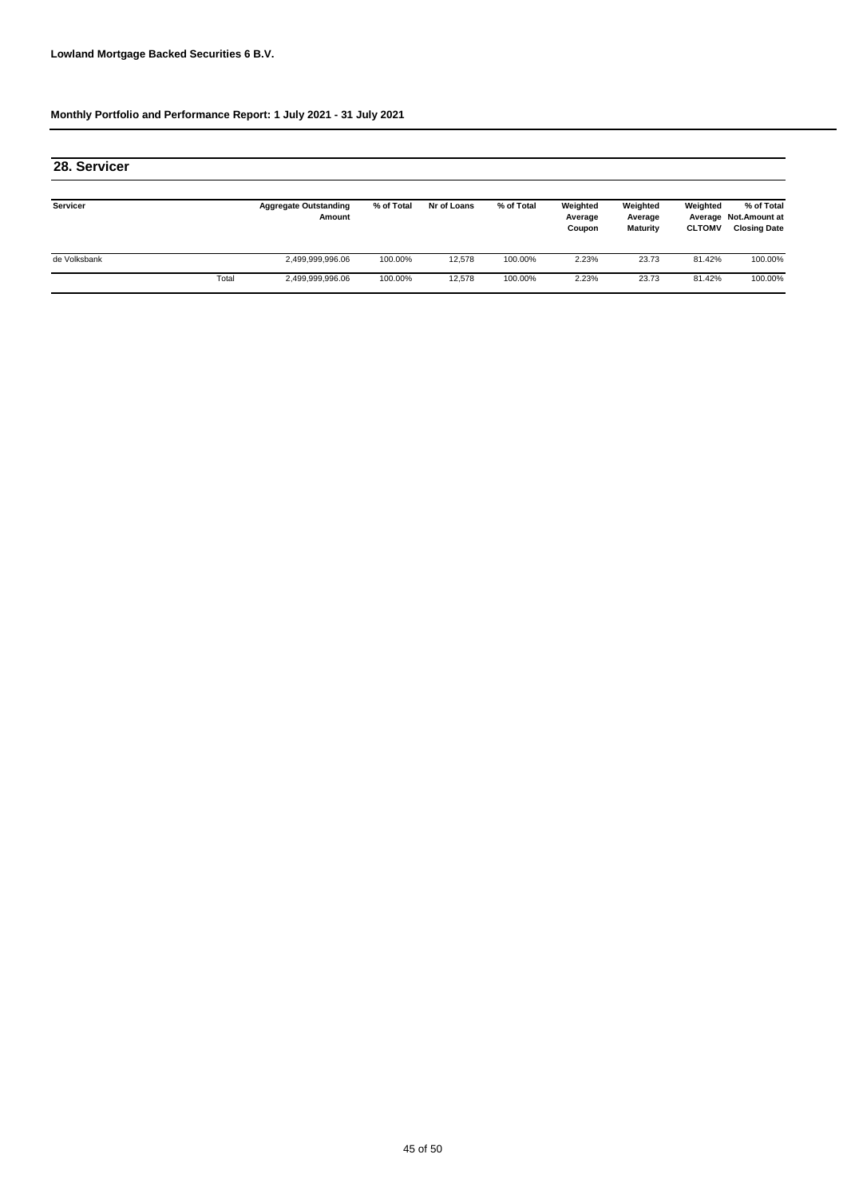**Lowland Mortgage Backed Securities 6 B.V.**

**Monthly Portfolio and Performance Report: 1 July 2021 - 31 July 2021**

## 28. Servicer

| Servicer | | Aggregate Outstanding Amount | % of Total | Nr of Loans | % of Total | Weighted Average Coupon | Weighted Average Maturity | Weighted Average CLTOMV | % of Total Not.Amount at Closing Date |
|---|---|---|---|---|---|---|---|---|---|
| de Volksbank | | 2,499,999,996.06 | 100.00% | 12,578 | 100.00% | 2.23% | 23.73 | 81.42% | 100.00% |
| | Total | 2,499,999,996.06 | 100.00% | 12,578 | 100.00% | 2.23% | 23.73 | 81.42% | 100.00% |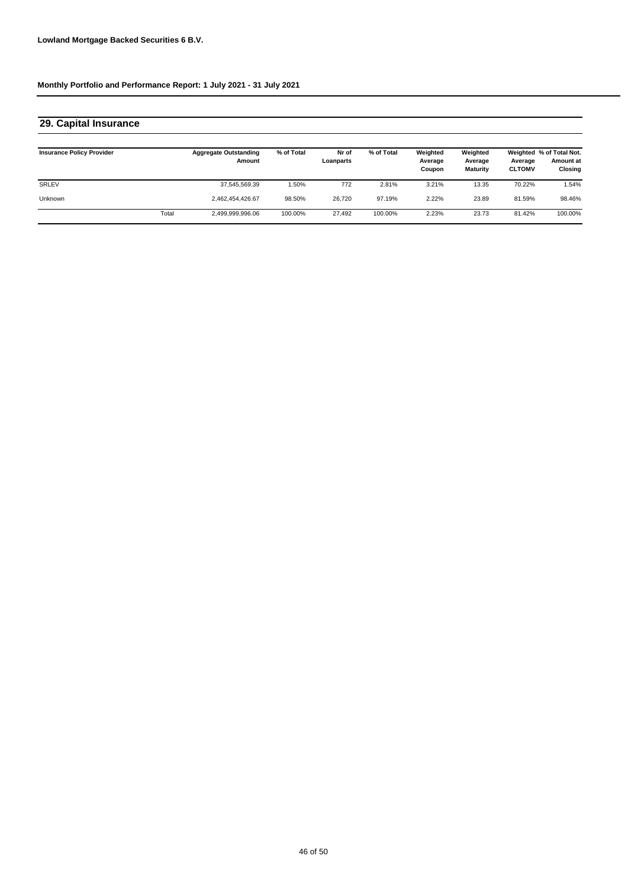Lowland Mortgage Backed Securities 6 B.V.

Monthly Portfolio and Performance Report: 1 July 2021 - 31 July 2021

## 29. Capital Insurance

| Insurance Policy Provider | | Aggregate Outstanding Amount | % of Total | Nr of Loanparts | % of Total | Weighted Average Coupon | Weighted Average Maturity | Weighted Average CLTOMV | % of Total Not. Amount at Closing |
|---|---|---|---|---|---|---|---|---|---|
| SRLEV | | 37,545,569.39 | 1.50% | 772 | 2.81% | 3.21% | 13.35 | 70.22% | 1.54% |
| Unknown | | 2,462,454,426.67 | 98.50% | 26,720 | 97.19% | 2.22% | 23.89 | 81.59% | 98.46% |
| | Total | 2,499,999,996.06 | 100.00% | 27,492 | 100.00% | 2.23% | 23.73 | 81.42% | 100.00% |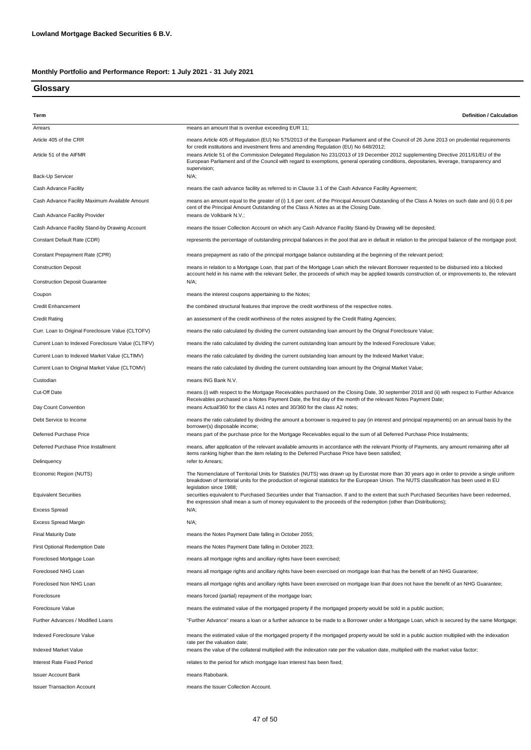**Lowland Mortgage Backed Securities 6 B.V.**

**Monthly Portfolio and Performance Report: 1 July 2021 - 31 July 2021**

## Glossary

| Term | Definition / Calculation |
|---|---|
| Arrears | means an amount that is overdue exceeding EUR 11; |
| Article 405 of the CRR | means Article 405 of Regulation (EU) No 575/2013 of the European Parliament and of the Council of 26 June 2013 on prudential requirements for credit institutions and investment firms and amending Regulation (EU) No 648/2012; |
| Article 51 of the AIFMR | means Article 51 of the Commission Delegated Regulation No 231/2013 of 19 December 2012 supplementing Directive 2011/61/EU of the European Parliament and of the Council with regard to exemptions, general operating conditions, depositaries, leverage, transparency and supervision; |
| Back-Up Servicer | N/A; |
| Cash Advance Facility | means the cash advance facility as referred to in Clause 3.1 of the Cash Advance Facility Agreement; |
| Cash Advance Facility Maximum Available Amount | means an amount equal to the greater of (i) 1.6 per cent. of the Principal Amount Outstanding of the Class A Notes on such date and (ii) 0.6 per cent of the Principal Amount Outstanding of the Class A Notes as at the Closing Date. |
| Cash Advance Facility Provider | means de Volkbank N.V.; |
| Cash Advance Facility Stand-by Drawing Account | means the Issuer Collection Account on which any Cash Advance Facility Stand-by Drawing will be deposited; |
| Constant Default Rate (CDR) | represents the percentage of outstanding principal balances in the pool that are in default in relation to the principal balance of the mortgage pool; |
| Constant Prepayment Rate (CPR) | means prepayment as ratio of the principal mortgage balance outstanding at the beginning of the relevant period; |
| Construction Deposit | means in relation to a Mortgage Loan, that part of the Mortgage Loan which the relevant Borrower requested to be disbursed into a blocked account held in his name with the relevant Seller, the proceeds of which may be applied towards construction of, or improvements to, the relevant |
| Construction Deposit Guarantee | N/A; |
| Coupon | means the interest coupons appertaining to the Notes; |
| Credit Enhancement | the combined structural features that improve the credit worthiness of the respective notes. |
| Credit Rating | an assessment of the credit worthiness of the notes assigned by the Credit Rating Agencies; |
| Curr. Loan to Original Foreclosure Value (CLTOFV) | means the ratio calculated by dividing the current outstanding loan amount by the Orignal Foreclosure Value; |
| Current Loan to Indexed Foreclosure Value (CLTIFV) | means the ratio calculated by dividing the current outstanding loan amount by the Indexed Foreclosure Value; |
| Current Loan to Indexed Market Value (CLTIMV) | means the ratio calculated by dividing the current outstanding loan amount by the Indexed Market Value; |
| Current Loan to Original Market Value (CLTOMV) | means the ratio calculated by dividing the current outstanding loan amount by the Original Market Value; |
| Custodian | means ING Bank N.V. |
| Cut-Off Date | means (i) with respect to the Mortgage Receivables purchased on the Closing Date, 30 september 2018 and (ii) with respect to Further Advance Receivables purchased on a Notes Payment Date, the first day of the month of the relevant Notes Payment Date; |
| Day Count Convention | means Actual/360 for the class A1 notes and 30/360 for the class A2 notes; |
| Debt Service to Income | means the ratio calculated by dividing the amount a borrower is required to pay (in interest and principal repayments) on an annual basis by the borrower(s) disposable income; |
| Deferred Purchase Price | means part of the purchase price for the Mortgage Receivables equal to the sum of all Deferred Purchase Price Instalments; |
| Deferred Purchase Price Installment | means, after application of the relevant available amounts in accordance with the relevant Priority of Payments, any amount remaining after all items ranking higher than the item relating to the Deferred Purchase Price have been satisfied; |
| Delinquency | refer to Arrears; |
| Economic Region (NUTS) | The Nomenclature of Territorial Units for Statistics (NUTS) was drawn up by Eurostat more than 30 years ago in order to provide a single uniform breakdown of territorial units for the production of regional statistics for the European Union. The NUTS classification has been used in EU legislation since 1988; |
| Equivalent Securities | securities equivalent to Purchased Securities under that Transaction. If and to the extent that such Purchased Securities have been redeemed, the expression shall mean a sum of money equivalent to the proceeds of the redemption (other than Distributions); |
| Excess Spread | N/A; |
| Excess Spread Margin | N/A; |
| Final Maturity Date | means the Notes Payment Date falling in October 2055; |
| First Optional Redemption Date | means the Notes Payment Date falling in October 2023; |
| Foreclosed Mortgage Loan | means all mortgage rights and ancillary rights have been exercised; |
| Foreclosed NHG Loan | means all mortgage rights and ancillary rights have been exercised on mortgage loan that has the benefit of an NHG Guarantee; |
| Foreclosed Non NHG Loan | means all mortgage rights and ancillary rights have been exercised on mortgage loan that does not have the benefit of an NHG Guarantee; |
| Foreclosure | means forced (partial) repayment of the mortgage loan; |
| Foreclosure Value | means the estimated value of the mortgaged property if the mortgaged property would be sold in a public auction; |
| Further Advances / Modified Loans | "Further Advance" means a loan or a further advance to be made to a Borrower under a Mortgage Loan, which is secured by the same Mortgage; |
| Indexed Foreclosure Value | means the estimated value of the mortgaged property if the mortgaged property would be sold in a public auction multiplied with the indexation rate per the valuation date; |
| Indexed Market Value | means the value of the collateral multiplied with the indexation rate per the valuation date, multiplied with the market value factor; |
| Interest Rate Fixed Period | relates to the period for which mortgage loan interest has been fixed; |
| Issuer Account Bank | means Rabobank. |
| Issuer Transaction Account | means the Issuer Collection Account. |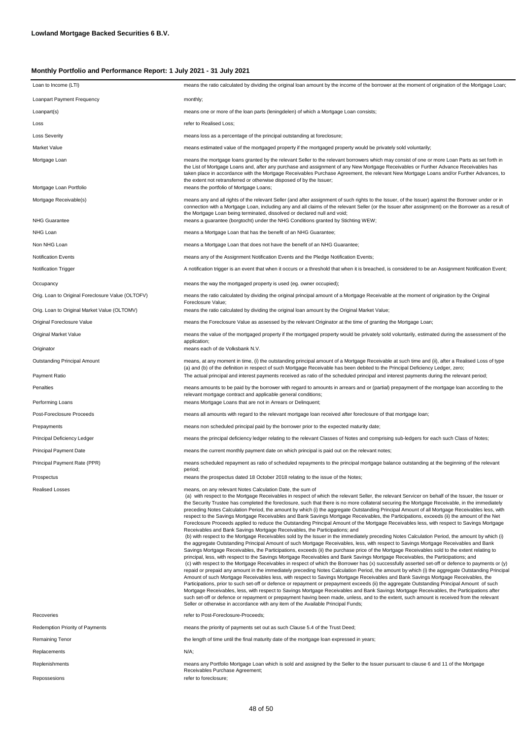**Lowland Mortgage Backed Securities 6 B.V.**

**Monthly Portfolio and Performance Report: 1 July 2021 - 31 July 2021**

| | |
|---|---|
| Loan to Income (LTI) | means the ratio calculated by dividing the original loan amount by the income of the borrower at the moment of origination of the Mortgage Loan; |
| Loanpart Payment Frequency | monthly; |
| Loanpart(s) | means one or more of the loan parts (leningdelen) of which a Mortgage Loan consists; |
| Loss | refer to Realised Loss; |
| Loss Severity | means loss as a percentage of the principal outstanding at foreclosure; |
| Market Value | means estimated value of the mortgaged property if the mortgaged property would be privately sold voluntarily; |
| Mortgage Loan | means the mortgage loans granted by the relevant Seller to the relevant borrowers which may consist of one or more Loan Parts as set forth in the List of Mortgage Loans and, after any purchase and assignment of any New Mortgage Receivables or Further Advance Receivables has taken place in accordance with the Mortgage Receivables Purchase Agreement, the relevant New Mortgage Loans and/or Further Advances, to the extent not retransferred or otherwise disposed of by the Issuer; |
| Mortgage Loan Portfolio | means the portfolio of Mortgage Loans; |
| Mortgage Receivable(s) | means any and all rights of the relevant Seller (and after assignment of such rights to the Issuer, of the Issuer) against the Borrower under or in connection with a Mortgage Loan, including any and all claims of the relevant Seller (or the Issuer after assignment) on the Borrower as a result of the Mortgage Loan being terminated, dissolved or declared null and void; |
| NHG Guarantee | means a guarantee (borgtocht) under the NHG Conditions granted by Stichting WEW; |
| NHG Loan | means a Mortgage Loan that has the benefit of an NHG Guarantee; |
| Non NHG Loan | means a Mortgage Loan that does not have the benefit of an NHG Guarantee; |
| Notification Events | means any of the Assignment Notification Events and the Pledge Notification Events; |
| Notification Trigger | A notification trigger is an event that when it occurs or a threshold that when it is breached, is considered to be an Assignment Notification Event; |
| Occupancy | means the way the mortgaged property is used (eg. owner occupied); |
| Orig. Loan to Original Foreclosure Value (OLTOFV) | means the ratio calculated by dividing the original principal amount of a Mortgage Receivable at the moment of origination by the Original Foreclosure Value; |
| Orig. Loan to Original Market Value (OLTOMV) | means the ratio calculated by dividing the original loan amount by the Original Market Value; |
| Original Foreclosure Value | means the Foreclosure Value as assessed by the relevant Originator at the time of granting the Mortgage Loan; |
| Original Market Value | means the value of the mortgaged property if the mortgaged property would be privately sold voluntarily, estimated during the assessment of the application; |
| Originator | means each of de Volksbank N.V. |
| Outstanding Principal Amount | means, at any moment in time, (i) the outstanding principal amount of a Mortgage Receivable at such time and (ii), after a Realised Loss of type (a) and (b) of the definition in respect of such Mortgage Receivable has been debited to the Principal Deficiency Ledger, zero; |
| Payment Ratio | The actual principal and interest payments received as ratio of the scheduled principal and interest payments during the relevant period; |
| Penalties | means amounts to be paid by the borrower with regard to amounts in arrears and or (partial) prepayment of the mortgage loan according to the relevant mortgage contract and applicable general conditions; |
| Performing Loans | means Mortgage Loans that are not in Arrears or Delinquent; |
| Post-Foreclosure Proceeds | means all amounts with regard to the relevant mortgage loan received after foreclosure of that mortgage loan; |
| Prepayments | means non scheduled principal paid by the borrower prior to the expected maturity date; |
| Principal Deficiency Ledger | means the principal deficiency ledger relating to the relevant Classes of Notes and comprising sub-ledgers for each such Class of Notes; |
| Principal Payment Date | means the current monthly payment date on which principal is paid out on the relevant notes; |
| Principal Payment Rate (PPR) | means scheduled repayment as ratio of scheduled repayments to the principal mortgage balance outstanding at the beginning of the relevant period; |
| Prospectus | means the prospectus dated 18 October 2018 relating to the issue of the Notes; |
| Realised Losses | means, on any relevant Notes Calculation Date, the sum of<br>(a) with respect to the Mortgage Receivables in respect of which the relevant Seller, the relevant Servicer on behalf of the Issuer, the Issuer or the Security Trustee has completed the foreclosure, such that there is no more collateral securing the Mortgage Receivable, in the immediately preceding Notes Calculation Period, the amount by which (i) the aggregate Outstanding Principal Amount of all Mortgage Receivables less, with respect to the Savings Mortgage Receivables and Bank Savings Mortgage Receivables, the Participations, exceeds (ii) the amount of the Net Foreclosure Proceeds applied to reduce the Outstanding Principal Amount of the Mortgage Receivables less, with respect to Savings Mortgage Receivables and Bank Savings Mortgage Receivables, the Participations; and<br>(b) with respect to the Mortgage Receivables sold by the Issuer in the immediately preceding Notes Calculation Period, the amount by which (i) the aggregate Outstanding Principal Amount of such Mortgage Receivables, less, with respect to Savings Mortgage Receivables and Bank Savings Mortgage Receivables, the Participations, exceeds (ii) the purchase price of the Mortgage Receivables sold to the extent relating to principal, less, with respect to the Savings Mortgage Receivables and Bank Savings Mortgage Receivables, the Participations; and<br>(c) with respect to the Mortgage Receivables in respect of which the Borrower has (x) successfully asserted set-off or defence to payments or (y) repaid or prepaid any amount in the immediately preceding Notes Calculation Period, the amount by which (i) the aggregate Outstanding Principal Amount of such Mortgage Receivables less, with respect to Savings Mortgage Receivables and Bank Savings Mortgage Receivables, the Participations, prior to such set-off or defence or repayment or prepayment exceeds (ii) the aggregate Outstanding Principal Amount of such Mortgage Receivables, less, with respect to Savings Mortgage Receivables and Bank Savings Mortgage Receivables, the Participations after such set-off or defence or repayment or prepayment having been made, unless, and to the extent, such amount is received from the relevant Seller or otherwise in accordance with any item of the Available Principal Funds; |
| Recoveries | refer to Post-Foreclosure-Proceeds; |
| Redemption Priority of Payments | means the priority of payments set out as such Clause 5.4 of the Trust Deed; |
| Remaining Tenor | the length of time until the final maturity date of the mortgage loan expressed in years; |
| Replacements | N/A; |
| Replenishments | means any Portfolio Mortgage Loan which is sold and assigned by the Seller to the Issuer pursuant to clause 6 and 11 of the Mortgage Receivables Purchase Agreement; |
| Repossesions | refer to foreclosure; |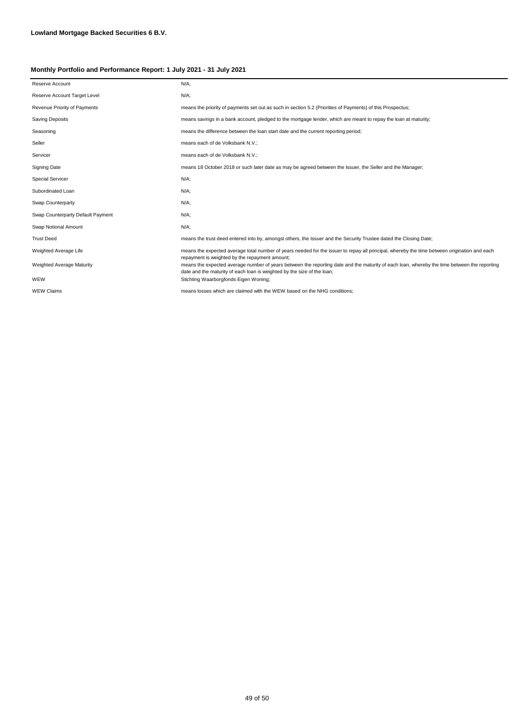**Lowland Mortgage Backed Securities 6 B.V.**

**Monthly Portfolio and Performance Report: 1 July 2021 - 31 July 2021**

| | |
|---|---|
| Reserve Account | N/A; |
| Reserve Account Target Level | N/A; |
| Revenue Priority of Payments | means the priority of payments set out as such in section 5.2 (Priorities of Payments) of this Prospectus; |
| Saving Deposits | means savings in a bank account, pledged to the mortgage lender, which are meant to repay the loan at maturity; |
| Seasoning | means the difference between the loan start date and the current reporting period; |
| Seller | means each of de Volksbank N.V.; |
| Servicer | means each of de Volksbank N.V.; |
| Signing Date | means 18 October 2018 or such later date as may be agreed between the Issuer, the Seller and the Manager; |
| Special Servicer | N/A; |
| Subordinated Loan | N/A; |
| Swap Counterparty | N/A; |
| Swap Counterparty Default Payment | N/A; |
| Swap Notional Amount | N/A; |
| Trust Deed | means the trust deed entered into by, amongst others, the Issuer and the Security Trustee dated the Closing Date; |
| Weighted Average Life | means the expected average total number of years needed for the issuer to repay all principal, whereby the time between origination and each repayment is weighted by the repayment amount; |
| Weighted Average Maturity | means the expected average number of years between the reporting date and the maturity of each loan, whereby the time between the reporting date and the maturity of each loan is weighted by the size of the loan; |
| WEW | Stichting Waarborgfonds Eigen Woning; |
| WEW Claims | means losses which are claimed with the WEW based on the NHG conditions; |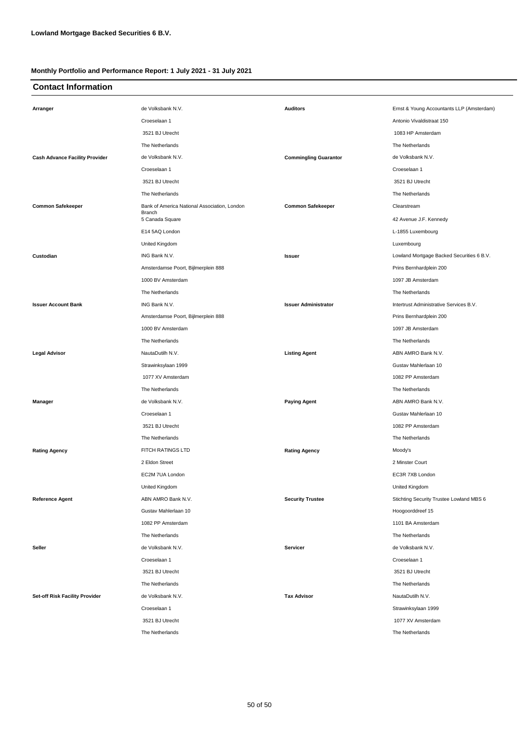**Lowland Mortgage Backed Securities 6 B.V.**

**Monthly Portfolio and Performance Report: 1 July 2021 - 31 July 2021**

## Contact Information

| | | | |
|---|---|---|---|
| **Arranger** | de Volksbank N.V. | **Auditors** | Ernst & Young Accountants LLP (Amsterdam) |
| | Croeselaan 1 | | Antonio Vivaldistraat 150 |
| | 3521 BJ Utrecht | | 1083 HP Amsterdam |
| | The Netherlands | | The Netherlands |
| **Cash Advance Facility Provider** | de Volksbank N.V. | **Commingling Guarantor** | de Volksbank N.V. |
| | Croeselaan 1 | | Croeselaan 1 |
| | 3521 BJ Utrecht | | 3521 BJ Utrecht |
| | The Netherlands | | The Netherlands |
| **Common Safekeeper** | Bank of America National Association, London Branch | **Common Safekeeper** | Clearstream |
| | 5 Canada Square | | 42 Avenue J.F. Kennedy |
| | E14 5AQ London | | L-1855 Luxembourg |
| | United Kingdom | | Luxembourg |
| **Custodian** | ING Bank N.V. | **Issuer** | Lowland Mortgage Backed Securities 6 B.V. |
| | Amsterdamse Poort, Bijlmerplein 888 | | Prins Bernhardplein 200 |
| | 1000 BV Amsterdam | | 1097 JB Amsterdam |
| | The Netherlands | | The Netherlands |
| **Issuer Account Bank** | ING Bank N.V. | **Issuer Administrator** | Intertrust Administrative Services B.V. |
| | Amsterdamse Poort, Bijlmerplein 888 | | Prins Bernhardplein 200 |
| | 1000 BV Amsterdam | | 1097 JB Amsterdam |
| | The Netherlands | | The Netherlands |
| **Legal Advisor** | NautaDutilh N.V. | **Listing Agent** | ABN AMRO Bank N.V. |
| | Strawinksylaan 1999 | | Gustav Mahlerlaan 10 |
| | 1077 XV Amsterdam | | 1082 PP Amsterdam |
| | The Netherlands | | The Netherlands |
| **Manager** | de Volksbank N.V. | **Paying Agent** | ABN AMRO Bank N.V. |
| | Croeselaan 1 | | Gustav Mahlerlaan 10 |
| | 3521 BJ Utrecht | | 1082 PP Amsterdam |
| | The Netherlands | | The Netherlands |
| **Rating Agency** | FITCH RATINGS LTD | **Rating Agency** | Moody's |
| | 2 Eldon Street | | 2 Minster Court |
| | EC2M 7UA London | | EC3R 7XB London |
| | United Kingdom | | United Kingdom |
| **Reference Agent** | ABN AMRO Bank N.V. | **Security Trustee** | Stichting Security Trustee Lowland MBS 6 |
| | Gustav Mahlerlaan 10 | | Hoogoorddreef 15 |
| | 1082 PP Amsterdam | | 1101 BA Amsterdam |
| | The Netherlands | | The Netherlands |
| **Seller** | de Volksbank N.V. | **Servicer** | de Volksbank N.V. |
| | Croeselaan 1 | | Croeselaan 1 |
| | 3521 BJ Utrecht | | 3521 BJ Utrecht |
| | The Netherlands | | The Netherlands |
| **Set-off Risk Facility Provider** | de Volksbank N.V. | **Tax Advisor** | NautaDutilh N.V. |
| | Croeselaan 1 | | Strawinksylaan 1999 |
| | 3521 BJ Utrecht | | 1077 XV Amsterdam |
| | The Netherlands | | The Netherlands |